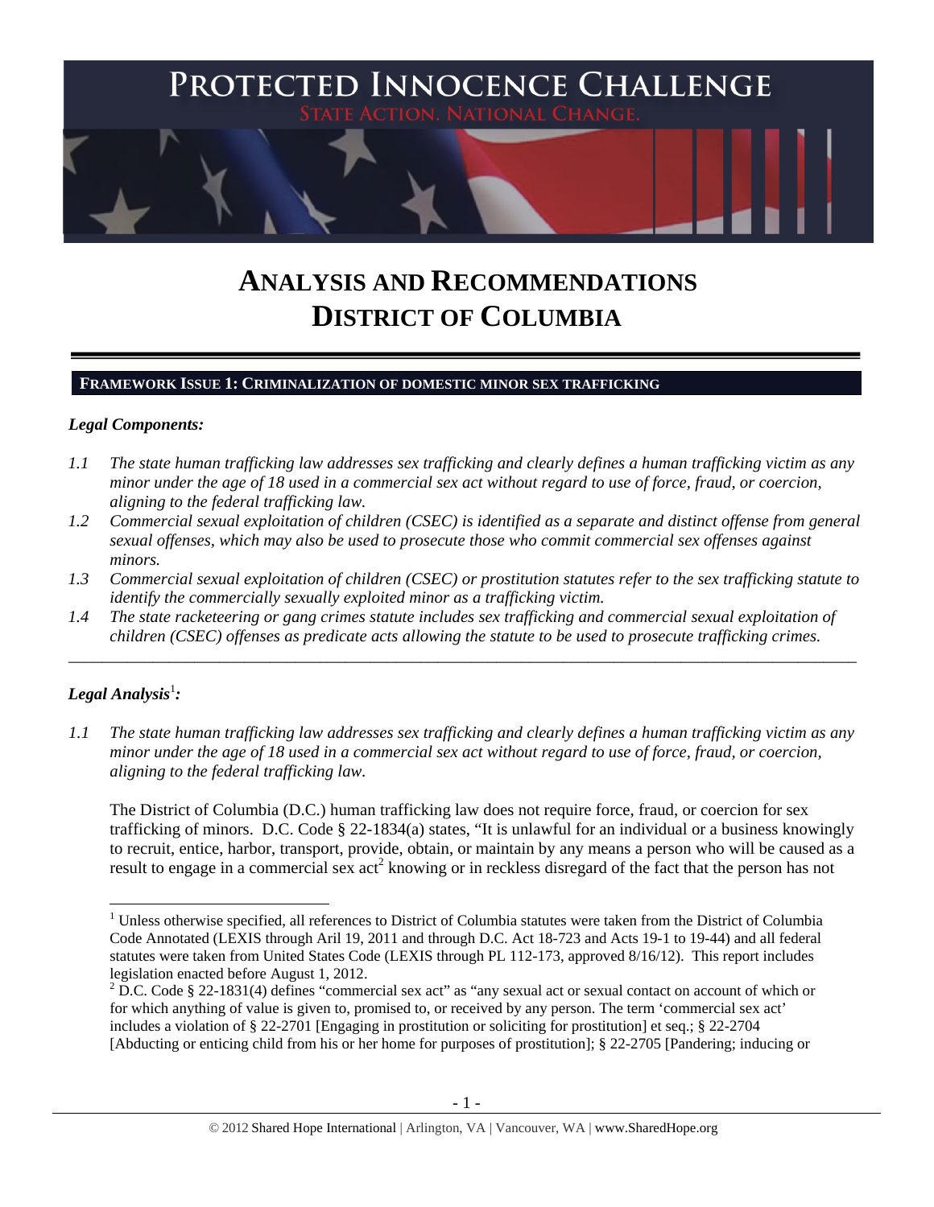# PROTECTED INNOCENCE CHALLENGE

STATE ACTION. NATIONAL CHANGE.

# ANALYSIS AND RECOMMENDATIONS
# DISTRICT OF COLUMBIA

## FRAMEWORK ISSUE 1: CRIMINALIZATION OF DOMESTIC MINOR SEX TRAFFICKING

### *Legal Components:*

*1.1 The state human trafficking law addresses sex trafficking and clearly defines a human trafficking victim as any minor under the age of 18 used in a commercial sex act without regard to use of force, fraud, or coercion, aligning to the federal trafficking law.*

*1.2 Commercial sexual exploitation of children (CSEC) is identified as a separate and distinct offense from general sexual offenses, which may also be used to prosecute those who commit commercial sex offenses against minors.*

*1.3 Commercial sexual exploitation of children (CSEC) or prostitution statutes refer to the sex trafficking statute to identify the commercially sexually exploited minor as a trafficking victim.*

*1.4 The state racketeering or gang crimes statute includes sex trafficking and commercial sexual exploitation of children (CSEC) offenses as predicate acts allowing the statute to be used to prosecute trafficking crimes.*

---

### *Legal Analysis*[1]*:*

*1.1 The state human trafficking law addresses sex trafficking and clearly defines a human trafficking victim as any minor under the age of 18 used in a commercial sex act without regard to use of force, fraud, or coercion, aligning to the federal trafficking law.*

The District of Columbia (D.C.) human trafficking law does not require force, fraud, or coercion for sex trafficking of minors. D.C. Code § 22-1834(a) states, "It is unlawful for an individual or a business knowingly to recruit, entice, harbor, transport, provide, obtain, or maintain by any means a person who will be caused as a result to engage in a commercial sex act[2] knowing or in reckless disregard of the fact that the person has not

---

[1] Unless otherwise specified, all references to District of Columbia statutes were taken from the District of Columbia Code Annotated (LEXIS through Aril 19, 2011 and through D.C. Act 18-723 and Acts 19-1 to 19-44) and all federal statutes were taken from United States Code (LEXIS through PL 112-173, approved 8/16/12). This report includes legislation enacted before August 1, 2012.

[2] D.C. Code § 22-1831(4) defines "commercial sex act" as "any sexual act or sexual contact on account of which or for which anything of value is given to, promised to, or received by any person. The term 'commercial sex act' includes a violation of § 22-2701 [Engaging in prostitution or soliciting for prostitution] et seq.; § 22-2704 [Abducting or enticing child from his or her home for purposes of prostitution]; § 22-2705 [Pandering; inducing or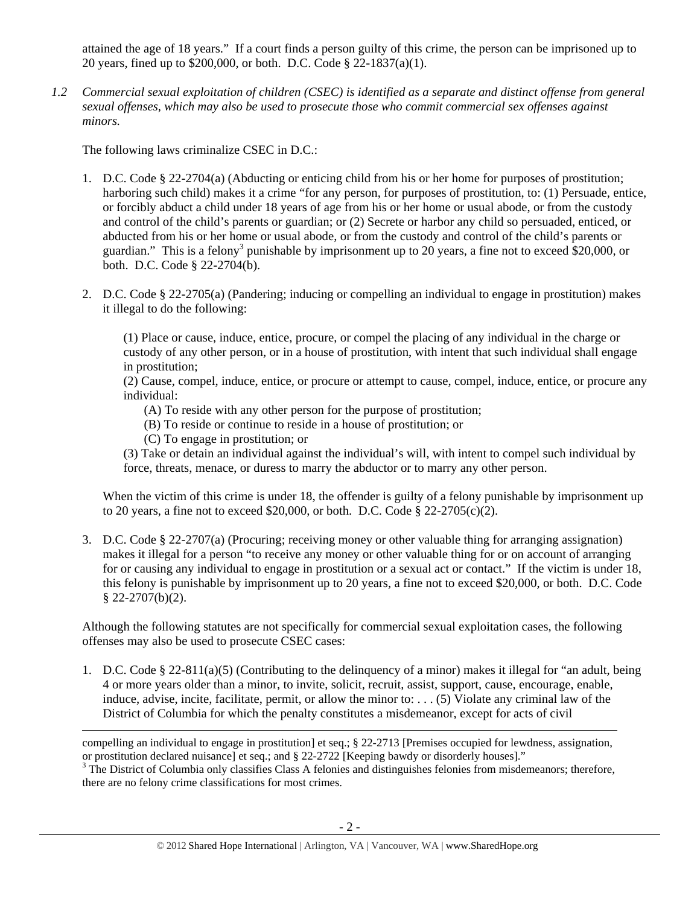attained the age of 18 years." If a court finds a person guilty of this crime, the person can be imprisoned up to 20 years, fined up to $200,000, or both. D.C. Code § 22-1837(a)(1).

*1.2 Commercial sexual exploitation of children (CSEC) is identified as a separate and distinct offense from general sexual offenses, which may also be used to prosecute those who commit commercial sex offenses against minors.*

The following laws criminalize CSEC in D.C.:

1. D.C. Code § 22-2704(a) (Abducting or enticing child from his or her home for purposes of prostitution; harboring such child) makes it a crime "for any person, for purposes of prostitution, to: (1) Persuade, entice, or forcibly abduct a child under 18 years of age from his or her home or usual abode, or from the custody and control of the child's parents or guardian; or (2) Secrete or harbor any child so persuaded, enticed, or abducted from his or her home or usual abode, or from the custody and control of the child's parents or guardian." This is a felony[3] punishable by imprisonment up to 20 years, a fine not to exceed $20,000, or both. D.C. Code § 22-2704(b).

2. D.C. Code § 22-2705(a) (Pandering; inducing or compelling an individual to engage in prostitution) makes it illegal to do the following:

   (1) Place or cause, induce, entice, procure, or compel the placing of any individual in the charge or custody of any other person, or in a house of prostitution, with intent that such individual shall engage in prostitution;
   (2) Cause, compel, induce, entice, or procure or attempt to cause, compel, induce, entice, or procure any individual:
      (A) To reside with any other person for the purpose of prostitution;
      (B) To reside or continue to reside in a house of prostitution; or
      (C) To engage in prostitution; or
   (3) Take or detain an individual against the individual's will, with intent to compel such individual by force, threats, menace, or duress to marry the abductor or to marry any other person.

   When the victim of this crime is under 18, the offender is guilty of a felony punishable by imprisonment up to 20 years, a fine not to exceed $20,000, or both. D.C. Code § 22-2705(c)(2).

3. D.C. Code § 22-2707(a) (Procuring; receiving money or other valuable thing for arranging assignation) makes it illegal for a person "to receive any money or other valuable thing for or on account of arranging for or causing any individual to engage in prostitution or a sexual act or contact." If the victim is under 18, this felony is punishable by imprisonment up to 20 years, a fine not to exceed $20,000, or both. D.C. Code § 22-2707(b)(2).

Although the following statutes are not specifically for commercial sexual exploitation cases, the following offenses may also be used to prosecute CSEC cases:

1. D.C. Code § 22-811(a)(5) (Contributing to the delinquency of a minor) makes it illegal for "an adult, being 4 or more years older than a minor, to invite, solicit, recruit, assist, support, cause, encourage, enable, induce, advise, incite, facilitate, permit, or allow the minor to: . . . (5) Violate any criminal law of the District of Columbia for which the penalty constitutes a misdemeanor, except for acts of civil

---

compelling an individual to engage in prostitution] et seq.; § 22-2713 [Premises occupied for lewdness, assignation, or prostitution declared nuisance] et seq.; and § 22-2722 [Keeping bawdy or disorderly houses]."

[3] The District of Columbia only classifies Class A felonies and distinguishes felonies from misdemeanors; therefore, there are no felony crime classifications for most crimes.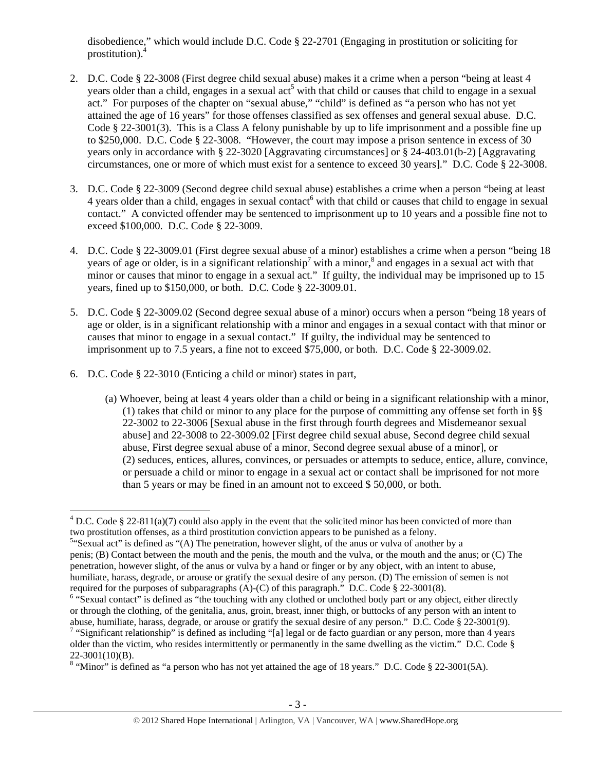disobedience," which would include D.C. Code § 22-2701 (Engaging in prostitution or soliciting for prostitution).[4]

2. D.C. Code § 22-3008 (First degree child sexual abuse) makes it a crime when a person "being at least 4 years older than a child, engages in a sexual act[5] with that child or causes that child to engage in a sexual act." For purposes of the chapter on "sexual abuse," "child" is defined as "a person who has not yet attained the age of 16 years" for those offenses classified as sex offenses and general sexual abuse. D.C. Code § 22-3001(3). This is a Class A felony punishable by up to life imprisonment and a possible fine up to $250,000. D.C. Code § 22-3008. "However, the court may impose a prison sentence in excess of 30 years only in accordance with § 22-3020 [Aggravating circumstances] or § 24-403.01(b-2) [Aggravating circumstances, one or more of which must exist for a sentence to exceed 30 years]." D.C. Code § 22-3008.

3. D.C. Code § 22-3009 (Second degree child sexual abuse) establishes a crime when a person "being at least 4 years older than a child, engages in sexual contact[6] with that child or causes that child to engage in sexual contact." A convicted offender may be sentenced to imprisonment up to 10 years and a possible fine not to exceed $100,000. D.C. Code § 22-3009.

4. D.C. Code § 22-3009.01 (First degree sexual abuse of a minor) establishes a crime when a person "being 18 years of age or older, is in a significant relationship[7] with a minor,[8] and engages in a sexual act with that minor or causes that minor to engage in a sexual act." If guilty, the individual may be imprisoned up to 15 years, fined up to $150,000, or both. D.C. Code § 22-3009.01.

5. D.C. Code § 22-3009.02 (Second degree sexual abuse of a minor) occurs when a person "being 18 years of age or older, is in a significant relationship with a minor and engages in a sexual contact with that minor or causes that minor to engage in a sexual contact." If guilty, the individual may be sentenced to imprisonment up to 7.5 years, a fine not to exceed $75,000, or both. D.C. Code § 22-3009.02.

6. D.C. Code § 22-3010 (Enticing a child or minor) states in part,

   (a) Whoever, being at least 4 years older than a child or being in a significant relationship with a minor,
   (1) takes that child or minor to any place for the purpose of committing any offense set forth in §§ 22-3002 to 22-3006 [Sexual abuse in the first through fourth degrees and Misdemeanor sexual abuse] and 22-3008 to 22-3009.02 [First degree child sexual abuse, Second degree child sexual abuse, First degree sexual abuse of a minor, Second degree sexual abuse of a minor], or
   (2) seduces, entices, allures, convinces, or persuades or attempts to seduce, entice, allure, convince, or persuade a child or minor to engage in a sexual act or contact shall be imprisoned for not more than 5 years or may be fined in an amount not to exceed $ 50,000, or both.

---

[4] D.C. Code § 22-811(a)(7) could also apply in the event that the solicited minor has been convicted of more than two prostitution offenses, as a third prostitution conviction appears to be punished as a felony.

[5] "Sexual act" is defined as "(A) The penetration, however slight, of the anus or vulva of another by a penis; (B) Contact between the mouth and the penis, the mouth and the vulva, or the mouth and the anus; or (C) The penetration, however slight, of the anus or vulva by a hand or finger or by any object, with an intent to abuse, humiliate, harass, degrade, or arouse or gratify the sexual desire of any person. (D) The emission of semen is not required for the purposes of subparagraphs (A)-(C) of this paragraph." D.C. Code § 22-3001(8).

[6] "Sexual contact" is defined as "the touching with any clothed or unclothed body part or any object, either directly or through the clothing, of the genitalia, anus, groin, breast, inner thigh, or buttocks of any person with an intent to abuse, humiliate, harass, degrade, or arouse or gratify the sexual desire of any person." D.C. Code § 22-3001(9).

[7] "Significant relationship" is defined as including "[a] legal or de facto guardian or any person, more than 4 years older than the victim, who resides intermittently or permanently in the same dwelling as the victim." D.C. Code § 22-3001(10)(B).

[8] "Minor" is defined as "a person who has not yet attained the age of 18 years." D.C. Code § 22-3001(5A).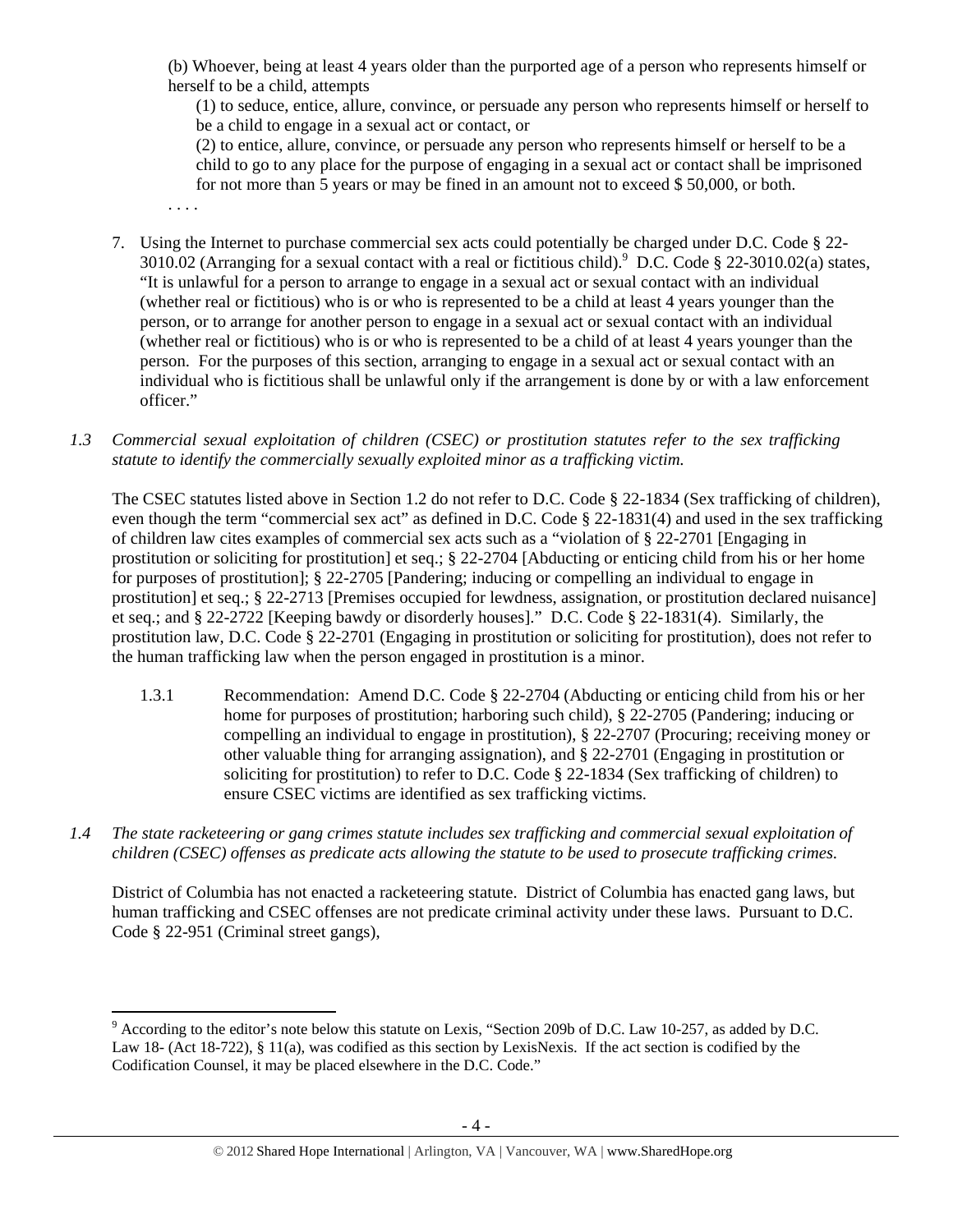(b) Whoever, being at least 4 years older than the purported age of a person who represents himself or herself to be a child, attempts

(1) to seduce, entice, allure, convince, or persuade any person who represents himself or herself to be a child to engage in a sexual act or contact, or

(2) to entice, allure, convince, or persuade any person who represents himself or herself to be a child to go to any place for the purpose of engaging in a sexual act or contact shall be imprisoned for not more than 5 years or may be fined in an amount not to exceed $ 50,000, or both.

. . . .

7. Using the Internet to purchase commercial sex acts could potentially be charged under D.C. Code § 22-3010.02 (Arranging for a sexual contact with a real or fictitious child).[9] D.C. Code § 22-3010.02(a) states, "It is unlawful for a person to arrange to engage in a sexual act or sexual contact with an individual (whether real or fictitious) who is or who is represented to be a child at least 4 years younger than the person, or to arrange for another person to engage in a sexual act or sexual contact with an individual (whether real or fictitious) who is or who is represented to be a child of at least 4 years younger than the person. For the purposes of this section, arranging to engage in a sexual act or sexual contact with an individual who is fictitious shall be unlawful only if the arrangement is done by or with a law enforcement officer."

*1.3 Commercial sexual exploitation of children (CSEC) or prostitution statutes refer to the sex trafficking statute to identify the commercially sexually exploited minor as a trafficking victim.*

The CSEC statutes listed above in Section 1.2 do not refer to D.C. Code § 22-1834 (Sex trafficking of children), even though the term "commercial sex act" as defined in D.C. Code § 22-1831(4) and used in the sex trafficking of children law cites examples of commercial sex acts such as a "violation of § 22-2701 [Engaging in prostitution or soliciting for prostitution] et seq.; § 22-2704 [Abducting or enticing child from his or her home for purposes of prostitution]; § 22-2705 [Pandering; inducing or compelling an individual to engage in prostitution] et seq.; § 22-2713 [Premises occupied for lewdness, assignation, or prostitution declared nuisance] et seq.; and § 22-2722 [Keeping bawdy or disorderly houses]." D.C. Code § 22-1831(4). Similarly, the prostitution law, D.C. Code § 22-2701 (Engaging in prostitution or soliciting for prostitution), does not refer to the human trafficking law when the person engaged in prostitution is a minor.

1.3.1 Recommendation: Amend D.C. Code § 22-2704 (Abducting or enticing child from his or her home for purposes of prostitution; harboring such child), § 22-2705 (Pandering; inducing or compelling an individual to engage in prostitution), § 22-2707 (Procuring; receiving money or other valuable thing for arranging assignation), and § 22-2701 (Engaging in prostitution or soliciting for prostitution) to refer to D.C. Code § 22-1834 (Sex trafficking of children) to ensure CSEC victims are identified as sex trafficking victims.

*1.4 The state racketeering or gang crimes statute includes sex trafficking and commercial sexual exploitation of children (CSEC) offenses as predicate acts allowing the statute to be used to prosecute trafficking crimes.*

District of Columbia has not enacted a racketeering statute. District of Columbia has enacted gang laws, but human trafficking and CSEC offenses are not predicate criminal activity under these laws. Pursuant to D.C. Code § 22-951 (Criminal street gangs),

[9] According to the editor's note below this statute on Lexis, "Section 209b of D.C. Law 10-257, as added by D.C. Law 18- (Act 18-722), § 11(a), was codified as this section by LexisNexis. If the act section is codified by the Codification Counsel, it may be placed elsewhere in the D.C. Code."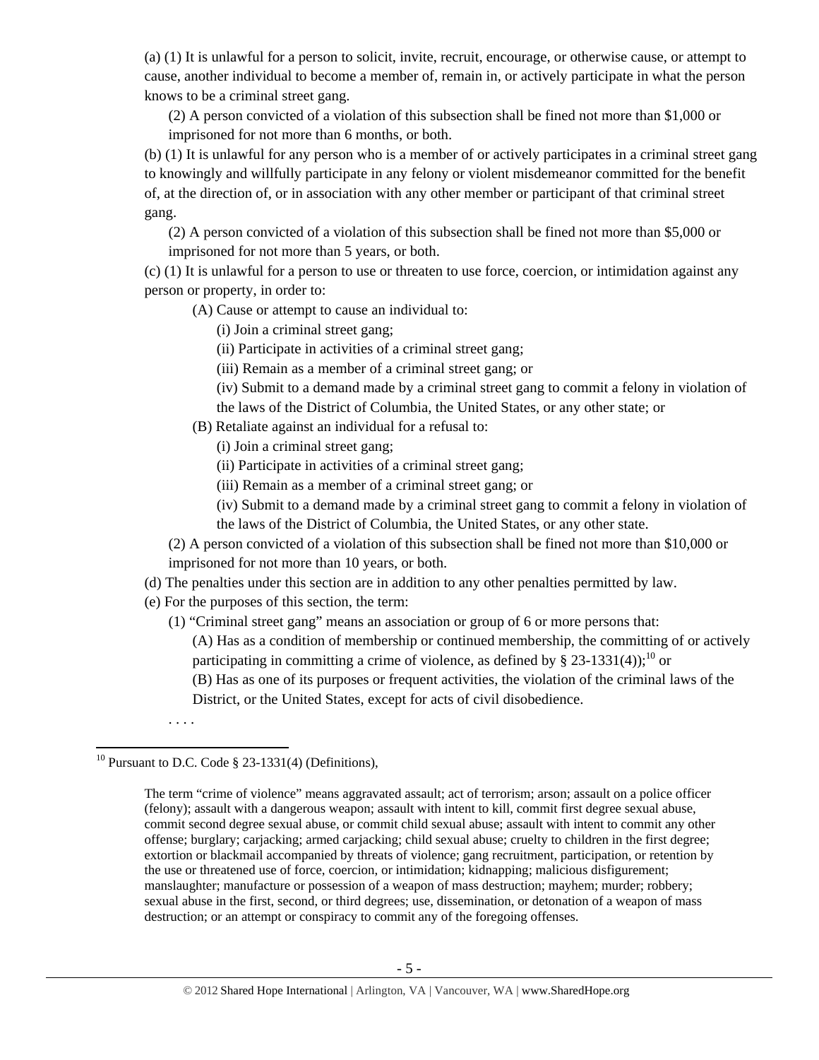(a) (1) It is unlawful for a person to solicit, invite, recruit, encourage, or otherwise cause, or attempt to cause, another individual to become a member of, remain in, or actively participate in what the person knows to be a criminal street gang.

(2) A person convicted of a violation of this subsection shall be fined not more than $1,000 or imprisoned for not more than 6 months, or both.

(b) (1) It is unlawful for any person who is a member of or actively participates in a criminal street gang to knowingly and willfully participate in any felony or violent misdemeanor committed for the benefit of, at the direction of, or in association with any other member or participant of that criminal street gang.

(2) A person convicted of a violation of this subsection shall be fined not more than $5,000 or imprisoned for not more than 5 years, or both.

(c) (1) It is unlawful for a person to use or threaten to use force, coercion, or intimidation against any person or property, in order to:

(A) Cause or attempt to cause an individual to:

(i) Join a criminal street gang;

(ii) Participate in activities of a criminal street gang;

(iii) Remain as a member of a criminal street gang; or

(iv) Submit to a demand made by a criminal street gang to commit a felony in violation of the laws of the District of Columbia, the United States, or any other state; or

(B) Retaliate against an individual for a refusal to:

(i) Join a criminal street gang;

(ii) Participate in activities of a criminal street gang;

(iii) Remain as a member of a criminal street gang; or

(iv) Submit to a demand made by a criminal street gang to commit a felony in violation of the laws of the District of Columbia, the United States, or any other state.

(2) A person convicted of a violation of this subsection shall be fined not more than $10,000 or imprisoned for not more than 10 years, or both.

(d) The penalties under this section are in addition to any other penalties permitted by law.

(e) For the purposes of this section, the term:

(1) "Criminal street gang" means an association or group of 6 or more persons that:

(A) Has as a condition of membership or continued membership, the committing of or actively participating in committing a crime of violence, as defined by § 23-1331(4));[10] or

(B) Has as one of its purposes or frequent activities, the violation of the criminal laws of the District, or the United States, except for acts of civil disobedience.

. . . .

[10] Pursuant to D.C. Code § 23-1331(4) (Definitions),

The term "crime of violence" means aggravated assault; act of terrorism; arson; assault on a police officer (felony); assault with a dangerous weapon; assault with intent to kill, commit first degree sexual abuse, commit second degree sexual abuse, or commit child sexual abuse; assault with intent to commit any other offense; burglary; carjacking; armed carjacking; child sexual abuse; cruelty to children in the first degree; extortion or blackmail accompanied by threats of violence; gang recruitment, participation, or retention by the use or threatened use of force, coercion, or intimidation; kidnapping; malicious disfigurement; manslaughter; manufacture or possession of a weapon of mass destruction; mayhem; murder; robbery; sexual abuse in the first, second, or third degrees; use, dissemination, or detonation of a weapon of mass destruction; or an attempt or conspiracy to commit any of the foregoing offenses.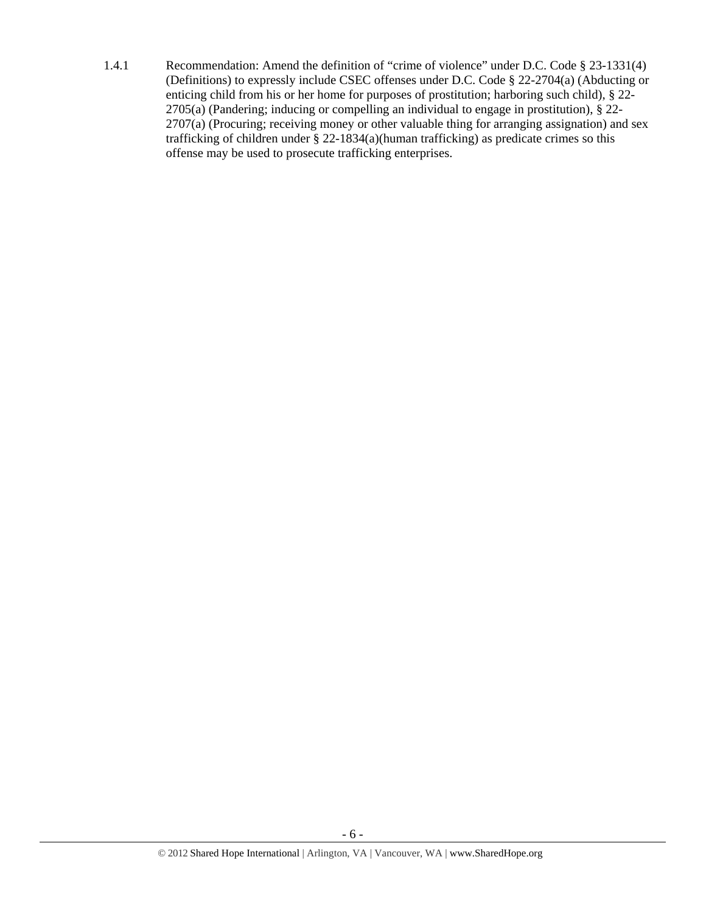1.4.1 Recommendation: Amend the definition of "crime of violence" under D.C. Code § 23-1331(4) (Definitions) to expressly include CSEC offenses under D.C. Code § 22-2704(a) (Abducting or enticing child from his or her home for purposes of prostitution; harboring such child), § 22-2705(a) (Pandering; inducing or compelling an individual to engage in prostitution), § 22-2707(a) (Procuring; receiving money or other valuable thing for arranging assignation) and sex trafficking of children under § 22-1834(a)(human trafficking) as predicate crimes so this offense may be used to prosecute trafficking enterprises.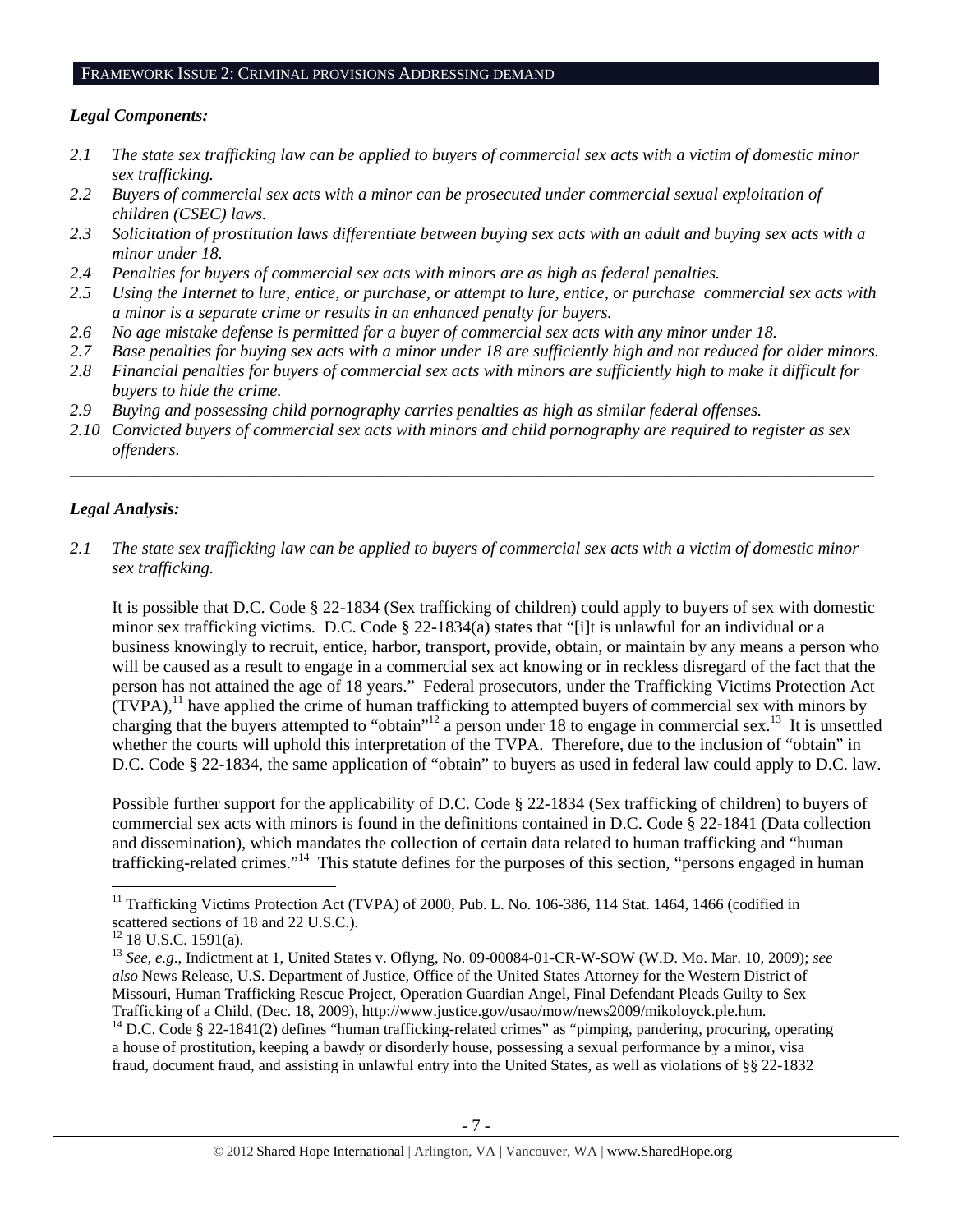## FRAMEWORK ISSUE 2: CRIMINAL PROVISIONS ADDRESSING DEMAND

***Legal Components:***

*2.1 The state sex trafficking law can be applied to buyers of commercial sex acts with a victim of domestic minor sex trafficking.*
*2.2 Buyers of commercial sex acts with a minor can be prosecuted under commercial sexual exploitation of children (CSEC) laws.*
*2.3 Solicitation of prostitution laws differentiate between buying sex acts with an adult and buying sex acts with a minor under 18.*
*2.4 Penalties for buyers of commercial sex acts with minors are as high as federal penalties.*
*2.5 Using the Internet to lure, entice, or purchase, or attempt to lure, entice, or purchase commercial sex acts with a minor is a separate crime or results in an enhanced penalty for buyers.*
*2.6 No age mistake defense is permitted for a buyer of commercial sex acts with any minor under 18.*
*2.7 Base penalties for buying sex acts with a minor under 18 are sufficiently high and not reduced for older minors.*
*2.8 Financial penalties for buyers of commercial sex acts with minors are sufficiently high to make it difficult for buyers to hide the crime.*
*2.9 Buying and possessing child pornography carries penalties as high as similar federal offenses.*
*2.10 Convicted buyers of commercial sex acts with minors and child pornography are required to register as sex offenders.*

---

***Legal Analysis:***

*2.1 The state sex trafficking law can be applied to buyers of commercial sex acts with a victim of domestic minor sex trafficking.*

It is possible that D.C. Code § 22-1834 (Sex trafficking of children) could apply to buyers of sex with domestic minor sex trafficking victims. D.C. Code § 22-1834(a) states that "[i]t is unlawful for an individual or a business knowingly to recruit, entice, harbor, transport, provide, obtain, or maintain by any means a person who will be caused as a result to engage in a commercial sex act knowing or in reckless disregard of the fact that the person has not attained the age of 18 years." Federal prosecutors, under the Trafficking Victims Protection Act (TVPA),[11] have applied the crime of human trafficking to attempted buyers of commercial sex with minors by charging that the buyers attempted to "obtain"[12] a person under 18 to engage in commercial sex.[13] It is unsettled whether the courts will uphold this interpretation of the TVPA. Therefore, due to the inclusion of "obtain" in D.C. Code § 22-1834, the same application of "obtain" to buyers as used in federal law could apply to D.C. law.

Possible further support for the applicability of D.C. Code § 22-1834 (Sex trafficking of children) to buyers of commercial sex acts with minors is found in the definitions contained in D.C. Code § 22-1841 (Data collection and dissemination), which mandates the collection of certain data related to human trafficking and "human trafficking-related crimes."[14] This statute defines for the purposes of this section, "persons engaged in human

---

[11] Trafficking Victims Protection Act (TVPA) of 2000, Pub. L. No. 106-386, 114 Stat. 1464, 1466 (codified in scattered sections of 18 and 22 U.S.C.).

[12] 18 U.S.C. 1591(a).

[13] *See, e.g*., Indictment at 1, United States v. Oflyng, No. 09-00084-01-CR-W-SOW (W.D. Mo. Mar. 10, 2009); *see also* News Release, U.S. Department of Justice, Office of the United States Attorney for the Western District of Missouri, Human Trafficking Rescue Project, Operation Guardian Angel, Final Defendant Pleads Guilty to Sex Trafficking of a Child, (Dec. 18, 2009), http://www.justice.gov/usao/mow/news2009/mikoloyck.ple.htm.

[14] D.C. Code § 22-1841(2) defines "human trafficking-related crimes" as "pimping, pandering, procuring, operating a house of prostitution, keeping a bawdy or disorderly house, possessing a sexual performance by a minor, visa fraud, document fraud, and assisting in unlawful entry into the United States, as well as violations of §§ 22-1832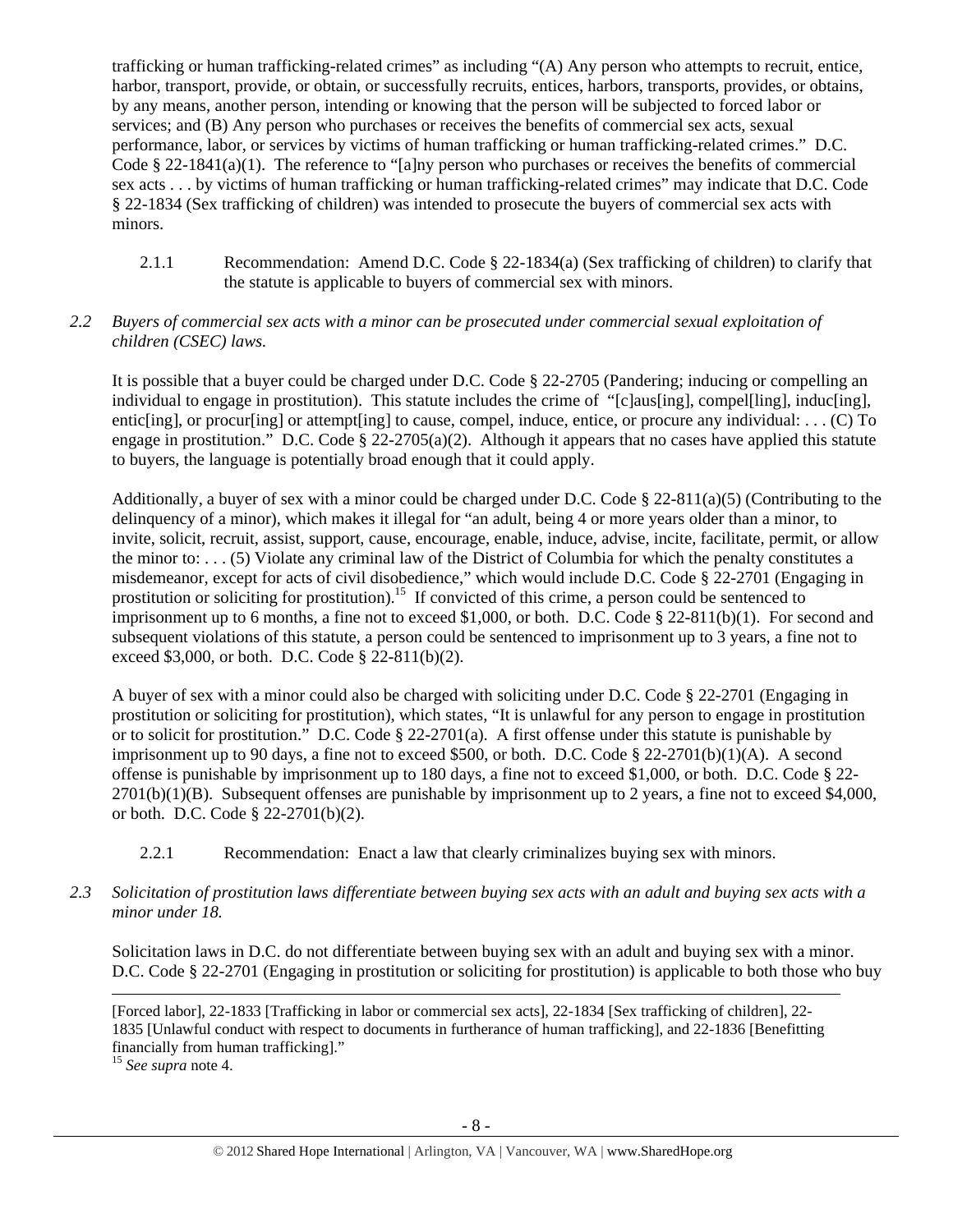trafficking or human trafficking-related crimes" as including "(A) Any person who attempts to recruit, entice, harbor, transport, provide, or obtain, or successfully recruits, entices, harbors, transports, provides, or obtains, by any means, another person, intending or knowing that the person will be subjected to forced labor or services; and (B) Any person who purchases or receives the benefits of commercial sex acts, sexual performance, labor, or services by victims of human trafficking or human trafficking-related crimes." D.C. Code § 22-1841(a)(1). The reference to "[a]ny person who purchases or receives the benefits of commercial sex acts . . . by victims of human trafficking or human trafficking-related crimes" may indicate that D.C. Code § 22-1834 (Sex trafficking of children) was intended to prosecute the buyers of commercial sex acts with minors.

2.1.1 Recommendation: Amend D.C. Code § 22-1834(a) (Sex trafficking of children) to clarify that the statute is applicable to buyers of commercial sex with minors.

*2.2 Buyers of commercial sex acts with a minor can be prosecuted under commercial sexual exploitation of children (CSEC) laws.*

It is possible that a buyer could be charged under D.C. Code § 22-2705 (Pandering; inducing or compelling an individual to engage in prostitution). This statute includes the crime of "[c]aus[ing], compel[ling], induc[ing], entic[ing], or procur[ing] or attempt[ing] to cause, compel, induce, entice, or procure any individual: . . . (C) To engage in prostitution." D.C. Code § 22-2705(a)(2). Although it appears that no cases have applied this statute to buyers, the language is potentially broad enough that it could apply.

Additionally, a buyer of sex with a minor could be charged under D.C. Code § 22-811(a)(5) (Contributing to the delinquency of a minor), which makes it illegal for "an adult, being 4 or more years older than a minor, to invite, solicit, recruit, assist, support, cause, encourage, enable, induce, advise, incite, facilitate, permit, or allow the minor to: . . . (5) Violate any criminal law of the District of Columbia for which the penalty constitutes a misdemeanor, except for acts of civil disobedience," which would include D.C. Code § 22-2701 (Engaging in prostitution or soliciting for prostitution).[15] If convicted of this crime, a person could be sentenced to imprisonment up to 6 months, a fine not to exceed $1,000, or both. D.C. Code § 22-811(b)(1). For second and subsequent violations of this statute, a person could be sentenced to imprisonment up to 3 years, a fine not to exceed $3,000, or both. D.C. Code § 22-811(b)(2).

A buyer of sex with a minor could also be charged with soliciting under D.C. Code § 22-2701 (Engaging in prostitution or soliciting for prostitution), which states, "It is unlawful for any person to engage in prostitution or to solicit for prostitution." D.C. Code § 22-2701(a). A first offense under this statute is punishable by imprisonment up to 90 days, a fine not to exceed $500, or both. D.C. Code § 22-2701(b)(1)(A). A second offense is punishable by imprisonment up to 180 days, a fine not to exceed $1,000, or both. D.C. Code § 22-2701(b)(1)(B). Subsequent offenses are punishable by imprisonment up to 2 years, a fine not to exceed $4,000, or both. D.C. Code § 22-2701(b)(2).

2.2.1 Recommendation: Enact a law that clearly criminalizes buying sex with minors.

*2.3 Solicitation of prostitution laws differentiate between buying sex acts with an adult and buying sex acts with a minor under 18.*

Solicitation laws in D.C. do not differentiate between buying sex with an adult and buying sex with a minor. D.C. Code § 22-2701 (Engaging in prostitution or soliciting for prostitution) is applicable to both those who buy

---

[Forced labor], 22-1833 [Trafficking in labor or commercial sex acts], 22-1834 [Sex trafficking of children], 22-1835 [Unlawful conduct with respect to documents in furtherance of human trafficking], and 22-1836 [Benefitting financially from human trafficking]."

[15] *See supra* note 4.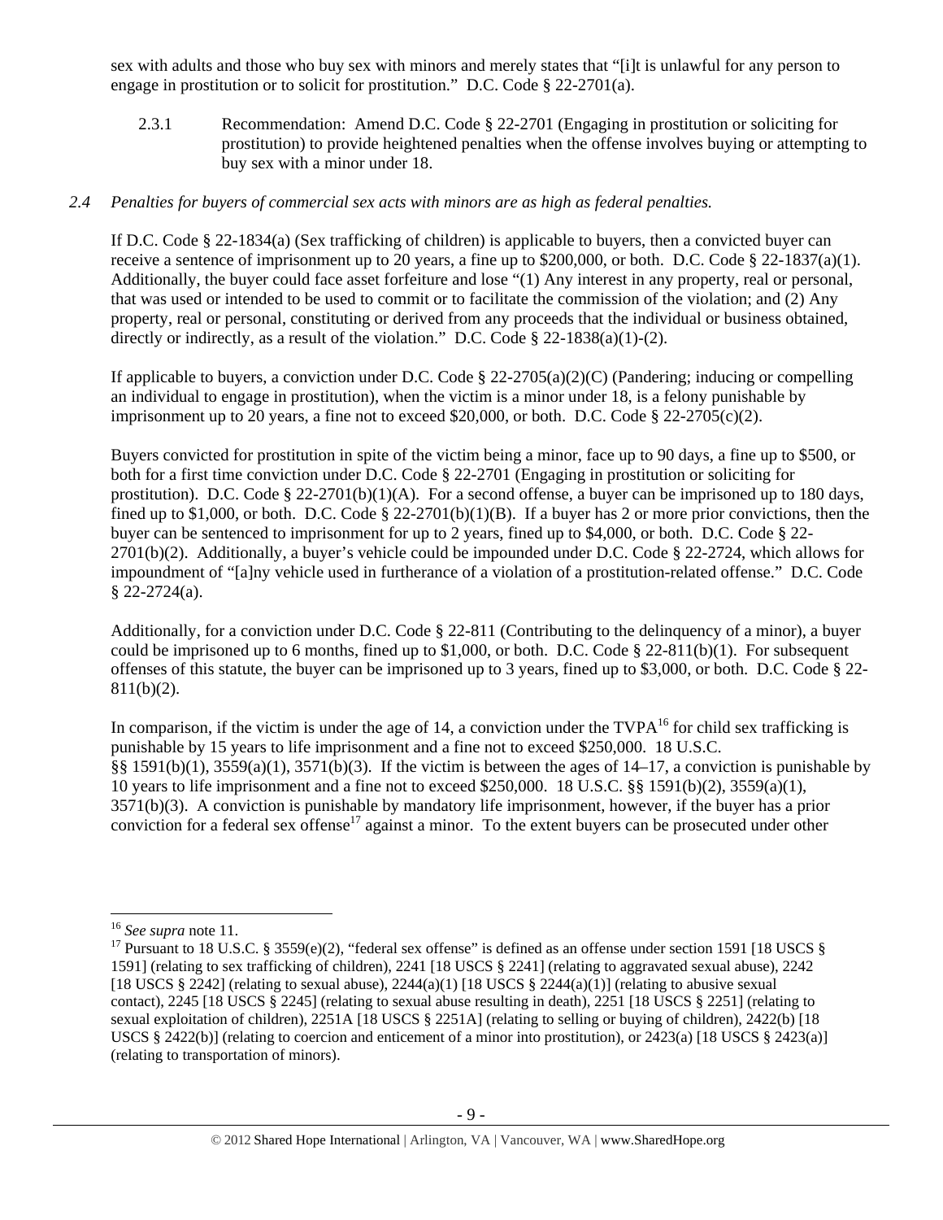sex with adults and those who buy sex with minors and merely states that "[i]t is unlawful for any person to engage in prostitution or to solicit for prostitution." D.C. Code § 22-2701(a).

2.3.1 Recommendation: Amend D.C. Code § 22-2701 (Engaging in prostitution or soliciting for prostitution) to provide heightened penalties when the offense involves buying or attempting to buy sex with a minor under 18.

*2.4 Penalties for buyers of commercial sex acts with minors are as high as federal penalties.*

If D.C. Code § 22-1834(a) (Sex trafficking of children) is applicable to buyers, then a convicted buyer can receive a sentence of imprisonment up to 20 years, a fine up to $200,000, or both. D.C. Code § 22-1837(a)(1). Additionally, the buyer could face asset forfeiture and lose "(1) Any interest in any property, real or personal, that was used or intended to be used to commit or to facilitate the commission of the violation; and (2) Any property, real or personal, constituting or derived from any proceeds that the individual or business obtained, directly or indirectly, as a result of the violation." D.C. Code § 22-1838(a)(1)-(2).

If applicable to buyers, a conviction under D.C. Code § 22-2705(a)(2)(C) (Pandering; inducing or compelling an individual to engage in prostitution), when the victim is a minor under 18, is a felony punishable by imprisonment up to 20 years, a fine not to exceed $20,000, or both. D.C. Code § 22-2705(c)(2).

Buyers convicted for prostitution in spite of the victim being a minor, face up to 90 days, a fine up to $500, or both for a first time conviction under D.C. Code § 22-2701 (Engaging in prostitution or soliciting for prostitution). D.C. Code § 22-2701(b)(1)(A). For a second offense, a buyer can be imprisoned up to 180 days, fined up to $1,000, or both. D.C. Code § 22-2701(b)(1)(B). If a buyer has 2 or more prior convictions, then the buyer can be sentenced to imprisonment for up to 2 years, fined up to $4,000, or both. D.C. Code § 22-2701(b)(2). Additionally, a buyer's vehicle could be impounded under D.C. Code § 22-2724, which allows for impoundment of "[a]ny vehicle used in furtherance of a violation of a prostitution-related offense." D.C. Code § 22-2724(a).

Additionally, for a conviction under D.C. Code § 22-811 (Contributing to the delinquency of a minor), a buyer could be imprisoned up to 6 months, fined up to $1,000, or both. D.C. Code § 22-811(b)(1). For subsequent offenses of this statute, the buyer can be imprisoned up to 3 years, fined up to $3,000, or both. D.C. Code § 22-811(b)(2).

In comparison, if the victim is under the age of 14, a conviction under the TVPA[16] for child sex trafficking is punishable by 15 years to life imprisonment and a fine not to exceed $250,000. 18 U.S.C. §§ 1591(b)(1), 3559(a)(1), 3571(b)(3). If the victim is between the ages of 14–17, a conviction is punishable by 10 years to life imprisonment and a fine not to exceed $250,000. 18 U.S.C. §§ 1591(b)(2), 3559(a)(1), 3571(b)(3). A conviction is punishable by mandatory life imprisonment, however, if the buyer has a prior conviction for a federal sex offense[17] against a minor. To the extent buyers can be prosecuted under other

---

[16] *See supra* note 11.

[17] Pursuant to 18 U.S.C. § 3559(e)(2), "federal sex offense" is defined as an offense under section 1591 [18 USCS § 1591] (relating to sex trafficking of children), 2241 [18 USCS § 2241] (relating to aggravated sexual abuse), 2242 [18 USCS § 2242] (relating to sexual abuse), 2244(a)(1) [18 USCS § 2244(a)(1)] (relating to abusive sexual contact), 2245 [18 USCS § 2245] (relating to sexual abuse resulting in death), 2251 [18 USCS § 2251] (relating to sexual exploitation of children), 2251A [18 USCS § 2251A] (relating to selling or buying of children), 2422(b) [18 USCS § 2422(b)] (relating to coercion and enticement of a minor into prostitution), or 2423(a) [18 USCS § 2423(a)] (relating to transportation of minors).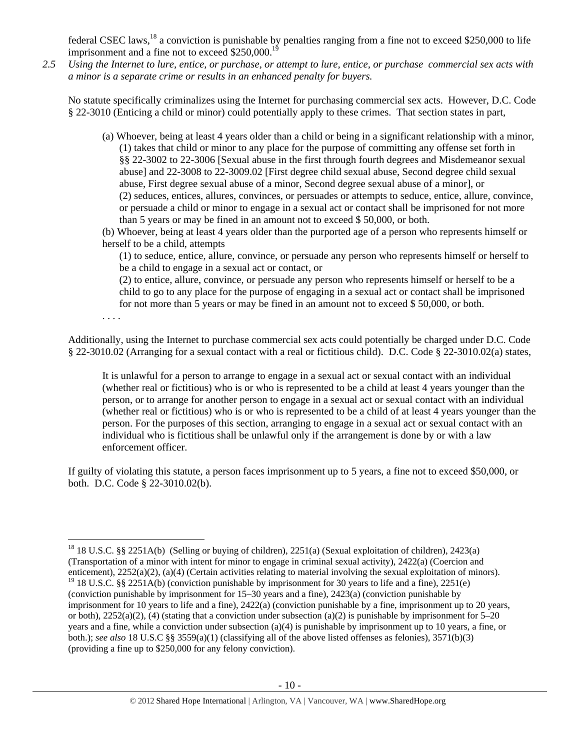federal CSEC laws,[18] a conviction is punishable by penalties ranging from a fine not to exceed $250,000 to life imprisonment and a fine not to exceed $250,000.[19]

*2.5 Using the Internet to lure, entice, or purchase, or attempt to lure, entice, or purchase commercial sex acts with a minor is a separate crime or results in an enhanced penalty for buyers.*

No statute specifically criminalizes using the Internet for purchasing commercial sex acts. However, D.C. Code § 22-3010 (Enticing a child or minor) could potentially apply to these crimes. That section states in part,

> (a) Whoever, being at least 4 years older than a child or being in a significant relationship with a minor,
> (1) takes that child or minor to any place for the purpose of committing any offense set forth in §§ 22-3002 to 22-3006 [Sexual abuse in the first through fourth degrees and Misdemeanor sexual abuse] and 22-3008 to 22-3009.02 [First degree child sexual abuse, Second degree child sexual abuse, First degree sexual abuse of a minor, Second degree sexual abuse of a minor], or
> (2) seduces, entices, allures, convinces, or persuades or attempts to seduce, entice, allure, convince, or persuade a child or minor to engage in a sexual act or contact shall be imprisoned for not more than 5 years or may be fined in an amount not to exceed $ 50,000, or both.
> (b) Whoever, being at least 4 years older than the purported age of a person who represents himself or herself to be a child, attempts
> (1) to seduce, entice, allure, convince, or persuade any person who represents himself or herself to be a child to engage in a sexual act or contact, or
> (2) to entice, allure, convince, or persuade any person who represents himself or herself to be a child to go to any place for the purpose of engaging in a sexual act or contact shall be imprisoned for not more than 5 years or may be fined in an amount not to exceed $ 50,000, or both.
> . . . .

Additionally, using the Internet to purchase commercial sex acts could potentially be charged under D.C. Code § 22-3010.02 (Arranging for a sexual contact with a real or fictitious child). D.C. Code § 22-3010.02(a) states,

> It is unlawful for a person to arrange to engage in a sexual act or sexual contact with an individual (whether real or fictitious) who is or who is represented to be a child at least 4 years younger than the person, or to arrange for another person to engage in a sexual act or sexual contact with an individual (whether real or fictitious) who is or who is represented to be a child of at least 4 years younger than the person. For the purposes of this section, arranging to engage in a sexual act or sexual contact with an individual who is fictitious shall be unlawful only if the arrangement is done by or with a law enforcement officer.

If guilty of violating this statute, a person faces imprisonment up to 5 years, a fine not to exceed $50,000, or both. D.C. Code § 22-3010.02(b).

---

[18] 18 U.S.C. §§ 2251A(b) (Selling or buying of children), 2251(a) (Sexual exploitation of children), 2423(a) (Transportation of a minor with intent for minor to engage in criminal sexual activity), 2422(a) (Coercion and enticement), 2252(a)(2), (a)(4) (Certain activities relating to material involving the sexual exploitation of minors).

[19] 18 U.S.C. §§ 2251A(b) (conviction punishable by imprisonment for 30 years to life and a fine), 2251(e) (conviction punishable by imprisonment for 15–30 years and a fine), 2423(a) (conviction punishable by imprisonment for 10 years to life and a fine), 2422(a) (conviction punishable by a fine, imprisonment up to 20 years, or both), 2252(a)(2), (4) (stating that a conviction under subsection (a)(2) is punishable by imprisonment for 5–20 years and a fine, while a conviction under subsection (a)(4) is punishable by imprisonment up to 10 years, a fine, or both.); *see also* 18 U.S.C §§ 3559(a)(1) (classifying all of the above listed offenses as felonies), 3571(b)(3) (providing a fine up to $250,000 for any felony conviction).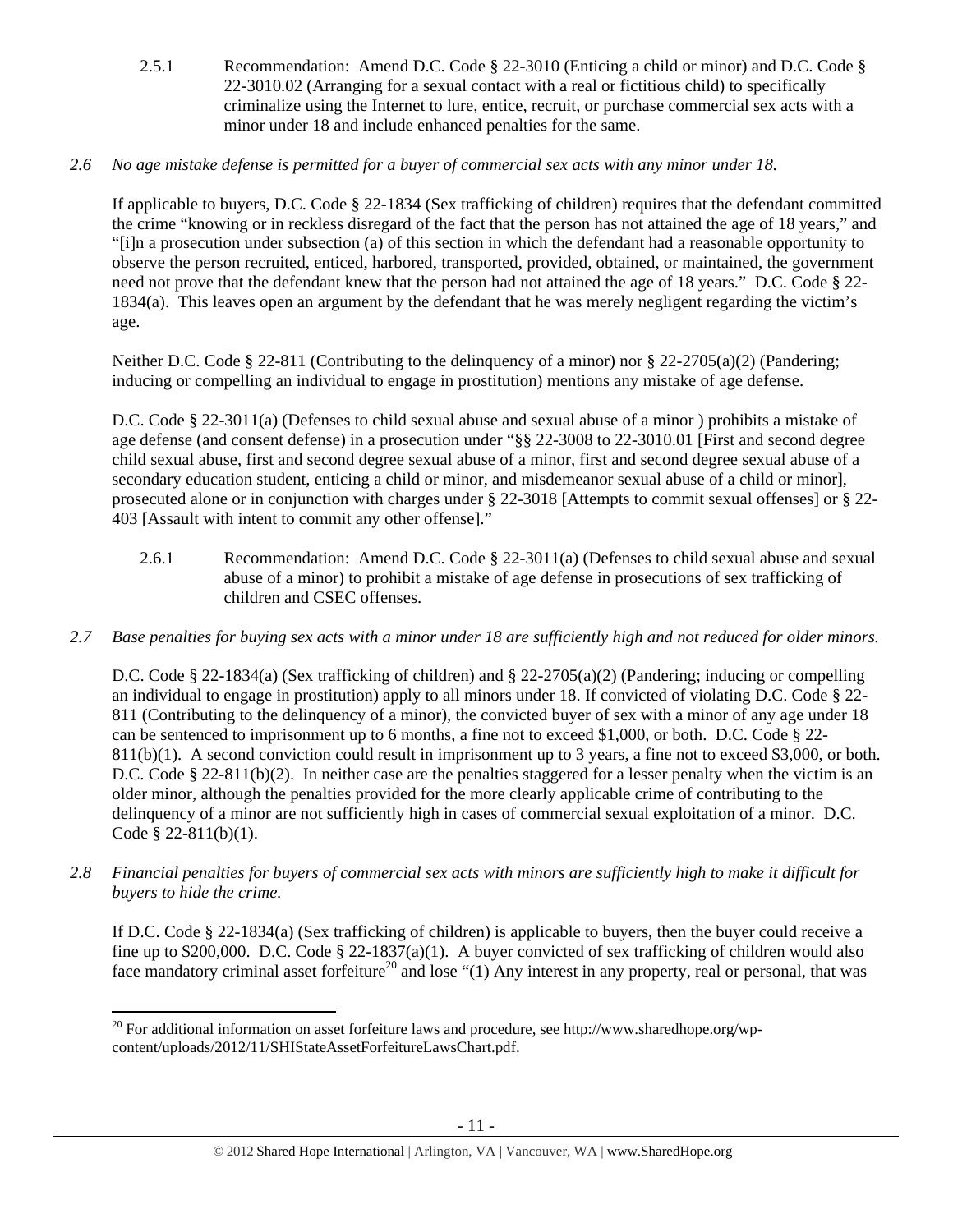2.5.1 Recommendation: Amend D.C. Code § 22-3010 (Enticing a child or minor) and D.C. Code § 22-3010.02 (Arranging for a sexual contact with a real or fictitious child) to specifically criminalize using the Internet to lure, entice, recruit, or purchase commercial sex acts with a minor under 18 and include enhanced penalties for the same.

*2.6 No age mistake defense is permitted for a buyer of commercial sex acts with any minor under 18.*

If applicable to buyers, D.C. Code § 22-1834 (Sex trafficking of children) requires that the defendant committed the crime "knowing or in reckless disregard of the fact that the person has not attained the age of 18 years," and "[i]n a prosecution under subsection (a) of this section in which the defendant had a reasonable opportunity to observe the person recruited, enticed, harbored, transported, provided, obtained, or maintained, the government need not prove that the defendant knew that the person had not attained the age of 18 years." D.C. Code § 22-1834(a). This leaves open an argument by the defendant that he was merely negligent regarding the victim's age.

Neither D.C. Code § 22-811 (Contributing to the delinquency of a minor) nor § 22-2705(a)(2) (Pandering; inducing or compelling an individual to engage in prostitution) mentions any mistake of age defense.

D.C. Code § 22-3011(a) (Defenses to child sexual abuse and sexual abuse of a minor ) prohibits a mistake of age defense (and consent defense) in a prosecution under "§§ 22-3008 to 22-3010.01 [First and second degree child sexual abuse, first and second degree sexual abuse of a minor, first and second degree sexual abuse of a secondary education student, enticing a child or minor, and misdemeanor sexual abuse of a child or minor], prosecuted alone or in conjunction with charges under § 22-3018 [Attempts to commit sexual offenses] or § 22-403 [Assault with intent to commit any other offense]."

2.6.1 Recommendation: Amend D.C. Code § 22-3011(a) (Defenses to child sexual abuse and sexual abuse of a minor) to prohibit a mistake of age defense in prosecutions of sex trafficking of children and CSEC offenses.

*2.7 Base penalties for buying sex acts with a minor under 18 are sufficiently high and not reduced for older minors.*

D.C. Code § 22-1834(a) (Sex trafficking of children) and § 22-2705(a)(2) (Pandering; inducing or compelling an individual to engage in prostitution) apply to all minors under 18. If convicted of violating D.C. Code § 22-811 (Contributing to the delinquency of a minor), the convicted buyer of sex with a minor of any age under 18 can be sentenced to imprisonment up to 6 months, a fine not to exceed $1,000, or both. D.C. Code § 22-811(b)(1). A second conviction could result in imprisonment up to 3 years, a fine not to exceed $3,000, or both. D.C. Code § 22-811(b)(2). In neither case are the penalties staggered for a lesser penalty when the victim is an older minor, although the penalties provided for the more clearly applicable crime of contributing to the delinquency of a minor are not sufficiently high in cases of commercial sexual exploitation of a minor. D.C. Code § 22-811(b)(1).

*2.8 Financial penalties for buyers of commercial sex acts with minors are sufficiently high to make it difficult for buyers to hide the crime.*

If D.C. Code § 22-1834(a) (Sex trafficking of children) is applicable to buyers, then the buyer could receive a fine up to $200,000. D.C. Code § 22-1837(a)(1). A buyer convicted of sex trafficking of children would also face mandatory criminal asset forfeiture[20] and lose "(1) Any interest in any property, real or personal, that was

[20] For additional information on asset forfeiture laws and procedure, see http://www.sharedhope.org/wp-content/uploads/2012/11/SHIStateAssetForfeitureLawsChart.pdf.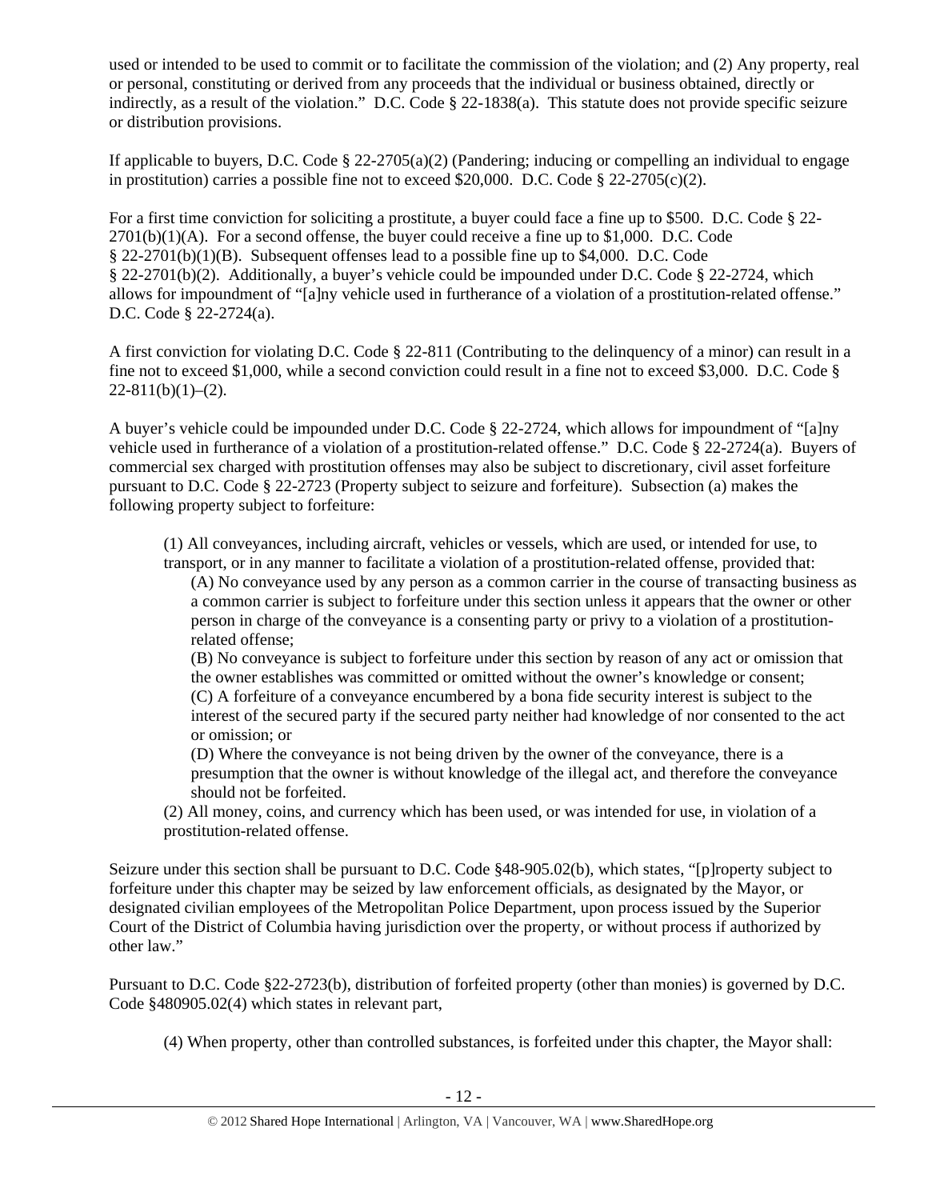used or intended to be used to commit or to facilitate the commission of the violation; and (2) Any property, real or personal, constituting or derived from any proceeds that the individual or business obtained, directly or indirectly, as a result of the violation." D.C. Code § 22-1838(a). This statute does not provide specific seizure or distribution provisions.

If applicable to buyers, D.C. Code § 22-2705(a)(2) (Pandering; inducing or compelling an individual to engage in prostitution) carries a possible fine not to exceed $20,000. D.C. Code § 22-2705(c)(2).

For a first time conviction for soliciting a prostitute, a buyer could face a fine up to $500. D.C. Code § 22-2701(b)(1)(A). For a second offense, the buyer could receive a fine up to $1,000. D.C. Code § 22-2701(b)(1)(B). Subsequent offenses lead to a possible fine up to $4,000. D.C. Code § 22-2701(b)(2). Additionally, a buyer's vehicle could be impounded under D.C. Code § 22-2724, which allows for impoundment of "[a]ny vehicle used in furtherance of a violation of a prostitution-related offense." D.C. Code § 22-2724(a).

A first conviction for violating D.C. Code § 22-811 (Contributing to the delinquency of a minor) can result in a fine not to exceed $1,000, while a second conviction could result in a fine not to exceed $3,000. D.C. Code § 22-811(b)(1)–(2).

A buyer's vehicle could be impounded under D.C. Code § 22-2724, which allows for impoundment of "[a]ny vehicle used in furtherance of a violation of a prostitution-related offense." D.C. Code § 22-2724(a). Buyers of commercial sex charged with prostitution offenses may also be subject to discretionary, civil asset forfeiture pursuant to D.C. Code § 22-2723 (Property subject to seizure and forfeiture). Subsection (a) makes the following property subject to forfeiture:

> (1) All conveyances, including aircraft, vehicles or vessels, which are used, or intended for use, to transport, or in any manner to facilitate a violation of a prostitution-related offense, provided that:
>
> > (A) No conveyance used by any person as a common carrier in the course of transacting business as a common carrier is subject to forfeiture under this section unless it appears that the owner or other person in charge of the conveyance is a consenting party or privy to a violation of a prostitution-related offense;
> >
> > (B) No conveyance is subject to forfeiture under this section by reason of any act or omission that the owner establishes was committed or omitted without the owner's knowledge or consent;
> >
> > (C) A forfeiture of a conveyance encumbered by a bona fide security interest is subject to the interest of the secured party if the secured party neither had knowledge of nor consented to the act or omission; or
> >
> > (D) Where the conveyance is not being driven by the owner of the conveyance, there is a presumption that the owner is without knowledge of the illegal act, and therefore the conveyance should not be forfeited.
>
> (2) All money, coins, and currency which has been used, or was intended for use, in violation of a prostitution-related offense.

Seizure under this section shall be pursuant to D.C. Code §48-905.02(b), which states, "[p]roperty subject to forfeiture under this chapter may be seized by law enforcement officials, as designated by the Mayor, or designated civilian employees of the Metropolitan Police Department, upon process issued by the Superior Court of the District of Columbia having jurisdiction over the property, or without process if authorized by other law."

Pursuant to D.C. Code §22-2723(b), distribution of forfeited property (other than monies) is governed by D.C. Code §480905.02(4) which states in relevant part,

> (4) When property, other than controlled substances, is forfeited under this chapter, the Mayor shall: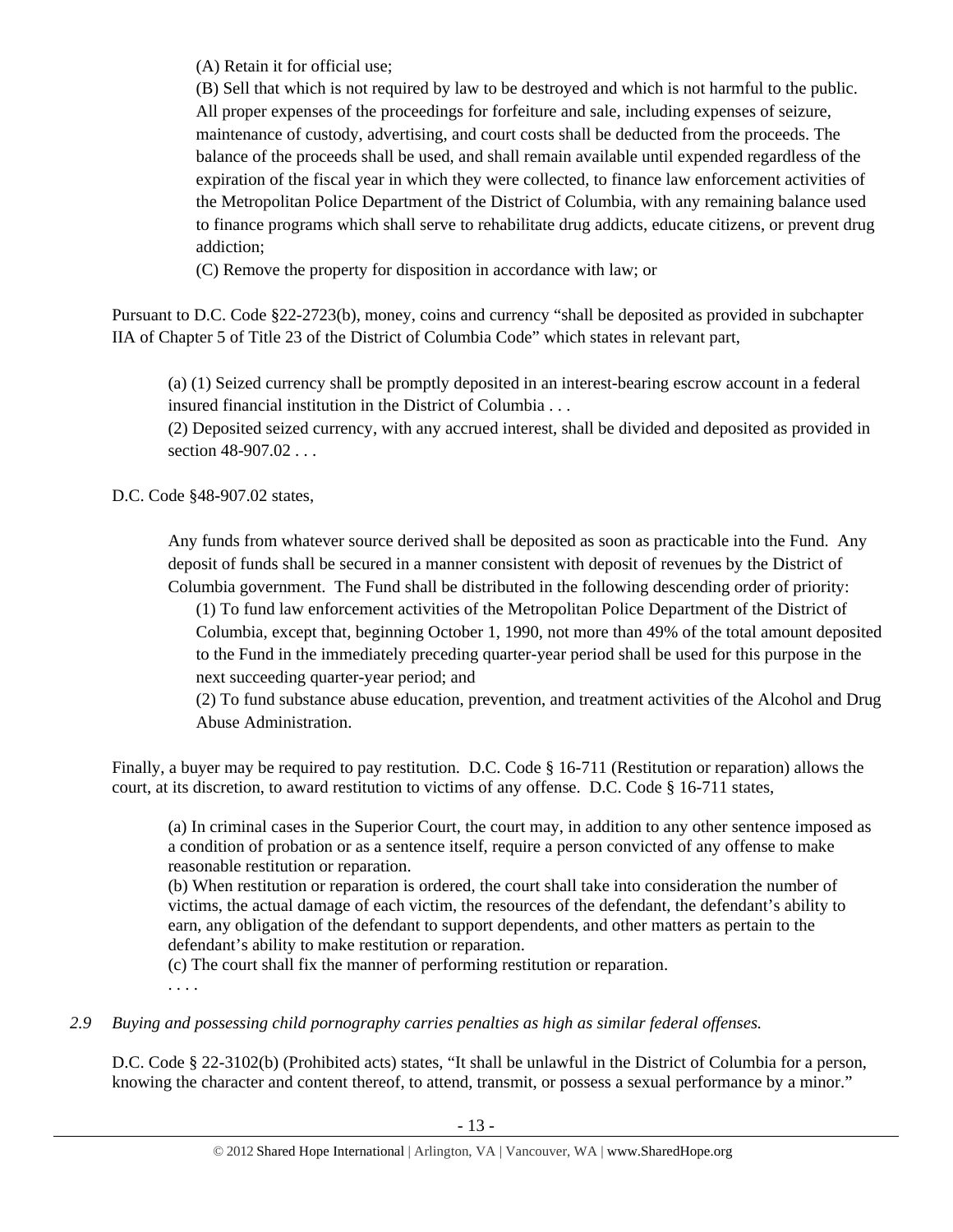> (A) Retain it for official use;
>
> (B) Sell that which is not required by law to be destroyed and which is not harmful to the public. All proper expenses of the proceedings for forfeiture and sale, including expenses of seizure, maintenance of custody, advertising, and court costs shall be deducted from the proceeds. The balance of the proceeds shall be used, and shall remain available until expended regardless of the expiration of the fiscal year in which they were collected, to finance law enforcement activities of the Metropolitan Police Department of the District of Columbia, with any remaining balance used to finance programs which shall serve to rehabilitate drug addicts, educate citizens, or prevent drug addiction;
>
> (C) Remove the property for disposition in accordance with law; or

Pursuant to D.C. Code §22-2723(b), money, coins and currency "shall be deposited as provided in subchapter IIA of Chapter 5 of Title 23 of the District of Columbia Code" which states in relevant part,

> (a) (1) Seized currency shall be promptly deposited in an interest-bearing escrow account in a federal insured financial institution in the District of Columbia . . .
>
> (2) Deposited seized currency, with any accrued interest, shall be divided and deposited as provided in section 48-907.02 . . .

D.C. Code §48-907.02 states,

> Any funds from whatever source derived shall be deposited as soon as practicable into the Fund. Any deposit of funds shall be secured in a manner consistent with deposit of revenues by the District of Columbia government. The Fund shall be distributed in the following descending order of priority:
>
> (1) To fund law enforcement activities of the Metropolitan Police Department of the District of Columbia, except that, beginning October 1, 1990, not more than 49% of the total amount deposited to the Fund in the immediately preceding quarter-year period shall be used for this purpose in the next succeeding quarter-year period; and
>
> (2) To fund substance abuse education, prevention, and treatment activities of the Alcohol and Drug Abuse Administration.

Finally, a buyer may be required to pay restitution. D.C. Code § 16-711 (Restitution or reparation) allows the court, at its discretion, to award restitution to victims of any offense. D.C. Code § 16-711 states,

> (a) In criminal cases in the Superior Court, the court may, in addition to any other sentence imposed as a condition of probation or as a sentence itself, require a person convicted of any offense to make reasonable restitution or reparation.
>
> (b) When restitution or reparation is ordered, the court shall take into consideration the number of victims, the actual damage of each victim, the resources of the defendant, the defendant's ability to earn, any obligation of the defendant to support dependents, and other matters as pertain to the defendant's ability to make restitution or reparation.
>
> (c) The court shall fix the manner of performing restitution or reparation.
>
> . . . .

*2.9 Buying and possessing child pornography carries penalties as high as similar federal offenses.*

D.C. Code § 22-3102(b) (Prohibited acts) states, "It shall be unlawful in the District of Columbia for a person, knowing the character and content thereof, to attend, transmit, or possess a sexual performance by a minor."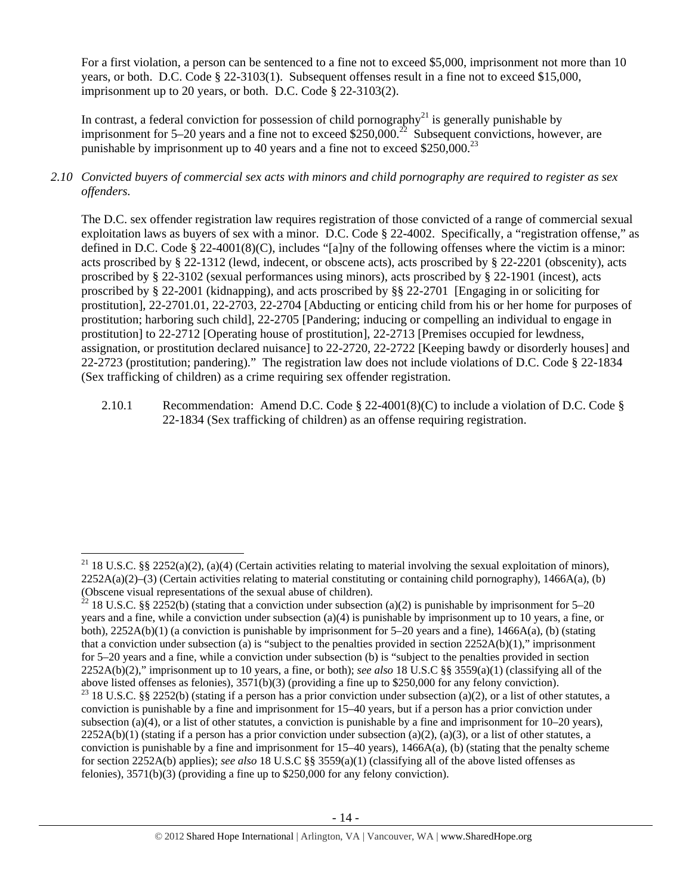For a first violation, a person can be sentenced to a fine not to exceed $5,000, imprisonment not more than 10 years, or both. D.C. Code § 22-3103(1). Subsequent offenses result in a fine not to exceed $15,000, imprisonment up to 20 years, or both. D.C. Code § 22-3103(2).

In contrast, a federal conviction for possession of child pornography[21] is generally punishable by imprisonment for 5–20 years and a fine not to exceed $250,000.[22] Subsequent convictions, however, are punishable by imprisonment up to 40 years and a fine not to exceed $250,000.[23]

*2.10 Convicted buyers of commercial sex acts with minors and child pornography are required to register as sex offenders.*

The D.C. sex offender registration law requires registration of those convicted of a range of commercial sexual exploitation laws as buyers of sex with a minor. D.C. Code § 22-4002. Specifically, a "registration offense," as defined in D.C. Code § 22-4001(8)(C), includes "[a]ny of the following offenses where the victim is a minor: acts proscribed by § 22-1312 (lewd, indecent, or obscene acts), acts proscribed by § 22-2201 (obscenity), acts proscribed by § 22-3102 (sexual performances using minors), acts proscribed by § 22-1901 (incest), acts proscribed by § 22-2001 (kidnapping), and acts proscribed by §§ 22-2701 [Engaging in or soliciting for prostitution], 22-2701.01, 22-2703, 22-2704 [Abducting or enticing child from his or her home for purposes of prostitution; harboring such child], 22-2705 [Pandering; inducing or compelling an individual to engage in prostitution] to 22-2712 [Operating house of prostitution], 22-2713 [Premises occupied for lewdness, assignation, or prostitution declared nuisance] to 22-2720, 22-2722 [Keeping bawdy or disorderly houses] and 22-2723 (prostitution; pandering)." The registration law does not include violations of D.C. Code § 22-1834 (Sex trafficking of children) as a crime requiring sex offender registration.

2.10.1 Recommendation: Amend D.C. Code § 22-4001(8)(C) to include a violation of D.C. Code § 22-1834 (Sex trafficking of children) as an offense requiring registration.

---

[21] 18 U.S.C. §§ 2252(a)(2), (a)(4) (Certain activities relating to material involving the sexual exploitation of minors), 2252A(a)(2)–(3) (Certain activities relating to material constituting or containing child pornography), 1466A(a), (b) (Obscene visual representations of the sexual abuse of children).

[22] 18 U.S.C. §§ 2252(b) (stating that a conviction under subsection (a)(2) is punishable by imprisonment for 5–20 years and a fine, while a conviction under subsection (a)(4) is punishable by imprisonment up to 10 years, a fine, or both), 2252A(b)(1) (a conviction is punishable by imprisonment for 5–20 years and a fine), 1466A(a), (b) (stating that a conviction under subsection (a) is "subject to the penalties provided in section 2252A(b)(1)," imprisonment for 5–20 years and a fine, while a conviction under subsection (b) is "subject to the penalties provided in section 2252A(b)(2)," imprisonment up to 10 years, a fine, or both); *see also* 18 U.S.C §§ 3559(a)(1) (classifying all of the above listed offenses as felonies), 3571(b)(3) (providing a fine up to $250,000 for any felony conviction).

[23] 18 U.S.C. §§ 2252(b) (stating if a person has a prior conviction under subsection (a)(2), or a list of other statutes, a conviction is punishable by a fine and imprisonment for 15–40 years, but if a person has a prior conviction under subsection (a)(4), or a list of other statutes, a conviction is punishable by a fine and imprisonment for 10–20 years), 2252A(b)(1) (stating if a person has a prior conviction under subsection (a)(2), (a)(3), or a list of other statutes, a conviction is punishable by a fine and imprisonment for 15–40 years), 1466A(a), (b) (stating that the penalty scheme for section 2252A(b) applies); *see also* 18 U.S.C §§ 3559(a)(1) (classifying all of the above listed offenses as felonies), 3571(b)(3) (providing a fine up to $250,000 for any felony conviction).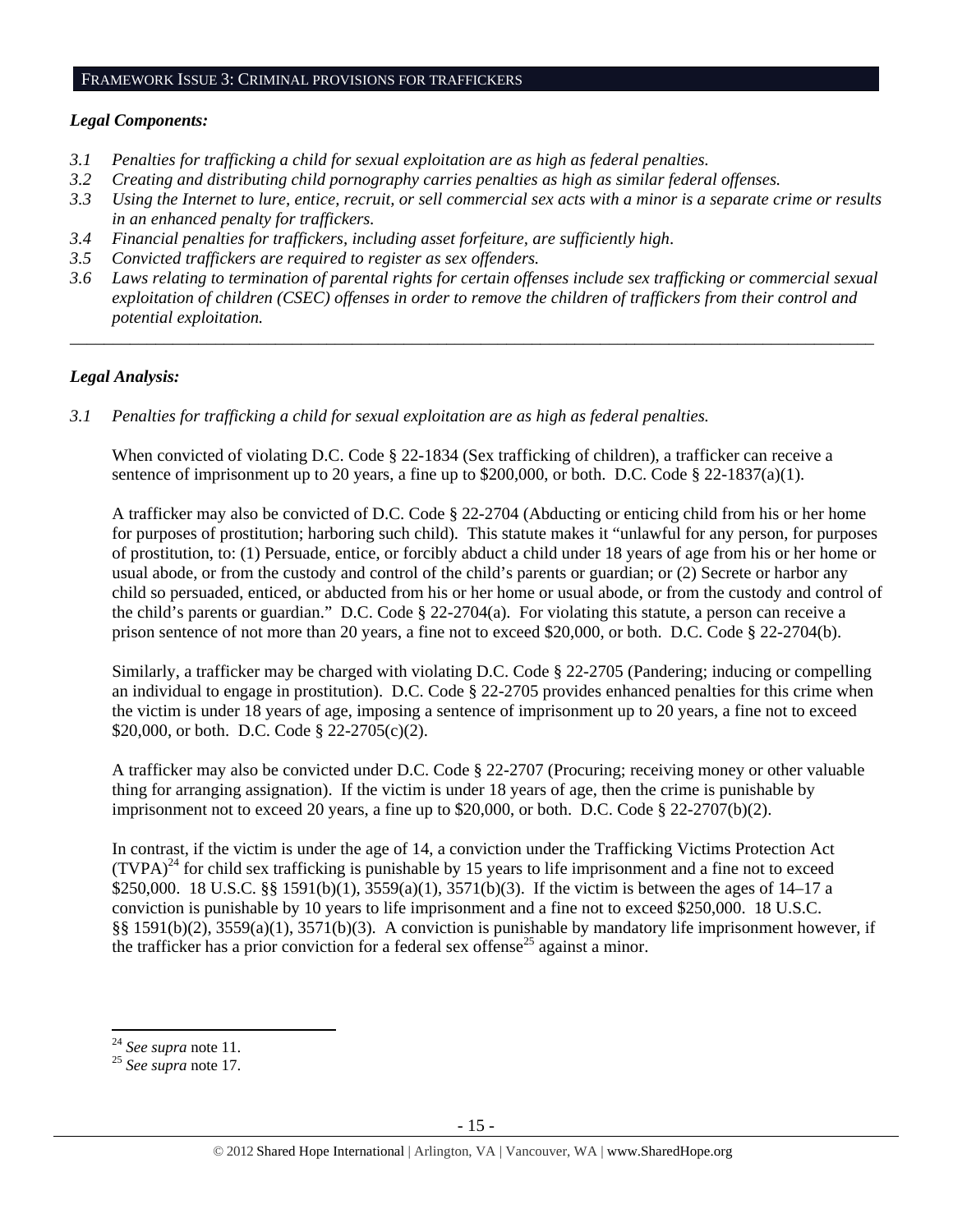## FRAMEWORK ISSUE 3: CRIMINAL PROVISIONS FOR TRAFFICKERS

### *Legal Components:*

*3.1 Penalties for trafficking a child for sexual exploitation are as high as federal penalties.*

*3.2 Creating and distributing child pornography carries penalties as high as similar federal offenses.*

*3.3 Using the Internet to lure, entice, recruit, or sell commercial sex acts with a minor is a separate crime or results in an enhanced penalty for traffickers.*

*3.4 Financial penalties for traffickers, including asset forfeiture, are sufficiently high.*

*3.5 Convicted traffickers are required to register as sex offenders.*

*3.6 Laws relating to termination of parental rights for certain offenses include sex trafficking or commercial sexual exploitation of children (CSEC) offenses in order to remove the children of traffickers from their control and potential exploitation.*

---

### *Legal Analysis:*

*3.1 Penalties for trafficking a child for sexual exploitation are as high as federal penalties.*

When convicted of violating D.C. Code § 22-1834 (Sex trafficking of children), a trafficker can receive a sentence of imprisonment up to 20 years, a fine up to $200,000, or both. D.C. Code § 22-1837(a)(1).

A trafficker may also be convicted of D.C. Code § 22-2704 (Abducting or enticing child from his or her home for purposes of prostitution; harboring such child). This statute makes it "unlawful for any person, for purposes of prostitution, to: (1) Persuade, entice, or forcibly abduct a child under 18 years of age from his or her home or usual abode, or from the custody and control of the child's parents or guardian; or (2) Secrete or harbor any child so persuaded, enticed, or abducted from his or her home or usual abode, or from the custody and control of the child's parents or guardian." D.C. Code § 22-2704(a). For violating this statute, a person can receive a prison sentence of not more than 20 years, a fine not to exceed $20,000, or both. D.C. Code § 22-2704(b).

Similarly, a trafficker may be charged with violating D.C. Code § 22-2705 (Pandering; inducing or compelling an individual to engage in prostitution). D.C. Code § 22-2705 provides enhanced penalties for this crime when the victim is under 18 years of age, imposing a sentence of imprisonment up to 20 years, a fine not to exceed $20,000, or both. D.C. Code § 22-2705(c)(2).

A trafficker may also be convicted under D.C. Code § 22-2707 (Procuring; receiving money or other valuable thing for arranging assignation). If the victim is under 18 years of age, then the crime is punishable by imprisonment not to exceed 20 years, a fine up to $20,000, or both. D.C. Code § 22-2707(b)(2).

In contrast, if the victim is under the age of 14, a conviction under the Trafficking Victims Protection Act (TVPA)[24] for child sex trafficking is punishable by 15 years to life imprisonment and a fine not to exceed $250,000. 18 U.S.C. §§ 1591(b)(1), 3559(a)(1), 3571(b)(3). If the victim is between the ages of 14–17 a conviction is punishable by 10 years to life imprisonment and a fine not to exceed $250,000. 18 U.S.C. §§ 1591(b)(2), 3559(a)(1), 3571(b)(3). A conviction is punishable by mandatory life imprisonment however, if the trafficker has a prior conviction for a federal sex offense[25] against a minor.

---

[24] *See supra* note 11.

[25] *See supra* note 17.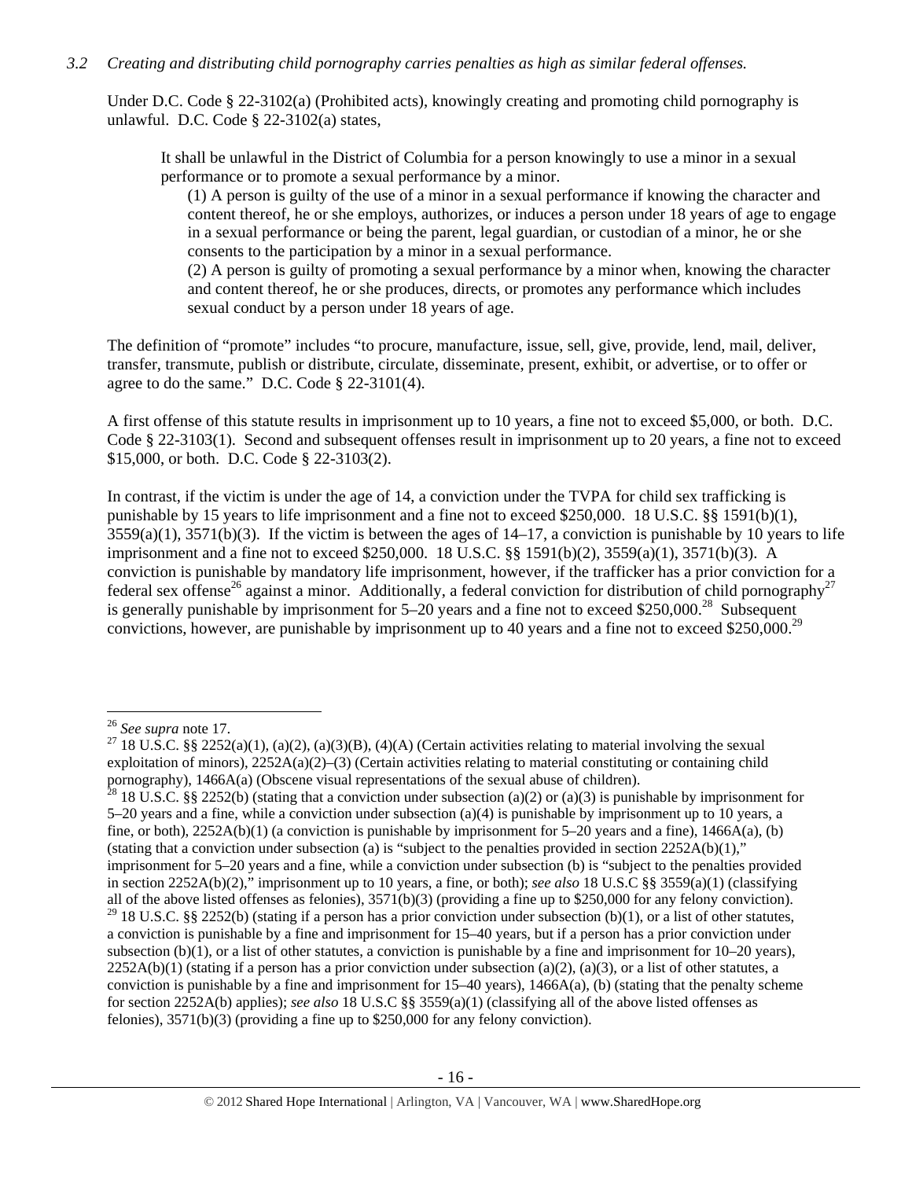*3.2 Creating and distributing child pornography carries penalties as high as similar federal offenses.*

Under D.C. Code § 22-3102(a) (Prohibited acts), knowingly creating and promoting child pornography is unlawful. D.C. Code § 22-3102(a) states,

> It shall be unlawful in the District of Columbia for a person knowingly to use a minor in a sexual performance or to promote a sexual performance by a minor.
>
> (1) A person is guilty of the use of a minor in a sexual performance if knowing the character and content thereof, he or she employs, authorizes, or induces a person under 18 years of age to engage in a sexual performance or being the parent, legal guardian, or custodian of a minor, he or she consents to the participation by a minor in a sexual performance.
>
> (2) A person is guilty of promoting a sexual performance by a minor when, knowing the character and content thereof, he or she produces, directs, or promotes any performance which includes sexual conduct by a person under 18 years of age.

The definition of "promote" includes "to procure, manufacture, issue, sell, give, provide, lend, mail, deliver, transfer, transmute, publish or distribute, circulate, disseminate, present, exhibit, or advertise, or to offer or agree to do the same." D.C. Code § 22-3101(4).

A first offense of this statute results in imprisonment up to 10 years, a fine not to exceed $5,000, or both. D.C. Code § 22-3103(1). Second and subsequent offenses result in imprisonment up to 20 years, a fine not to exceed $15,000, or both. D.C. Code § 22-3103(2).

In contrast, if the victim is under the age of 14, a conviction under the TVPA for child sex trafficking is punishable by 15 years to life imprisonment and a fine not to exceed $250,000. 18 U.S.C. §§ 1591(b)(1), 3559(a)(1), 3571(b)(3). If the victim is between the ages of 14–17, a conviction is punishable by 10 years to life imprisonment and a fine not to exceed $250,000. 18 U.S.C. §§ 1591(b)(2), 3559(a)(1), 3571(b)(3). A conviction is punishable by mandatory life imprisonment, however, if the trafficker has a prior conviction for a federal sex offense[26] against a minor. Additionally, a federal conviction for distribution of child pornography[27] is generally punishable by imprisonment for 5–20 years and a fine not to exceed $250,000.[28] Subsequent convictions, however, are punishable by imprisonment up to 40 years and a fine not to exceed $250,000.[29]

---

[26] *See supra* note 17.

[27] 18 U.S.C. §§ 2252(a)(1), (a)(2), (a)(3)(B), (4)(A) (Certain activities relating to material involving the sexual exploitation of minors), 2252A(a)(2)–(3) (Certain activities relating to material constituting or containing child pornography), 1466A(a) (Obscene visual representations of the sexual abuse of children).

[28] 18 U.S.C. §§ 2252(b) (stating that a conviction under subsection (a)(2) or (a)(3) is punishable by imprisonment for 5–20 years and a fine, while a conviction under subsection (a)(4) is punishable by imprisonment up to 10 years, a fine, or both), 2252A(b)(1) (a conviction is punishable by imprisonment for 5–20 years and a fine), 1466A(a), (b) (stating that a conviction under subsection (a) is "subject to the penalties provided in section 2252A(b)(1)," imprisonment for 5–20 years and a fine, while a conviction under subsection (b) is "subject to the penalties provided in section 2252A(b)(2)," imprisonment up to 10 years, a fine, or both); *see also* 18 U.S.C §§ 3559(a)(1) (classifying all of the above listed offenses as felonies), 3571(b)(3) (providing a fine up to $250,000 for any felony conviction).

[29] 18 U.S.C. §§ 2252(b) (stating if a person has a prior conviction under subsection (b)(1), or a list of other statutes, a conviction is punishable by a fine and imprisonment for 15–40 years, but if a person has a prior conviction under subsection (b)(1), or a list of other statutes, a conviction is punishable by a fine and imprisonment for 10–20 years), 2252A(b)(1) (stating if a person has a prior conviction under subsection (a)(2), (a)(3), or a list of other statutes, a conviction is punishable by a fine and imprisonment for 15–40 years), 1466A(a), (b) (stating that the penalty scheme for section 2252A(b) applies); *see also* 18 U.S.C §§ 3559(a)(1) (classifying all of the above listed offenses as felonies), 3571(b)(3) (providing a fine up to $250,000 for any felony conviction).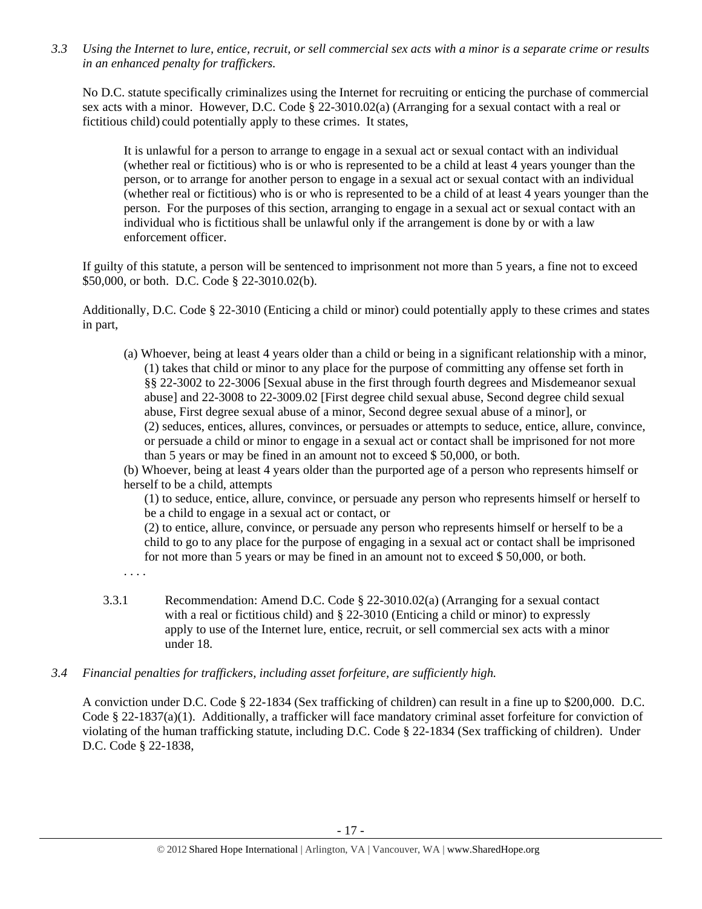*3.3 Using the Internet to lure, entice, recruit, or sell commercial sex acts with a minor is a separate crime or results in an enhanced penalty for traffickers.*

No D.C. statute specifically criminalizes using the Internet for recruiting or enticing the purchase of commercial sex acts with a minor. However, D.C. Code § 22-3010.02(a) (Arranging for a sexual contact with a real or fictitious child) could potentially apply to these crimes. It states,

> It is unlawful for a person to arrange to engage in a sexual act or sexual contact with an individual (whether real or fictitious) who is or who is represented to be a child at least 4 years younger than the person, or to arrange for another person to engage in a sexual act or sexual contact with an individual (whether real or fictitious) who is or who is represented to be a child of at least 4 years younger than the person. For the purposes of this section, arranging to engage in a sexual act or sexual contact with an individual who is fictitious shall be unlawful only if the arrangement is done by or with a law enforcement officer.

If guilty of this statute, a person will be sentenced to imprisonment not more than 5 years, a fine not to exceed $50,000, or both. D.C. Code § 22-3010.02(b).

Additionally, D.C. Code § 22-3010 (Enticing a child or minor) could potentially apply to these crimes and states in part,

> (a) Whoever, being at least 4 years older than a child or being in a significant relationship with a minor,
> (1) takes that child or minor to any place for the purpose of committing any offense set forth in §§ 22-3002 to 22-3006 [Sexual abuse in the first through fourth degrees and Misdemeanor sexual abuse] and 22-3008 to 22-3009.02 [First degree child sexual abuse, Second degree child sexual abuse, First degree sexual abuse of a minor, Second degree sexual abuse of a minor], or
> (2) seduces, entices, allures, convinces, or persuades or attempts to seduce, entice, allure, convince, or persuade a child or minor to engage in a sexual act or contact shall be imprisoned for not more than 5 years or may be fined in an amount not to exceed $ 50,000, or both.
>
> (b) Whoever, being at least 4 years older than the purported age of a person who represents himself or herself to be a child, attempts
> (1) to seduce, entice, allure, convince, or persuade any person who represents himself or herself to be a child to engage in a sexual act or contact, or
> (2) to entice, allure, convince, or persuade any person who represents himself or herself to be a child to go to any place for the purpose of engaging in a sexual act or contact shall be imprisoned for not more than 5 years or may be fined in an amount not to exceed $ 50,000, or both.
>
> . . . .

3.3.1 Recommendation: Amend D.C. Code § 22-3010.02(a) (Arranging for a sexual contact with a real or fictitious child) and § 22-3010 (Enticing a child or minor) to expressly apply to use of the Internet lure, entice, recruit, or sell commercial sex acts with a minor under 18.

*3.4 Financial penalties for traffickers, including asset forfeiture, are sufficiently high.*

A conviction under D.C. Code § 22-1834 (Sex trafficking of children) can result in a fine up to $200,000. D.C. Code § 22-1837(a)(1). Additionally, a trafficker will face mandatory criminal asset forfeiture for conviction of violating of the human trafficking statute, including D.C. Code § 22-1834 (Sex trafficking of children). Under D.C. Code § 22-1838,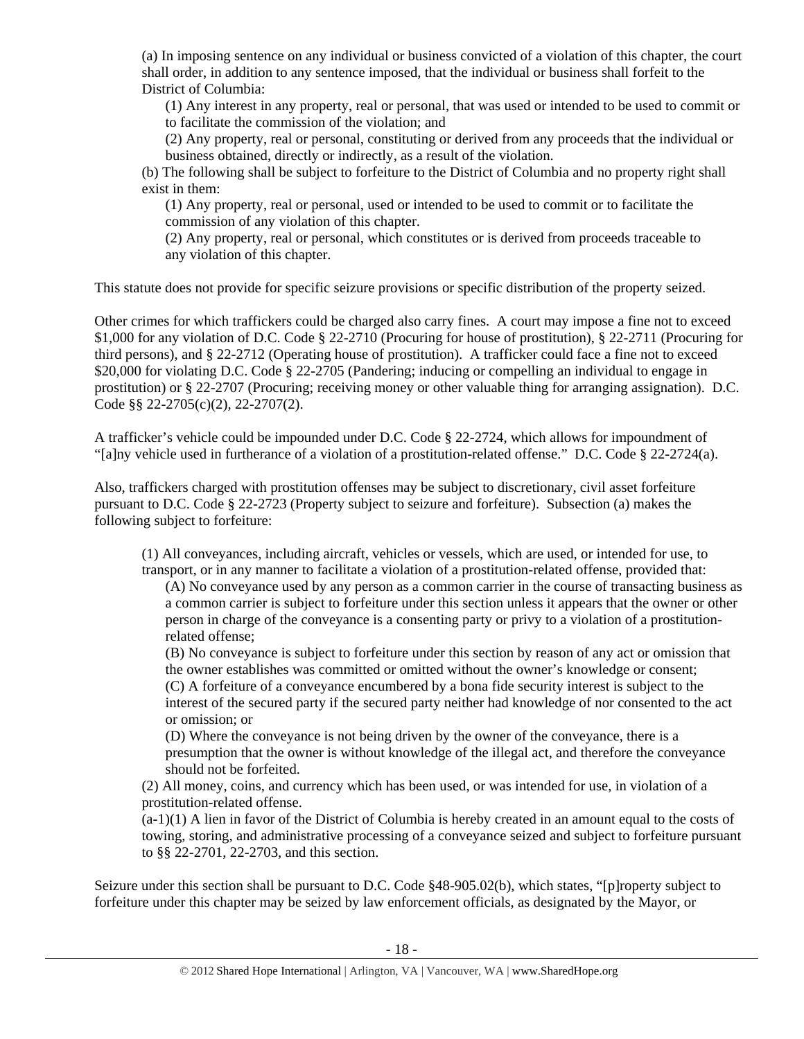(a) In imposing sentence on any individual or business convicted of a violation of this chapter, the court shall order, in addition to any sentence imposed, that the individual or business shall forfeit to the District of Columbia:

(1) Any interest in any property, real or personal, that was used or intended to be used to commit or to facilitate the commission of the violation; and

(2) Any property, real or personal, constituting or derived from any proceeds that the individual or business obtained, directly or indirectly, as a result of the violation.

(b) The following shall be subject to forfeiture to the District of Columbia and no property right shall exist in them:

(1) Any property, real or personal, used or intended to be used to commit or to facilitate the commission of any violation of this chapter.

(2) Any property, real or personal, which constitutes or is derived from proceeds traceable to any violation of this chapter.

This statute does not provide for specific seizure provisions or specific distribution of the property seized.

Other crimes for which traffickers could be charged also carry fines. A court may impose a fine not to exceed $1,000 for any violation of D.C. Code § 22-2710 (Procuring for house of prostitution), § 22-2711 (Procuring for third persons), and § 22-2712 (Operating house of prostitution). A trafficker could face a fine not to exceed $20,000 for violating D.C. Code § 22-2705 (Pandering; inducing or compelling an individual to engage in prostitution) or § 22-2707 (Procuring; receiving money or other valuable thing for arranging assignation). D.C. Code §§ 22-2705(c)(2), 22-2707(2).

A trafficker's vehicle could be impounded under D.C. Code § 22-2724, which allows for impoundment of "[a]ny vehicle used in furtherance of a violation of a prostitution-related offense." D.C. Code § 22-2724(a).

Also, traffickers charged with prostitution offenses may be subject to discretionary, civil asset forfeiture pursuant to D.C. Code § 22-2723 (Property subject to seizure and forfeiture). Subsection (a) makes the following subject to forfeiture:

(1) All conveyances, including aircraft, vehicles or vessels, which are used, or intended for use, to transport, or in any manner to facilitate a violation of a prostitution-related offense, provided that:

(A) No conveyance used by any person as a common carrier in the course of transacting business as a common carrier is subject to forfeiture under this section unless it appears that the owner or other person in charge of the conveyance is a consenting party or privy to a violation of a prostitution-related offense;

(B) No conveyance is subject to forfeiture under this section by reason of any act or omission that the owner establishes was committed or omitted without the owner's knowledge or consent;

(C) A forfeiture of a conveyance encumbered by a bona fide security interest is subject to the interest of the secured party if the secured party neither had knowledge of nor consented to the act or omission; or

(D) Where the conveyance is not being driven by the owner of the conveyance, there is a presumption that the owner is without knowledge of the illegal act, and therefore the conveyance should not be forfeited.

(2) All money, coins, and currency which has been used, or was intended for use, in violation of a prostitution-related offense.

(a-1)(1) A lien in favor of the District of Columbia is hereby created in an amount equal to the costs of towing, storing, and administrative processing of a conveyance seized and subject to forfeiture pursuant to §§ 22-2701, 22-2703, and this section.

Seizure under this section shall be pursuant to D.C. Code §48-905.02(b), which states, "[p]roperty subject to forfeiture under this chapter may be seized by law enforcement officials, as designated by the Mayor, or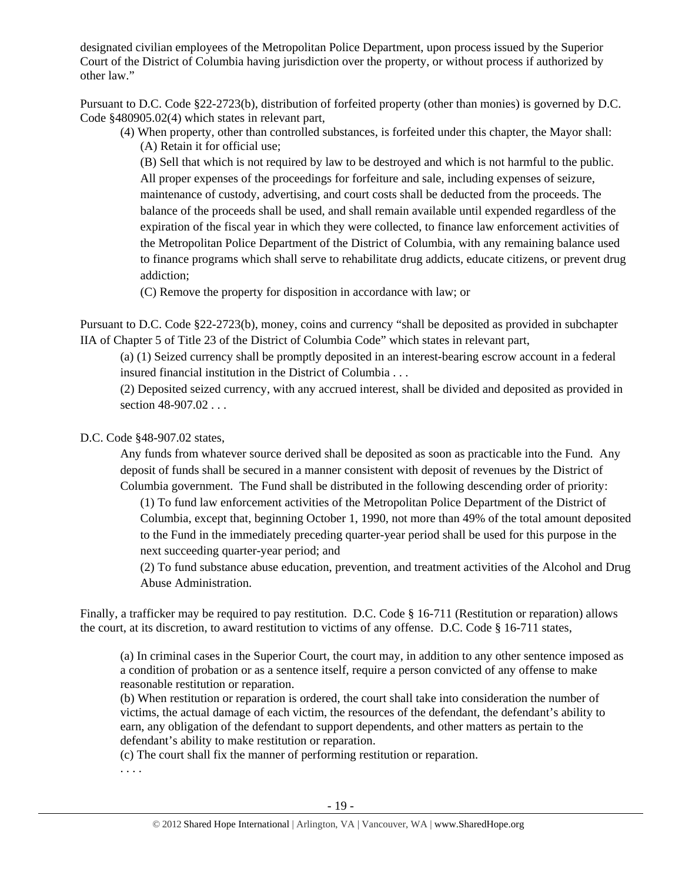designated civilian employees of the Metropolitan Police Department, upon process issued by the Superior Court of the District of Columbia having jurisdiction over the property, or without process if authorized by other law."

Pursuant to D.C. Code §22-2723(b), distribution of forfeited property (other than monies) is governed by D.C. Code §480905.02(4) which states in relevant part,

> (4) When property, other than controlled substances, is forfeited under this chapter, the Mayor shall:
>
> (A) Retain it for official use;
>
> (B) Sell that which is not required by law to be destroyed and which is not harmful to the public. All proper expenses of the proceedings for forfeiture and sale, including expenses of seizure, maintenance of custody, advertising, and court costs shall be deducted from the proceeds. The balance of the proceeds shall be used, and shall remain available until expended regardless of the expiration of the fiscal year in which they were collected, to finance law enforcement activities of the Metropolitan Police Department of the District of Columbia, with any remaining balance used to finance programs which shall serve to rehabilitate drug addicts, educate citizens, or prevent drug addiction;
>
> (C) Remove the property for disposition in accordance with law; or

Pursuant to D.C. Code §22-2723(b), money, coins and currency "shall be deposited as provided in subchapter IIA of Chapter 5 of Title 23 of the District of Columbia Code" which states in relevant part,

> (a) (1) Seized currency shall be promptly deposited in an interest-bearing escrow account in a federal insured financial institution in the District of Columbia . . .
>
> (2) Deposited seized currency, with any accrued interest, shall be divided and deposited as provided in section 48-907.02 . . .

D.C. Code §48-907.02 states,

> Any funds from whatever source derived shall be deposited as soon as practicable into the Fund. Any deposit of funds shall be secured in a manner consistent with deposit of revenues by the District of Columbia government. The Fund shall be distributed in the following descending order of priority:
>
> (1) To fund law enforcement activities of the Metropolitan Police Department of the District of Columbia, except that, beginning October 1, 1990, not more than 49% of the total amount deposited to the Fund in the immediately preceding quarter-year period shall be used for this purpose in the next succeeding quarter-year period; and
>
> (2) To fund substance abuse education, prevention, and treatment activities of the Alcohol and Drug Abuse Administration.

Finally, a trafficker may be required to pay restitution. D.C. Code § 16-711 (Restitution or reparation) allows the court, at its discretion, to award restitution to victims of any offense. D.C. Code § 16-711 states,

> (a) In criminal cases in the Superior Court, the court may, in addition to any other sentence imposed as a condition of probation or as a sentence itself, require a person convicted of any offense to make reasonable restitution or reparation.
>
> (b) When restitution or reparation is ordered, the court shall take into consideration the number of victims, the actual damage of each victim, the resources of the defendant, the defendant's ability to earn, any obligation of the defendant to support dependents, and other matters as pertain to the defendant's ability to make restitution or reparation.
>
> (c) The court shall fix the manner of performing restitution or reparation.
>
> . . . .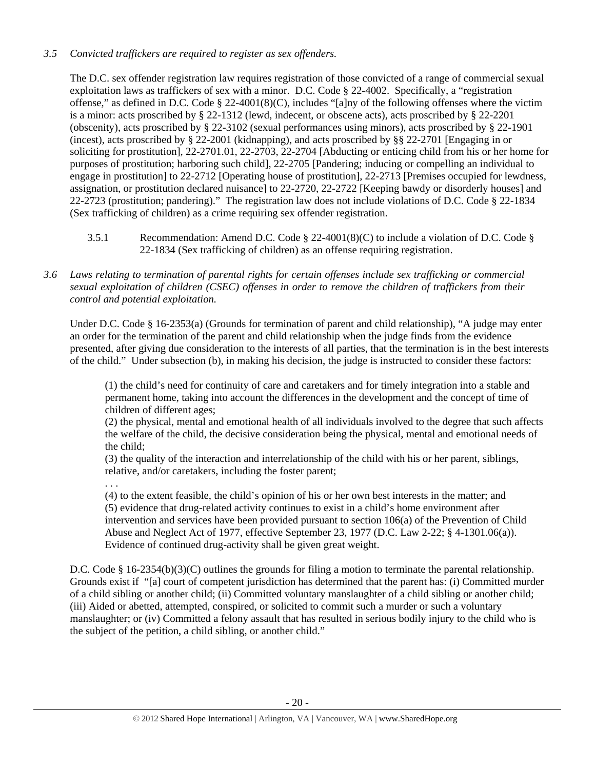*3.5 Convicted traffickers are required to register as sex offenders.*

The D.C. sex offender registration law requires registration of those convicted of a range of commercial sexual exploitation laws as traffickers of sex with a minor. D.C. Code § 22-4002. Specifically, a "registration offense," as defined in D.C. Code § 22-4001(8)(C), includes "[a]ny of the following offenses where the victim is a minor: acts proscribed by § 22-1312 (lewd, indecent, or obscene acts), acts proscribed by § 22-2201 (obscenity), acts proscribed by § 22-3102 (sexual performances using minors), acts proscribed by § 22-1901 (incest), acts proscribed by § 22-2001 (kidnapping), and acts proscribed by §§ 22-2701 [Engaging in or soliciting for prostitution], 22-2701.01, 22-2703, 22-2704 [Abducting or enticing child from his or her home for purposes of prostitution; harboring such child], 22-2705 [Pandering; inducing or compelling an individual to engage in prostitution] to 22-2712 [Operating house of prostitution], 22-2713 [Premises occupied for lewdness, assignation, or prostitution declared nuisance] to 22-2720, 22-2722 [Keeping bawdy or disorderly houses] and 22-2723 (prostitution; pandering)." The registration law does not include violations of D.C. Code § 22-1834 (Sex trafficking of children) as a crime requiring sex offender registration.

3.5.1 Recommendation: Amend D.C. Code § 22-4001(8)(C) to include a violation of D.C. Code § 22-1834 (Sex trafficking of children) as an offense requiring registration.

*3.6 Laws relating to termination of parental rights for certain offenses include sex trafficking or commercial sexual exploitation of children (CSEC) offenses in order to remove the children of traffickers from their control and potential exploitation.*

Under D.C. Code § 16-2353(a) (Grounds for termination of parent and child relationship), "A judge may enter an order for the termination of the parent and child relationship when the judge finds from the evidence presented, after giving due consideration to the interests of all parties, that the termination is in the best interests of the child." Under subsection (b), in making his decision, the judge is instructed to consider these factors:

> (1) the child's need for continuity of care and caretakers and for timely integration into a stable and permanent home, taking into account the differences in the development and the concept of time of children of different ages;
> (2) the physical, mental and emotional health of all individuals involved to the degree that such affects the welfare of the child, the decisive consideration being the physical, mental and emotional needs of the child;
> (3) the quality of the interaction and interrelationship of the child with his or her parent, siblings, relative, and/or caretakers, including the foster parent;
> . . .
> (4) to the extent feasible, the child's opinion of his or her own best interests in the matter; and
> (5) evidence that drug-related activity continues to exist in a child's home environment after intervention and services have been provided pursuant to section 106(a) of the Prevention of Child Abuse and Neglect Act of 1977, effective September 23, 1977 (D.C. Law 2-22; § 4-1301.06(a)). Evidence of continued drug-activity shall be given great weight.

D.C. Code § 16-2354(b)(3)(C) outlines the grounds for filing a motion to terminate the parental relationship. Grounds exist if "[a] court of competent jurisdiction has determined that the parent has: (i) Committed murder of a child sibling or another child; (ii) Committed voluntary manslaughter of a child sibling or another child; (iii) Aided or abetted, attempted, conspired, or solicited to commit such a murder or such a voluntary manslaughter; or (iv) Committed a felony assault that has resulted in serious bodily injury to the child who is the subject of the petition, a child sibling, or another child."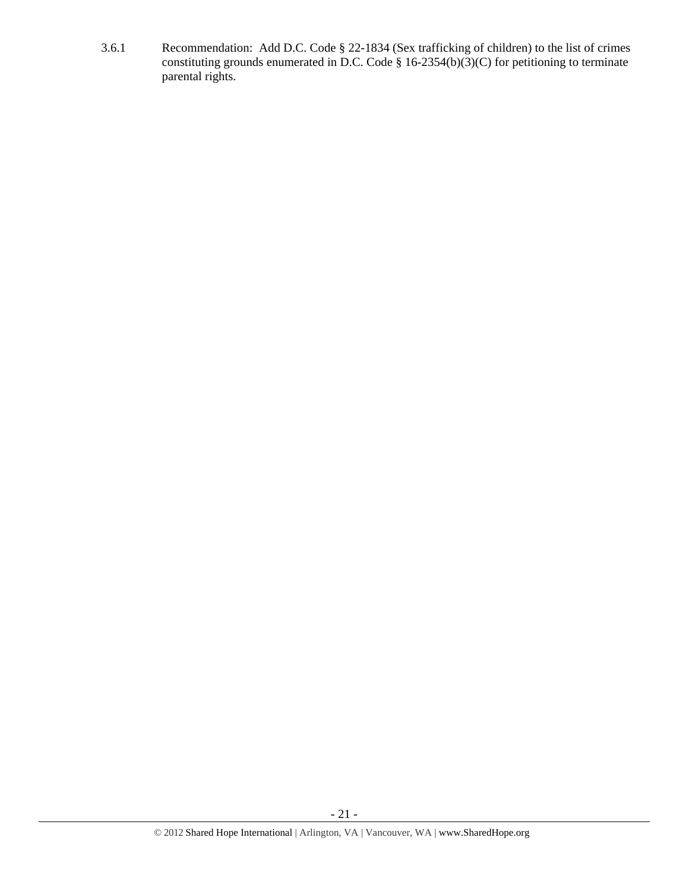3.6.1 Recommendation: Add D.C. Code § 22-1834 (Sex trafficking of children) to the list of crimes constituting grounds enumerated in D.C. Code § 16-2354(b)(3)(C) for petitioning to terminate parental rights.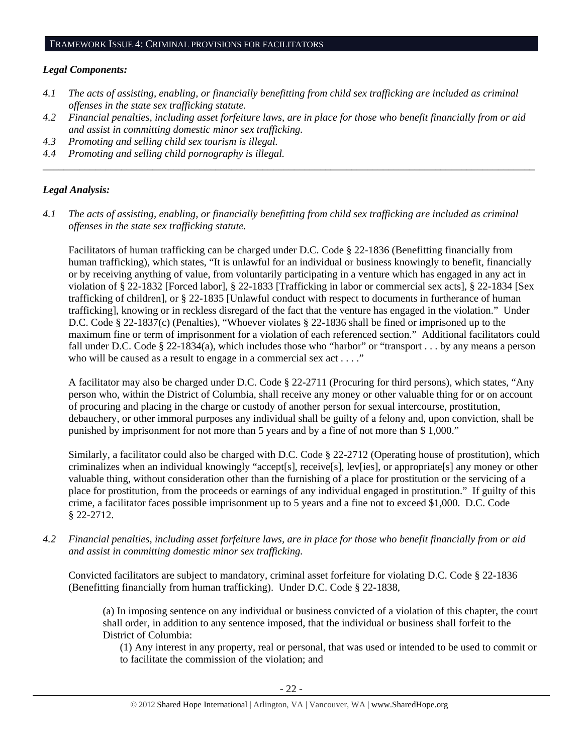## Framework Issue 4: Criminal provisions for facilitators

***Legal Components:***

*4.1 The acts of assisting, enabling, or financially benefitting from child sex trafficking are included as criminal offenses in the state sex trafficking statute.*

*4.2 Financial penalties, including asset forfeiture laws, are in place for those who benefit financially from or aid and assist in committing domestic minor sex trafficking.*

*4.3 Promoting and selling child sex tourism is illegal.*

*4.4 Promoting and selling child pornography is illegal.*

---

***Legal Analysis:***

*4.1 The acts of assisting, enabling, or financially benefitting from child sex trafficking are included as criminal offenses in the state sex trafficking statute.*

Facilitators of human trafficking can be charged under D.C. Code § 22-1836 (Benefitting financially from human trafficking), which states, "It is unlawful for an individual or business knowingly to benefit, financially or by receiving anything of value, from voluntarily participating in a venture which has engaged in any act in violation of § 22-1832 [Forced labor], § 22-1833 [Trafficking in labor or commercial sex acts], § 22-1834 [Sex trafficking of children], or § 22-1835 [Unlawful conduct with respect to documents in furtherance of human trafficking], knowing or in reckless disregard of the fact that the venture has engaged in the violation." Under D.C. Code § 22-1837(c) (Penalties), "Whoever violates § 22-1836 shall be fined or imprisoned up to the maximum fine or term of imprisonment for a violation of each referenced section." Additional facilitators could fall under D.C. Code § 22-1834(a), which includes those who "harbor" or "transport . . . by any means a person who will be caused as a result to engage in a commercial sex act . . . ."

A facilitator may also be charged under D.C. Code § 22-2711 (Procuring for third persons), which states, "Any person who, within the District of Columbia, shall receive any money or other valuable thing for or on account of procuring and placing in the charge or custody of another person for sexual intercourse, prostitution, debauchery, or other immoral purposes any individual shall be guilty of a felony and, upon conviction, shall be punished by imprisonment for not more than 5 years and by a fine of not more than $ 1,000."

Similarly, a facilitator could also be charged with D.C. Code § 22-2712 (Operating house of prostitution), which criminalizes when an individual knowingly "accept[s], receive[s], lev[ies], or appropriate[s] any money or other valuable thing, without consideration other than the furnishing of a place for prostitution or the servicing of a place for prostitution, from the proceeds or earnings of any individual engaged in prostitution." If guilty of this crime, a facilitator faces possible imprisonment up to 5 years and a fine not to exceed $1,000. D.C. Code § 22-2712.

*4.2 Financial penalties, including asset forfeiture laws, are in place for those who benefit financially from or aid and assist in committing domestic minor sex trafficking.*

Convicted facilitators are subject to mandatory, criminal asset forfeiture for violating D.C. Code § 22-1836 (Benefitting financially from human trafficking). Under D.C. Code § 22-1838,

> (a) In imposing sentence on any individual or business convicted of a violation of this chapter, the court shall order, in addition to any sentence imposed, that the individual or business shall forfeit to the District of Columbia:
>
> (1) Any interest in any property, real or personal, that was used or intended to be used to commit or to facilitate the commission of the violation; and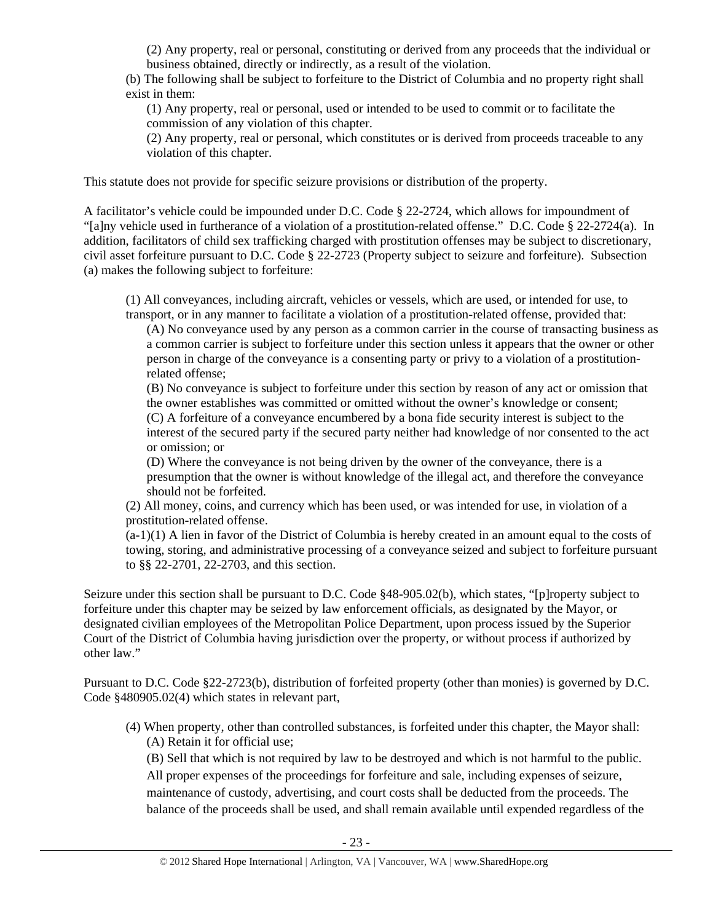(2) Any property, real or personal, constituting or derived from any proceeds that the individual or business obtained, directly or indirectly, as a result of the violation.

(b) The following shall be subject to forfeiture to the District of Columbia and no property right shall exist in them:

(1) Any property, real or personal, used or intended to be used to commit or to facilitate the commission of any violation of this chapter.

(2) Any property, real or personal, which constitutes or is derived from proceeds traceable to any violation of this chapter.

This statute does not provide for specific seizure provisions or distribution of the property.

A facilitator's vehicle could be impounded under D.C. Code § 22-2724, which allows for impoundment of "[a]ny vehicle used in furtherance of a violation of a prostitution-related offense." D.C. Code § 22-2724(a). In addition, facilitators of child sex trafficking charged with prostitution offenses may be subject to discretionary, civil asset forfeiture pursuant to D.C. Code § 22-2723 (Property subject to seizure and forfeiture). Subsection (a) makes the following subject to forfeiture:

(1) All conveyances, including aircraft, vehicles or vessels, which are used, or intended for use, to transport, or in any manner to facilitate a violation of a prostitution-related offense, provided that:

(A) No conveyance used by any person as a common carrier in the course of transacting business as a common carrier is subject to forfeiture under this section unless it appears that the owner or other person in charge of the conveyance is a consenting party or privy to a violation of a prostitution-related offense;

(B) No conveyance is subject to forfeiture under this section by reason of any act or omission that the owner establishes was committed or omitted without the owner's knowledge or consent;

(C) A forfeiture of a conveyance encumbered by a bona fide security interest is subject to the interest of the secured party if the secured party neither had knowledge of nor consented to the act or omission; or

(D) Where the conveyance is not being driven by the owner of the conveyance, there is a presumption that the owner is without knowledge of the illegal act, and therefore the conveyance should not be forfeited.

(2) All money, coins, and currency which has been used, or was intended for use, in violation of a prostitution-related offense.

(a-1)(1) A lien in favor of the District of Columbia is hereby created in an amount equal to the costs of towing, storing, and administrative processing of a conveyance seized and subject to forfeiture pursuant to §§ 22-2701, 22-2703, and this section.

Seizure under this section shall be pursuant to D.C. Code §48-905.02(b), which states, "[p]roperty subject to forfeiture under this chapter may be seized by law enforcement officials, as designated by the Mayor, or designated civilian employees of the Metropolitan Police Department, upon process issued by the Superior Court of the District of Columbia having jurisdiction over the property, or without process if authorized by other law."

Pursuant to D.C. Code §22-2723(b), distribution of forfeited property (other than monies) is governed by D.C. Code §480905.02(4) which states in relevant part,

(4) When property, other than controlled substances, is forfeited under this chapter, the Mayor shall:

(A) Retain it for official use;

(B) Sell that which is not required by law to be destroyed and which is not harmful to the public. All proper expenses of the proceedings for forfeiture and sale, including expenses of seizure, maintenance of custody, advertising, and court costs shall be deducted from the proceeds. The balance of the proceeds shall be used, and shall remain available until expended regardless of the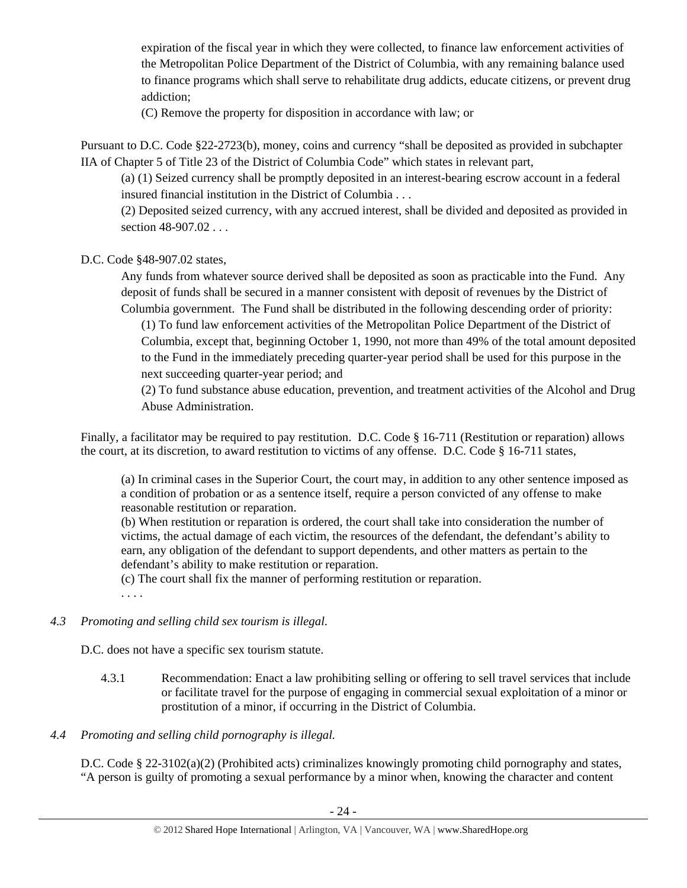expiration of the fiscal year in which they were collected, to finance law enforcement activities of the Metropolitan Police Department of the District of Columbia, with any remaining balance used to finance programs which shall serve to rehabilitate drug addicts, educate citizens, or prevent drug addiction;

(C) Remove the property for disposition in accordance with law; or

Pursuant to D.C. Code §22-2723(b), money, coins and currency "shall be deposited as provided in subchapter IIA of Chapter 5 of Title 23 of the District of Columbia Code" which states in relevant part,

> (a) (1) Seized currency shall be promptly deposited in an interest-bearing escrow account in a federal insured financial institution in the District of Columbia . . .
>
> (2) Deposited seized currency, with any accrued interest, shall be divided and deposited as provided in section 48-907.02 . . .

D.C. Code §48-907.02 states,

> Any funds from whatever source derived shall be deposited as soon as practicable into the Fund. Any deposit of funds shall be secured in a manner consistent with deposit of revenues by the District of Columbia government. The Fund shall be distributed in the following descending order of priority:
>
> (1) To fund law enforcement activities of the Metropolitan Police Department of the District of Columbia, except that, beginning October 1, 1990, not more than 49% of the total amount deposited to the Fund in the immediately preceding quarter-year period shall be used for this purpose in the next succeeding quarter-year period; and
>
> (2) To fund substance abuse education, prevention, and treatment activities of the Alcohol and Drug Abuse Administration.

Finally, a facilitator may be required to pay restitution. D.C. Code § 16-711 (Restitution or reparation) allows the court, at its discretion, to award restitution to victims of any offense. D.C. Code § 16-711 states,

> (a) In criminal cases in the Superior Court, the court may, in addition to any other sentence imposed as a condition of probation or as a sentence itself, require a person convicted of any offense to make reasonable restitution or reparation.
>
> (b) When restitution or reparation is ordered, the court shall take into consideration the number of victims, the actual damage of each victim, the resources of the defendant, the defendant's ability to earn, any obligation of the defendant to support dependents, and other matters as pertain to the defendant's ability to make restitution or reparation.
>
> (c) The court shall fix the manner of performing restitution or reparation.
>
> . . . .

*4.3 Promoting and selling child sex tourism is illegal.*

D.C. does not have a specific sex tourism statute.

4.3.1 Recommendation: Enact a law prohibiting selling or offering to sell travel services that include or facilitate travel for the purpose of engaging in commercial sexual exploitation of a minor or prostitution of a minor, if occurring in the District of Columbia.

*4.4 Promoting and selling child pornography is illegal.*

D.C. Code § 22-3102(a)(2) (Prohibited acts) criminalizes knowingly promoting child pornography and states, "A person is guilty of promoting a sexual performance by a minor when, knowing the character and content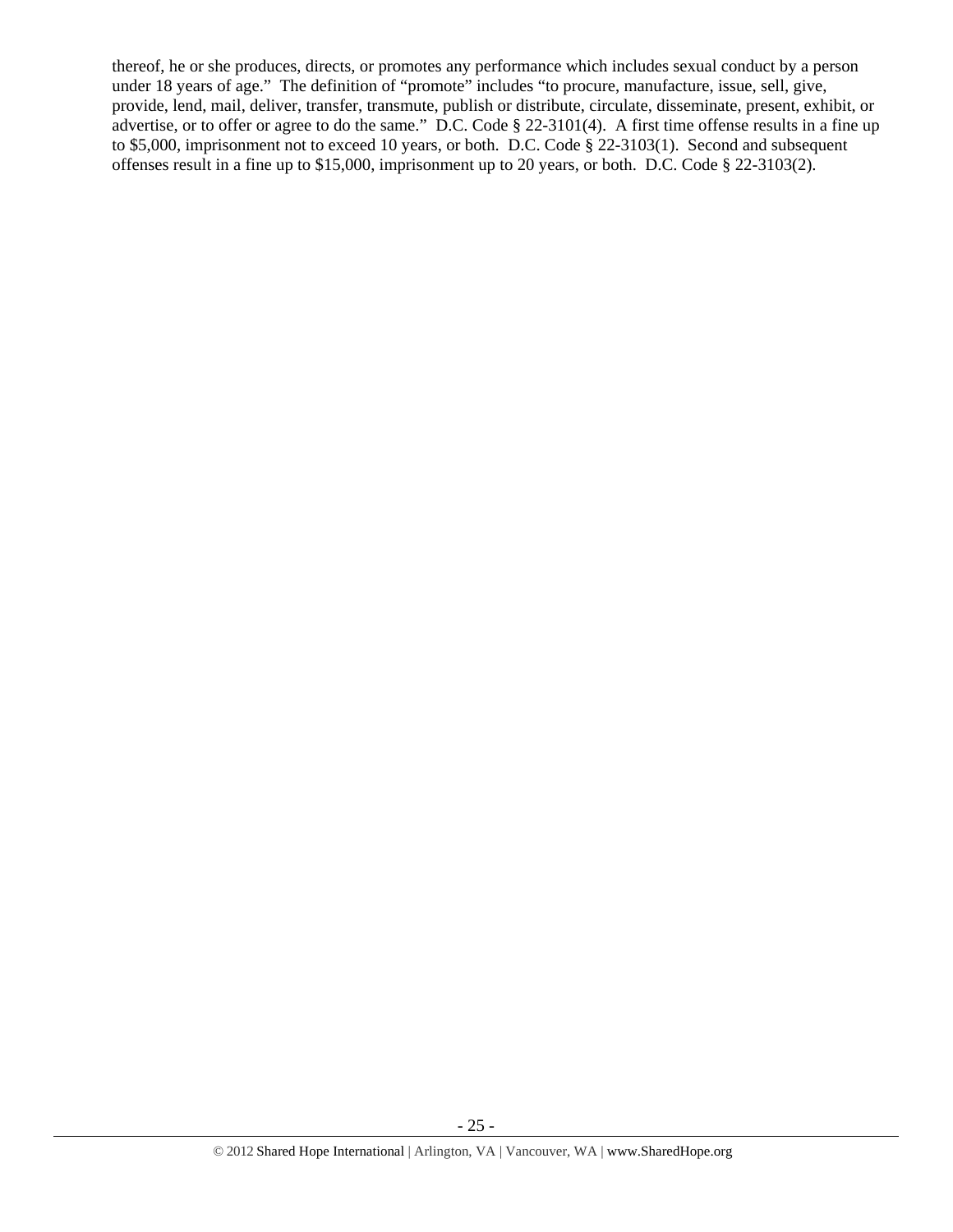thereof, he or she produces, directs, or promotes any performance which includes sexual conduct by a person under 18 years of age." The definition of "promote" includes "to procure, manufacture, issue, sell, give, provide, lend, mail, deliver, transfer, transmute, publish or distribute, circulate, disseminate, present, exhibit, or advertise, or to offer or agree to do the same." D.C. Code § 22-3101(4). A first time offense results in a fine up to $5,000, imprisonment not to exceed 10 years, or both. D.C. Code § 22-3103(1). Second and subsequent offenses result in a fine up to $15,000, imprisonment up to 20 years, or both. D.C. Code § 22-3103(2).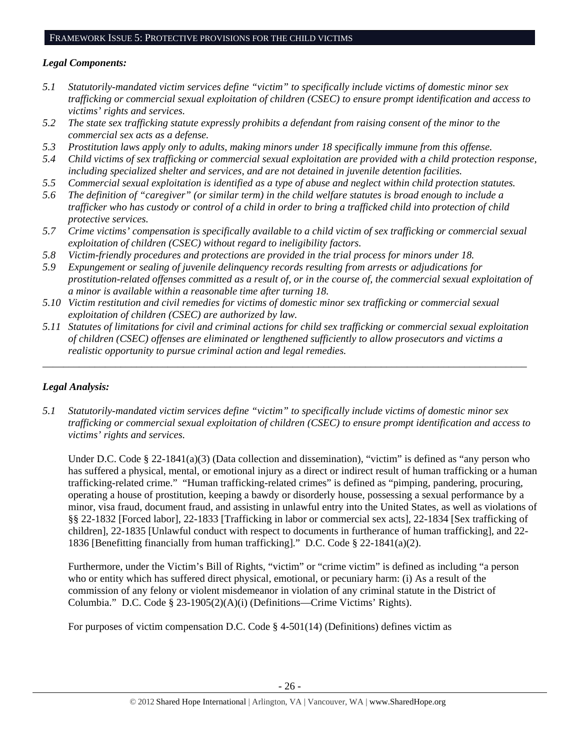## FRAMEWORK ISSUE 5: PROTECTIVE PROVISIONS FOR THE CHILD VICTIMS

***Legal Components:***

*5.1 Statutorily-mandated victim services define "victim" to specifically include victims of domestic minor sex trafficking or commercial sexual exploitation of children (CSEC) to ensure prompt identification and access to victims' rights and services.*

*5.2 The state sex trafficking statute expressly prohibits a defendant from raising consent of the minor to the commercial sex acts as a defense.*

*5.3 Prostitution laws apply only to adults, making minors under 18 specifically immune from this offense.*

*5.4 Child victims of sex trafficking or commercial sexual exploitation are provided with a child protection response, including specialized shelter and services, and are not detained in juvenile detention facilities.*

*5.5 Commercial sexual exploitation is identified as a type of abuse and neglect within child protection statutes.*

*5.6 The definition of "caregiver" (or similar term) in the child welfare statutes is broad enough to include a trafficker who has custody or control of a child in order to bring a trafficked child into protection of child protective services.*

*5.7 Crime victims' compensation is specifically available to a child victim of sex trafficking or commercial sexual exploitation of children (CSEC) without regard to ineligibility factors.*

*5.8 Victim-friendly procedures and protections are provided in the trial process for minors under 18.*

*5.9 Expungement or sealing of juvenile delinquency records resulting from arrests or adjudications for prostitution-related offenses committed as a result of, or in the course of, the commercial sexual exploitation of a minor is available within a reasonable time after turning 18.*

*5.10 Victim restitution and civil remedies for victims of domestic minor sex trafficking or commercial sexual exploitation of children (CSEC) are authorized by law.*

*5.11 Statutes of limitations for civil and criminal actions for child sex trafficking or commercial sexual exploitation of children (CSEC) offenses are eliminated or lengthened sufficiently to allow prosecutors and victims a realistic opportunity to pursue criminal action and legal remedies.*

---

***Legal Analysis:***

*5.1 Statutorily-mandated victim services define "victim" to specifically include victims of domestic minor sex trafficking or commercial sexual exploitation of children (CSEC) to ensure prompt identification and access to victims' rights and services.*

Under D.C. Code § 22-1841(a)(3) (Data collection and dissemination), "victim" is defined as "any person who has suffered a physical, mental, or emotional injury as a direct or indirect result of human trafficking or a human trafficking-related crime." "Human trafficking-related crimes" is defined as "pimping, pandering, procuring, operating a house of prostitution, keeping a bawdy or disorderly house, possessing a sexual performance by a minor, visa fraud, document fraud, and assisting in unlawful entry into the United States, as well as violations of §§ 22-1832 [Forced labor], 22-1833 [Trafficking in labor or commercial sex acts], 22-1834 [Sex trafficking of children], 22-1835 [Unlawful conduct with respect to documents in furtherance of human trafficking], and 22-1836 [Benefitting financially from human trafficking]." D.C. Code § 22-1841(a)(2).

Furthermore, under the Victim's Bill of Rights, "victim" or "crime victim" is defined as including "a person who or entity which has suffered direct physical, emotional, or pecuniary harm: (i) As a result of the commission of any felony or violent misdemeanor in violation of any criminal statute in the District of Columbia." D.C. Code § 23-1905(2)(A)(i) (Definitions—Crime Victims' Rights).

For purposes of victim compensation D.C. Code § 4-501(14) (Definitions) defines victim as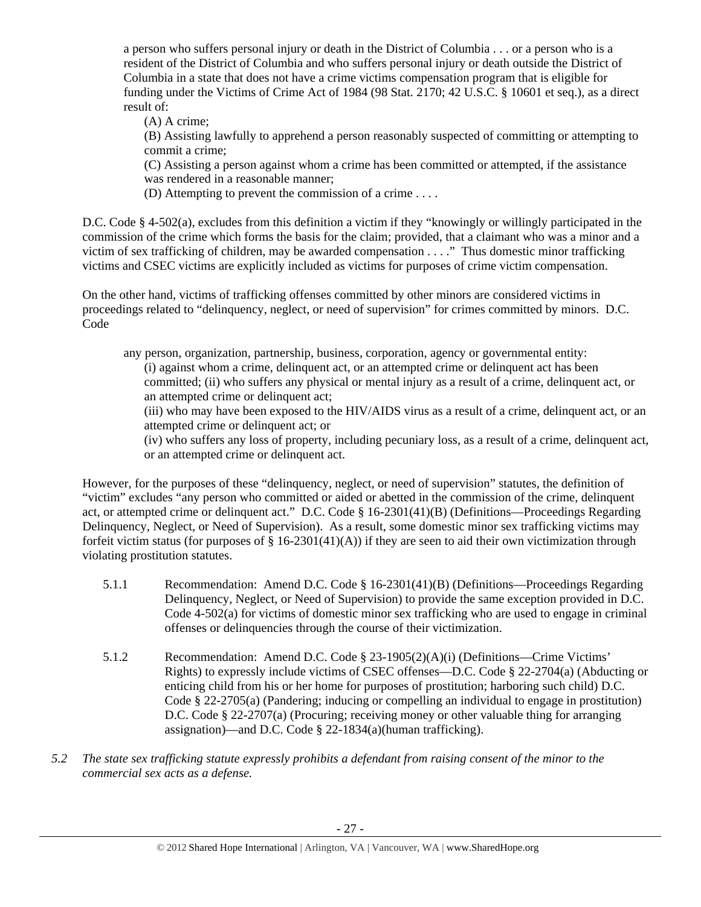> a person who suffers personal injury or death in the District of Columbia . . . or a person who is a resident of the District of Columbia and who suffers personal injury or death outside the District of Columbia in a state that does not have a crime victims compensation program that is eligible for funding under the Victims of Crime Act of 1984 (98 Stat. 2170; 42 U.S.C. § 10601 et seq.), as a direct result of:
>
> (A) A crime;
>
> (B) Assisting lawfully to apprehend a person reasonably suspected of committing or attempting to commit a crime;
>
> (C) Assisting a person against whom a crime has been committed or attempted, if the assistance was rendered in a reasonable manner;
>
> (D) Attempting to prevent the commission of a crime . . . .

D.C. Code § 4-502(a), excludes from this definition a victim if they "knowingly or willingly participated in the commission of the crime which forms the basis for the claim; provided, that a claimant who was a minor and a victim of sex trafficking of children, may be awarded compensation . . . ." Thus domestic minor trafficking victims and CSEC victims are explicitly included as victims for purposes of crime victim compensation.

On the other hand, victims of trafficking offenses committed by other minors are considered victims in proceedings related to "delinquency, neglect, or need of supervision" for crimes committed by minors. D.C. Code

> any person, organization, partnership, business, corporation, agency or governmental entity:
>
> (i) against whom a crime, delinquent act, or an attempted crime or delinquent act has been committed; (ii) who suffers any physical or mental injury as a result of a crime, delinquent act, or an attempted crime or delinquent act;
>
> (iii) who may have been exposed to the HIV/AIDS virus as a result of a crime, delinquent act, or an attempted crime or delinquent act; or
>
> (iv) who suffers any loss of property, including pecuniary loss, as a result of a crime, delinquent act, or an attempted crime or delinquent act.

However, for the purposes of these "delinquency, neglect, or need of supervision" statutes, the definition of "victim" excludes "any person who committed or aided or abetted in the commission of the crime, delinquent act, or attempted crime or delinquent act." D.C. Code § 16-2301(41)(B) (Definitions—Proceedings Regarding Delinquency, Neglect, or Need of Supervision). As a result, some domestic minor sex trafficking victims may forfeit victim status (for purposes of § 16-2301(41)(A)) if they are seen to aid their own victimization through violating prostitution statutes.

5.1.1 Recommendation: Amend D.C. Code § 16-2301(41)(B) (Definitions—Proceedings Regarding Delinquency, Neglect, or Need of Supervision) to provide the same exception provided in D.C. Code 4-502(a) for victims of domestic minor sex trafficking who are used to engage in criminal offenses or delinquencies through the course of their victimization.

5.1.2 Recommendation: Amend D.C. Code § 23-1905(2)(A)(i) (Definitions—Crime Victims' Rights) to expressly include victims of CSEC offenses—D.C. Code § 22-2704(a) (Abducting or enticing child from his or her home for purposes of prostitution; harboring such child) D.C. Code § 22-2705(a) (Pandering; inducing or compelling an individual to engage in prostitution) D.C. Code § 22-2707(a) (Procuring; receiving money or other valuable thing for arranging assignation)—and D.C. Code § 22-1834(a)(human trafficking).

*5.2 The state sex trafficking statute expressly prohibits a defendant from raising consent of the minor to the commercial sex acts as a defense.*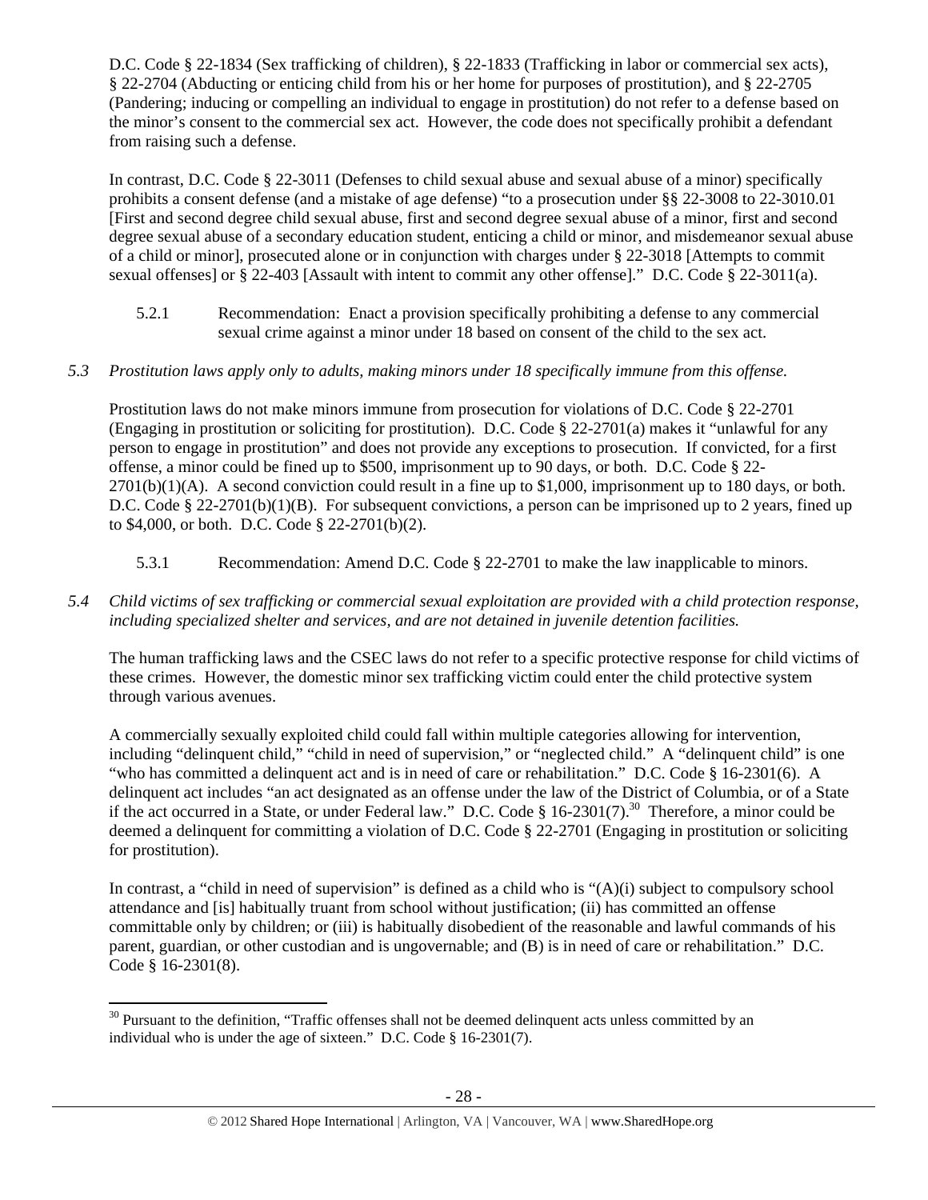D.C. Code § 22-1834 (Sex trafficking of children), § 22-1833 (Trafficking in labor or commercial sex acts), § 22-2704 (Abducting or enticing child from his or her home for purposes of prostitution), and § 22-2705 (Pandering; inducing or compelling an individual to engage in prostitution) do not refer to a defense based on the minor's consent to the commercial sex act. However, the code does not specifically prohibit a defendant from raising such a defense.

In contrast, D.C. Code § 22-3011 (Defenses to child sexual abuse and sexual abuse of a minor) specifically prohibits a consent defense (and a mistake of age defense) "to a prosecution under §§ 22-3008 to 22-3010.01 [First and second degree child sexual abuse, first and second degree sexual abuse of a minor, first and second degree sexual abuse of a secondary education student, enticing a child or minor, and misdemeanor sexual abuse of a child or minor], prosecuted alone or in conjunction with charges under § 22-3018 [Attempts to commit sexual offenses] or § 22-403 [Assault with intent to commit any other offense]." D.C. Code § 22-3011(a).

5.2.1 Recommendation: Enact a provision specifically prohibiting a defense to any commercial sexual crime against a minor under 18 based on consent of the child to the sex act.

*5.3 Prostitution laws apply only to adults, making minors under 18 specifically immune from this offense.*

Prostitution laws do not make minors immune from prosecution for violations of D.C. Code § 22-2701 (Engaging in prostitution or soliciting for prostitution). D.C. Code § 22-2701(a) makes it "unlawful for any person to engage in prostitution" and does not provide any exceptions to prosecution. If convicted, for a first offense, a minor could be fined up to $500, imprisonment up to 90 days, or both. D.C. Code § 22-2701(b)(1)(A). A second conviction could result in a fine up to $1,000, imprisonment up to 180 days, or both. D.C. Code § 22-2701(b)(1)(B). For subsequent convictions, a person can be imprisoned up to 2 years, fined up to $4,000, or both. D.C. Code § 22-2701(b)(2).

5.3.1 Recommendation: Amend D.C. Code § 22-2701 to make the law inapplicable to minors.

*5.4 Child victims of sex trafficking or commercial sexual exploitation are provided with a child protection response, including specialized shelter and services, and are not detained in juvenile detention facilities.*

The human trafficking laws and the CSEC laws do not refer to a specific protective response for child victims of these crimes. However, the domestic minor sex trafficking victim could enter the child protective system through various avenues.

A commercially sexually exploited child could fall within multiple categories allowing for intervention, including "delinquent child," "child in need of supervision," or "neglected child." A "delinquent child" is one "who has committed a delinquent act and is in need of care or rehabilitation." D.C. Code § 16-2301(6). A delinquent act includes "an act designated as an offense under the law of the District of Columbia, or of a State if the act occurred in a State, or under Federal law." D.C. Code § 16-2301(7).[30] Therefore, a minor could be deemed a delinquent for committing a violation of D.C. Code § 22-2701 (Engaging in prostitution or soliciting for prostitution).

In contrast, a "child in need of supervision" is defined as a child who is "(A)(i) subject to compulsory school attendance and [is] habitually truant from school without justification; (ii) has committed an offense committable only by children; or (iii) is habitually disobedient of the reasonable and lawful commands of his parent, guardian, or other custodian and is ungovernable; and (B) is in need of care or rehabilitation." D.C. Code § 16-2301(8).

[30] Pursuant to the definition, "Traffic offenses shall not be deemed delinquent acts unless committed by an individual who is under the age of sixteen." D.C. Code § 16-2301(7).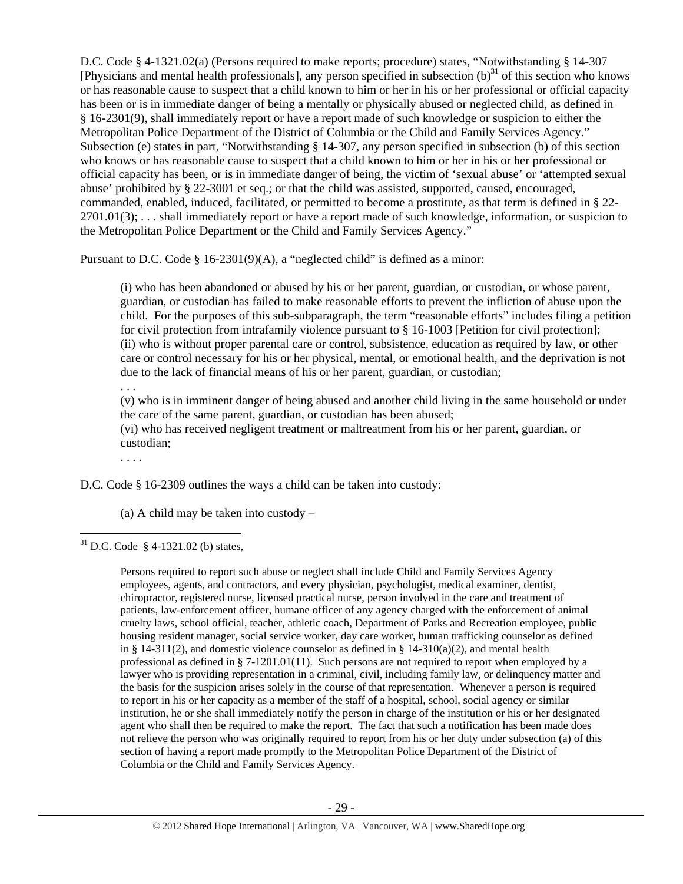D.C. Code § 4-1321.02(a) (Persons required to make reports; procedure) states, "Notwithstanding § 14-307 [Physicians and mental health professionals], any person specified in subsection (b)[31] of this section who knows or has reasonable cause to suspect that a child known to him or her in his or her professional or official capacity has been or is in immediate danger of being a mentally or physically abused or neglected child, as defined in § 16-2301(9), shall immediately report or have a report made of such knowledge or suspicion to either the Metropolitan Police Department of the District of Columbia or the Child and Family Services Agency." Subsection (e) states in part, "Notwithstanding § 14-307, any person specified in subsection (b) of this section who knows or has reasonable cause to suspect that a child known to him or her in his or her professional or official capacity has been, or is in immediate danger of being, the victim of 'sexual abuse' or 'attempted sexual abuse' prohibited by § 22-3001 et seq.; or that the child was assisted, supported, caused, encouraged, commanded, enabled, induced, facilitated, or permitted to become a prostitute, as that term is defined in § 22-2701.01(3); . . . shall immediately report or have a report made of such knowledge, information, or suspicion to the Metropolitan Police Department or the Child and Family Services Agency."

Pursuant to D.C. Code § 16-2301(9)(A), a "neglected child" is defined as a minor:

> (i) who has been abandoned or abused by his or her parent, guardian, or custodian, or whose parent, guardian, or custodian has failed to make reasonable efforts to prevent the infliction of abuse upon the child. For the purposes of this sub-subparagraph, the term "reasonable efforts" includes filing a petition for civil protection from intrafamily violence pursuant to § 16-1003 [Petition for civil protection];
> (ii) who is without proper parental care or control, subsistence, education as required by law, or other care or control necessary for his or her physical, mental, or emotional health, and the deprivation is not due to the lack of financial means of his or her parent, guardian, or custodian;
> . . .
> (v) who is in imminent danger of being abused and another child living in the same household or under the care of the same parent, guardian, or custodian has been abused;
> (vi) who has received negligent treatment or maltreatment from his or her parent, guardian, or custodian;
> . . . .

D.C. Code § 16-2309 outlines the ways a child can be taken into custody:

> (a) A child may be taken into custody –

---

[31] D.C. Code § 4-1321.02 (b) states,

> Persons required to report such abuse or neglect shall include Child and Family Services Agency employees, agents, and contractors, and every physician, psychologist, medical examiner, dentist, chiropractor, registered nurse, licensed practical nurse, person involved in the care and treatment of patients, law-enforcement officer, humane officer of any agency charged with the enforcement of animal cruelty laws, school official, teacher, athletic coach, Department of Parks and Recreation employee, public housing resident manager, social service worker, day care worker, human trafficking counselor as defined in § 14-311(2), and domestic violence counselor as defined in § 14-310(a)(2), and mental health professional as defined in § 7-1201.01(11). Such persons are not required to report when employed by a lawyer who is providing representation in a criminal, civil, including family law, or delinquency matter and the basis for the suspicion arises solely in the course of that representation. Whenever a person is required to report in his or her capacity as a member of the staff of a hospital, school, social agency or similar institution, he or she shall immediately notify the person in charge of the institution or his or her designated agent who shall then be required to make the report. The fact that such a notification has been made does not relieve the person who was originally required to report from his or her duty under subsection (a) of this section of having a report made promptly to the Metropolitan Police Department of the District of Columbia or the Child and Family Services Agency.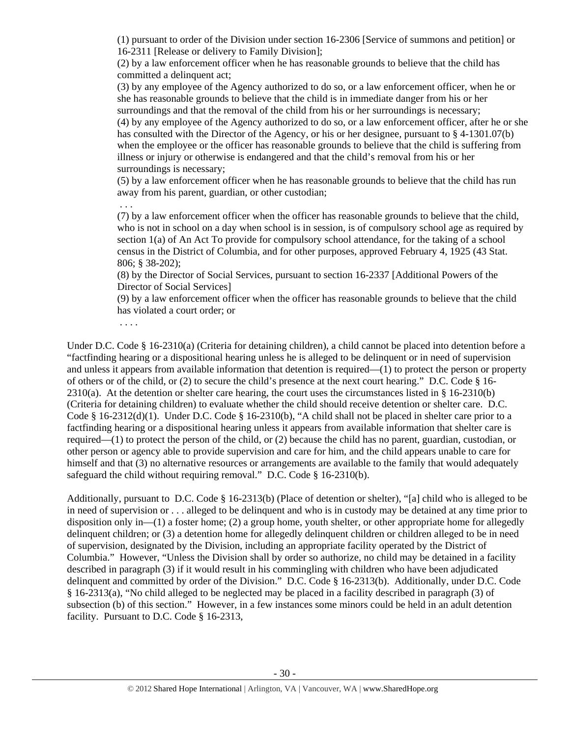(1) pursuant to order of the Division under section 16-2306 [Service of summons and petition] or 16-2311 [Release or delivery to Family Division];

(2) by a law enforcement officer when he has reasonable grounds to believe that the child has committed a delinquent act;

(3) by any employee of the Agency authorized to do so, or a law enforcement officer, when he or she has reasonable grounds to believe that the child is in immediate danger from his or her surroundings and that the removal of the child from his or her surroundings is necessary;

(4) by any employee of the Agency authorized to do so, or a law enforcement officer, after he or she has consulted with the Director of the Agency, or his or her designee, pursuant to § 4-1301.07(b) when the employee or the officer has reasonable grounds to believe that the child is suffering from illness or injury or otherwise is endangered and that the child's removal from his or her surroundings is necessary;

(5) by a law enforcement officer when he has reasonable grounds to believe that the child has run away from his parent, guardian, or other custodian;

. . .

(7) by a law enforcement officer when the officer has reasonable grounds to believe that the child, who is not in school on a day when school is in session, is of compulsory school age as required by section 1(a) of An Act To provide for compulsory school attendance, for the taking of a school census in the District of Columbia, and for other purposes, approved February 4, 1925 (43 Stat. 806; § 38-202);

(8) by the Director of Social Services, pursuant to section 16-2337 [Additional Powers of the Director of Social Services]

(9) by a law enforcement officer when the officer has reasonable grounds to believe that the child has violated a court order; or

. . . .

Under D.C. Code § 16-2310(a) (Criteria for detaining children), a child cannot be placed into detention before a "factfinding hearing or a dispositional hearing unless he is alleged to be delinquent or in need of supervision and unless it appears from available information that detention is required—(1) to protect the person or property of others or of the child, or (2) to secure the child's presence at the next court hearing." D.C. Code § 16-2310(a). At the detention or shelter care hearing, the court uses the circumstances listed in § 16-2310(b) (Criteria for detaining children) to evaluate whether the child should receive detention or shelter care. D.C. Code § 16-2312(d)(1). Under D.C. Code § 16-2310(b), "A child shall not be placed in shelter care prior to a factfinding hearing or a dispositional hearing unless it appears from available information that shelter care is required—(1) to protect the person of the child, or (2) because the child has no parent, guardian, custodian, or other person or agency able to provide supervision and care for him, and the child appears unable to care for himself and that (3) no alternative resources or arrangements are available to the family that would adequately safeguard the child without requiring removal." D.C. Code § 16-2310(b).

Additionally, pursuant to D.C. Code § 16-2313(b) (Place of detention or shelter), "[a] child who is alleged to be in need of supervision or . . . alleged to be delinquent and who is in custody may be detained at any time prior to disposition only in—(1) a foster home; (2) a group home, youth shelter, or other appropriate home for allegedly delinquent children; or (3) a detention home for allegedly delinquent children or children alleged to be in need of supervision, designated by the Division, including an appropriate facility operated by the District of Columbia." However, "Unless the Division shall by order so authorize, no child may be detained in a facility described in paragraph (3) if it would result in his commingling with children who have been adjudicated delinquent and committed by order of the Division." D.C. Code § 16-2313(b). Additionally, under D.C. Code § 16-2313(a), "No child alleged to be neglected may be placed in a facility described in paragraph (3) of subsection (b) of this section." However, in a few instances some minors could be held in an adult detention facility. Pursuant to D.C. Code § 16-2313,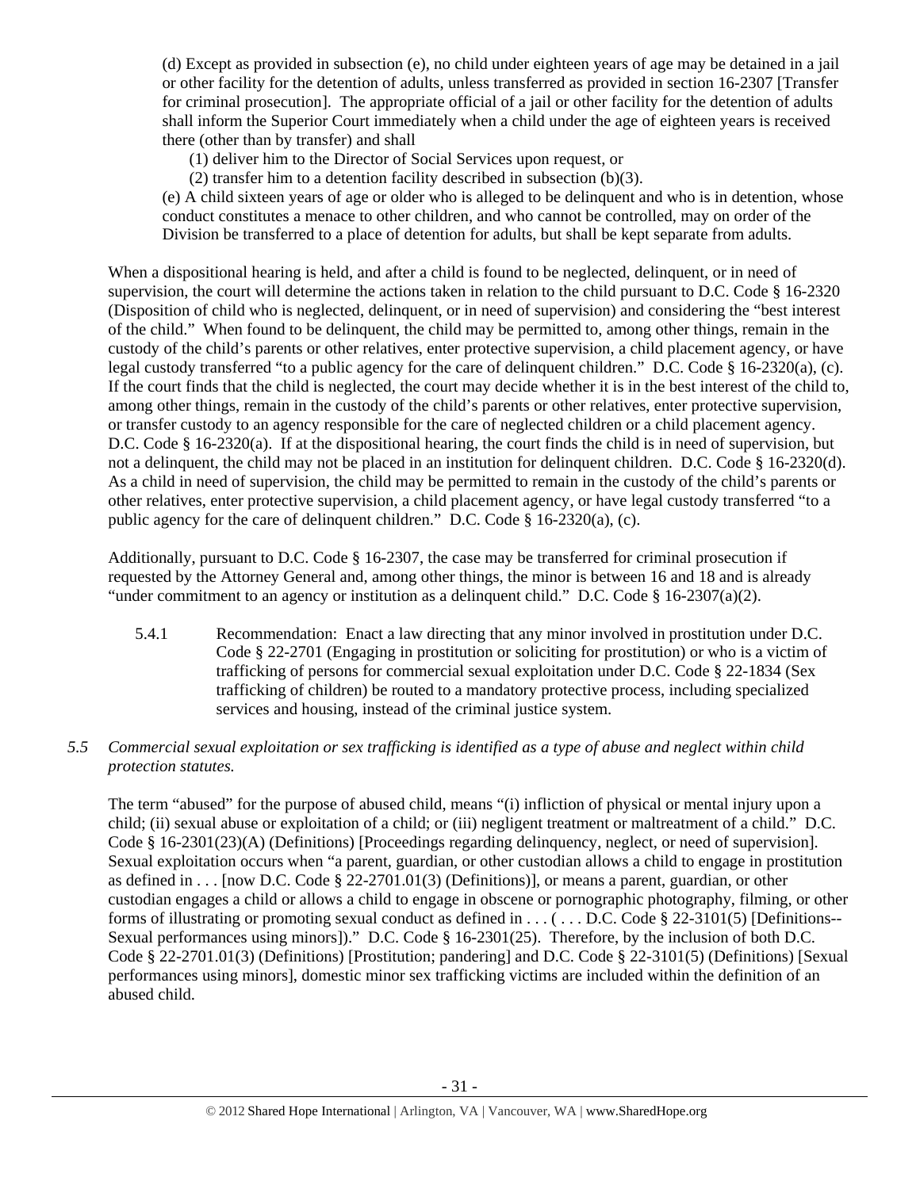(d) Except as provided in subsection (e), no child under eighteen years of age may be detained in a jail or other facility for the detention of adults, unless transferred as provided in section 16-2307 [Transfer for criminal prosecution]. The appropriate official of a jail or other facility for the detention of adults shall inform the Superior Court immediately when a child under the age of eighteen years is received there (other than by transfer) and shall

(1) deliver him to the Director of Social Services upon request, or

(2) transfer him to a detention facility described in subsection (b)(3).

(e) A child sixteen years of age or older who is alleged to be delinquent and who is in detention, whose conduct constitutes a menace to other children, and who cannot be controlled, may on order of the Division be transferred to a place of detention for adults, but shall be kept separate from adults.

When a dispositional hearing is held, and after a child is found to be neglected, delinquent, or in need of supervision, the court will determine the actions taken in relation to the child pursuant to D.C. Code § 16-2320 (Disposition of child who is neglected, delinquent, or in need of supervision) and considering the "best interest of the child." When found to be delinquent, the child may be permitted to, among other things, remain in the custody of the child's parents or other relatives, enter protective supervision, a child placement agency, or have legal custody transferred "to a public agency for the care of delinquent children." D.C. Code § 16-2320(a), (c). If the court finds that the child is neglected, the court may decide whether it is in the best interest of the child to, among other things, remain in the custody of the child's parents or other relatives, enter protective supervision, or transfer custody to an agency responsible for the care of neglected children or a child placement agency. D.C. Code § 16-2320(a). If at the dispositional hearing, the court finds the child is in need of supervision, but not a delinquent, the child may not be placed in an institution for delinquent children. D.C. Code § 16-2320(d). As a child in need of supervision, the child may be permitted to remain in the custody of the child's parents or other relatives, enter protective supervision, a child placement agency, or have legal custody transferred "to a public agency for the care of delinquent children." D.C. Code § 16-2320(a), (c).

Additionally, pursuant to D.C. Code § 16-2307, the case may be transferred for criminal prosecution if requested by the Attorney General and, among other things, the minor is between 16 and 18 and is already "under commitment to an agency or institution as a delinquent child." D.C. Code § 16-2307(a)(2).

5.4.1 Recommendation: Enact a law directing that any minor involved in prostitution under D.C. Code § 22-2701 (Engaging in prostitution or soliciting for prostitution) or who is a victim of trafficking of persons for commercial sexual exploitation under D.C. Code § 22-1834 (Sex trafficking of children) be routed to a mandatory protective process, including specialized services and housing, instead of the criminal justice system.

*5.5 Commercial sexual exploitation or sex trafficking is identified as a type of abuse and neglect within child protection statutes.*

The term "abused" for the purpose of abused child, means "(i) infliction of physical or mental injury upon a child; (ii) sexual abuse or exploitation of a child; or (iii) negligent treatment or maltreatment of a child." D.C. Code § 16-2301(23)(A) (Definitions) [Proceedings regarding delinquency, neglect, or need of supervision]. Sexual exploitation occurs when "a parent, guardian, or other custodian allows a child to engage in prostitution as defined in . . . [now D.C. Code § 22-2701.01(3) (Definitions)], or means a parent, guardian, or other custodian engages a child or allows a child to engage in obscene or pornographic photography, filming, or other forms of illustrating or promoting sexual conduct as defined in . . . ( . . . D.C. Code § 22-3101(5) [Definitions--Sexual performances using minors])." D.C. Code § 16-2301(25). Therefore, by the inclusion of both D.C. Code § 22-2701.01(3) (Definitions) [Prostitution; pandering] and D.C. Code § 22-3101(5) (Definitions) [Sexual performances using minors], domestic minor sex trafficking victims are included within the definition of an abused child.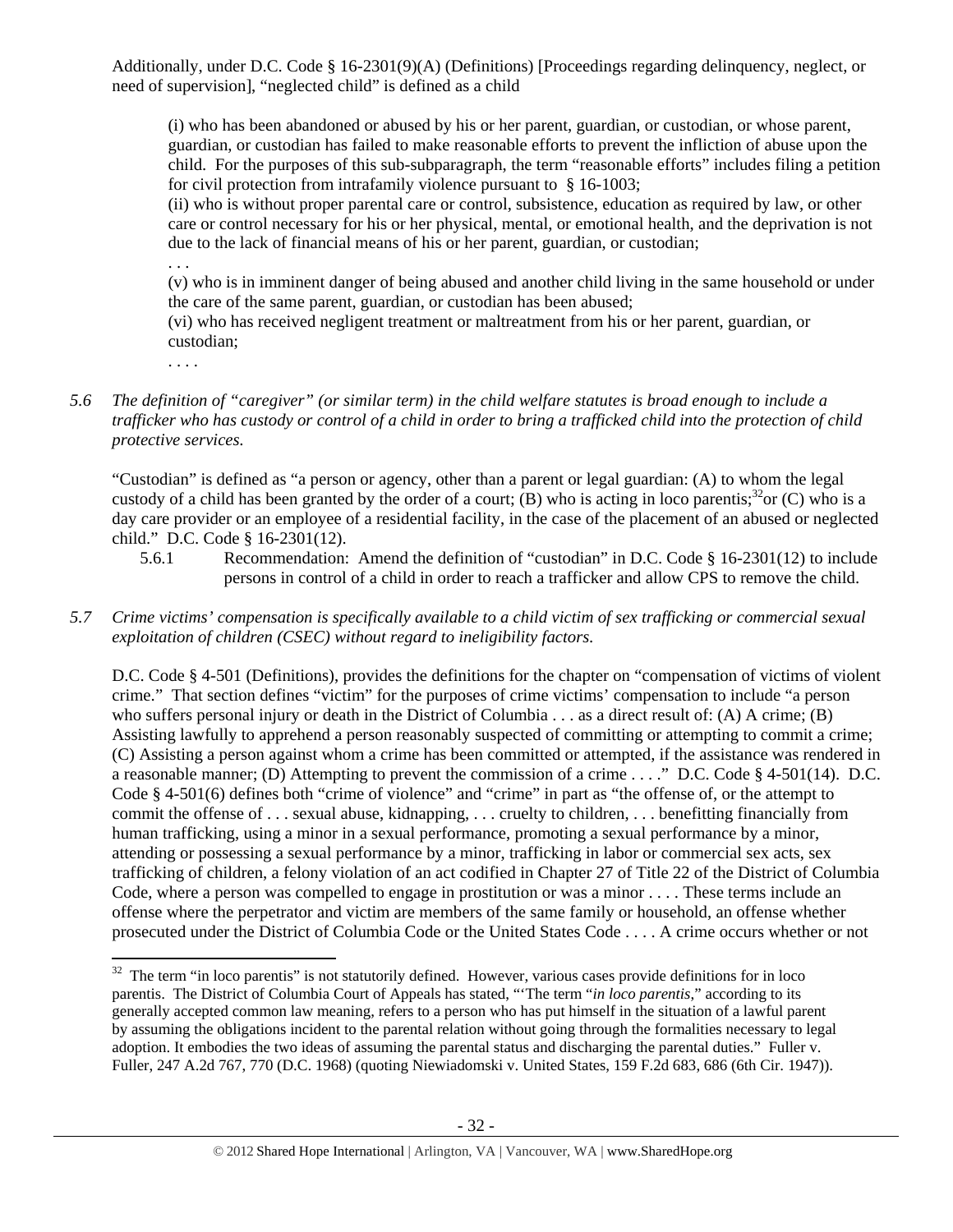Additionally, under D.C. Code § 16-2301(9)(A) (Definitions) [Proceedings regarding delinquency, neglect, or need of supervision], "neglected child" is defined as a child

> (i) who has been abandoned or abused by his or her parent, guardian, or custodian, or whose parent, guardian, or custodian has failed to make reasonable efforts to prevent the infliction of abuse upon the child. For the purposes of this sub-subparagraph, the term "reasonable efforts" includes filing a petition for civil protection from intrafamily violence pursuant to § 16-1003;
> (ii) who is without proper parental care or control, subsistence, education as required by law, or other care or control necessary for his or her physical, mental, or emotional health, and the deprivation is not due to the lack of financial means of his or her parent, guardian, or custodian;
> . . .
> (v) who is in imminent danger of being abused and another child living in the same household or under the care of the same parent, guardian, or custodian has been abused;
> (vi) who has received negligent treatment or maltreatment from his or her parent, guardian, or custodian;
> . . . .

*5.6 The definition of "caregiver" (or similar term) in the child welfare statutes is broad enough to include a trafficker who has custody or control of a child in order to bring a trafficked child into the protection of child protective services.*

"Custodian" is defined as "a person or agency, other than a parent or legal guardian: (A) to whom the legal custody of a child has been granted by the order of a court; (B) who is acting in loco parentis;[32] or (C) who is a day care provider or an employee of a residential facility, in the case of the placement of an abused or neglected child." D.C. Code § 16-2301(12).

5.6.1 Recommendation: Amend the definition of "custodian" in D.C. Code § 16-2301(12) to include persons in control of a child in order to reach a trafficker and allow CPS to remove the child.

*5.7 Crime victims' compensation is specifically available to a child victim of sex trafficking or commercial sexual exploitation of children (CSEC) without regard to ineligibility factors.*

D.C. Code § 4-501 (Definitions), provides the definitions for the chapter on "compensation of victims of violent crime." That section defines "victim" for the purposes of crime victims' compensation to include "a person who suffers personal injury or death in the District of Columbia . . . as a direct result of: (A) A crime; (B) Assisting lawfully to apprehend a person reasonably suspected of committing or attempting to commit a crime; (C) Assisting a person against whom a crime has been committed or attempted, if the assistance was rendered in a reasonable manner; (D) Attempting to prevent the commission of a crime . . . ." D.C. Code § 4-501(14). D.C. Code § 4-501(6) defines both "crime of violence" and "crime" in part as "the offense of, or the attempt to commit the offense of . . . sexual abuse, kidnapping, . . . cruelty to children, . . . benefitting financially from human trafficking, using a minor in a sexual performance, promoting a sexual performance by a minor, attending or possessing a sexual performance by a minor, trafficking in labor or commercial sex acts, sex trafficking of children, a felony violation of an act codified in Chapter 27 of Title 22 of the District of Columbia Code, where a person was compelled to engage in prostitution or was a minor . . . . These terms include an offense where the perpetrator and victim are members of the same family or household, an offense whether prosecuted under the District of Columbia Code or the United States Code . . . . A crime occurs whether or not

[32] The term "in loco parentis" is not statutorily defined. However, various cases provide definitions for in loco parentis. The District of Columbia Court of Appeals has stated, "'The term "*in loco parentis*," according to its generally accepted common law meaning, refers to a person who has put himself in the situation of a lawful parent by assuming the obligations incident to the parental relation without going through the formalities necessary to legal adoption. It embodies the two ideas of assuming the parental status and discharging the parental duties." Fuller v. Fuller, 247 A.2d 767, 770 (D.C. 1968) (quoting Niewiadomski v. United States, 159 F.2d 683, 686 (6th Cir. 1947)).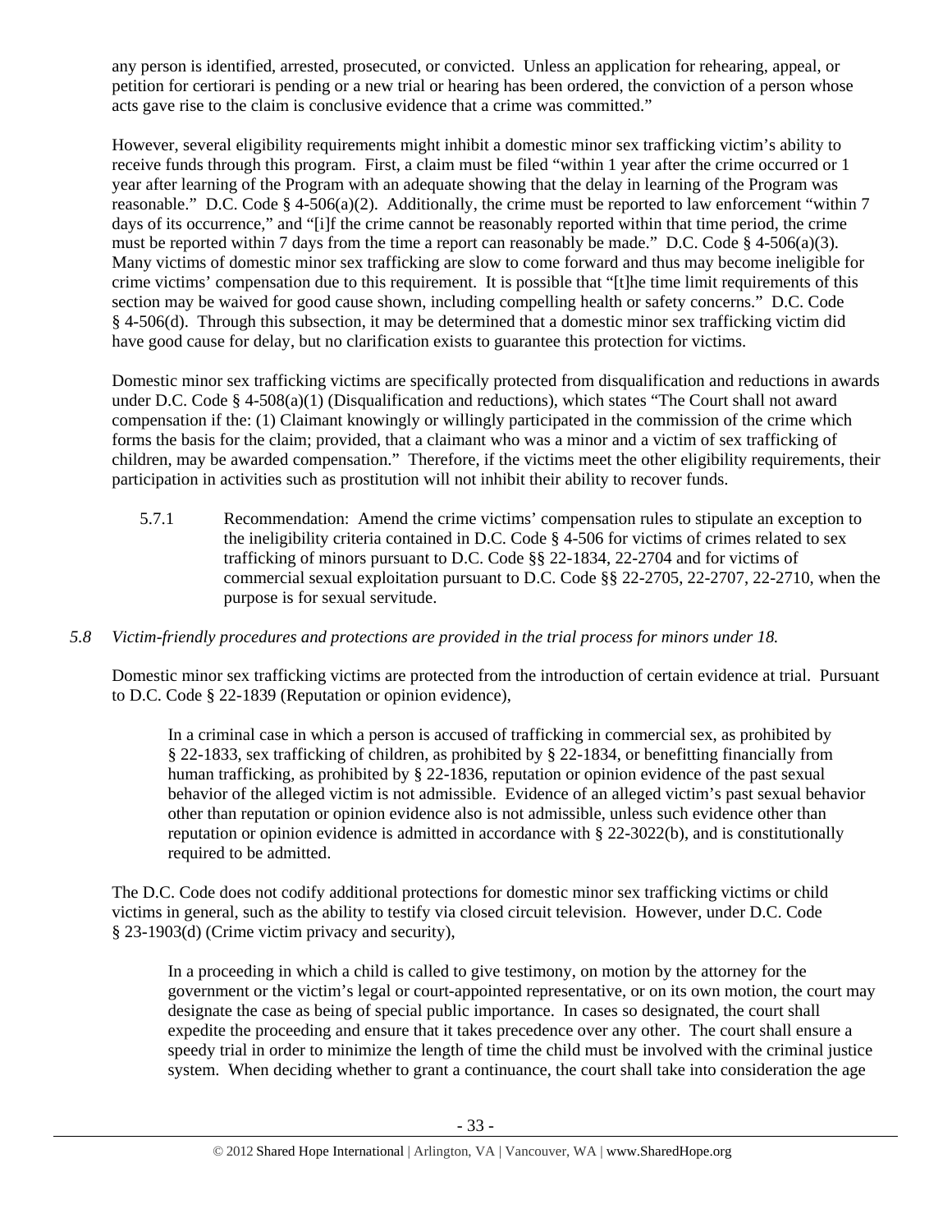any person is identified, arrested, prosecuted, or convicted. Unless an application for rehearing, appeal, or petition for certiorari is pending or a new trial or hearing has been ordered, the conviction of a person whose acts gave rise to the claim is conclusive evidence that a crime was committed."

However, several eligibility requirements might inhibit a domestic minor sex trafficking victim's ability to receive funds through this program. First, a claim must be filed "within 1 year after the crime occurred or 1 year after learning of the Program with an adequate showing that the delay in learning of the Program was reasonable." D.C. Code § 4-506(a)(2). Additionally, the crime must be reported to law enforcement "within 7 days of its occurrence," and "[i]f the crime cannot be reasonably reported within that time period, the crime must be reported within 7 days from the time a report can reasonably be made." D.C. Code § 4-506(a)(3). Many victims of domestic minor sex trafficking are slow to come forward and thus may become ineligible for crime victims' compensation due to this requirement. It is possible that "[t]he time limit requirements of this section may be waived for good cause shown, including compelling health or safety concerns." D.C. Code § 4-506(d). Through this subsection, it may be determined that a domestic minor sex trafficking victim did have good cause for delay, but no clarification exists to guarantee this protection for victims.

Domestic minor sex trafficking victims are specifically protected from disqualification and reductions in awards under D.C. Code § 4-508(a)(1) (Disqualification and reductions), which states "The Court shall not award compensation if the: (1) Claimant knowingly or willingly participated in the commission of the crime which forms the basis for the claim; provided, that a claimant who was a minor and a victim of sex trafficking of children, may be awarded compensation." Therefore, if the victims meet the other eligibility requirements, their participation in activities such as prostitution will not inhibit their ability to recover funds.

5.7.1 Recommendation: Amend the crime victims' compensation rules to stipulate an exception to the ineligibility criteria contained in D.C. Code § 4-506 for victims of crimes related to sex trafficking of minors pursuant to D.C. Code §§ 22-1834, 22-2704 and for victims of commercial sexual exploitation pursuant to D.C. Code §§ 22-2705, 22-2707, 22-2710, when the purpose is for sexual servitude.

*5.8 Victim-friendly procedures and protections are provided in the trial process for minors under 18.*

Domestic minor sex trafficking victims are protected from the introduction of certain evidence at trial. Pursuant to D.C. Code § 22-1839 (Reputation or opinion evidence),

> In a criminal case in which a person is accused of trafficking in commercial sex, as prohibited by § 22-1833, sex trafficking of children, as prohibited by § 22-1834, or benefitting financially from human trafficking, as prohibited by § 22-1836, reputation or opinion evidence of the past sexual behavior of the alleged victim is not admissible. Evidence of an alleged victim's past sexual behavior other than reputation or opinion evidence also is not admissible, unless such evidence other than reputation or opinion evidence is admitted in accordance with § 22-3022(b), and is constitutionally required to be admitted.

The D.C. Code does not codify additional protections for domestic minor sex trafficking victims or child victims in general, such as the ability to testify via closed circuit television. However, under D.C. Code § 23-1903(d) (Crime victim privacy and security),

> In a proceeding in which a child is called to give testimony, on motion by the attorney for the government or the victim's legal or court-appointed representative, or on its own motion, the court may designate the case as being of special public importance. In cases so designated, the court shall expedite the proceeding and ensure that it takes precedence over any other. The court shall ensure a speedy trial in order to minimize the length of time the child must be involved with the criminal justice system. When deciding whether to grant a continuance, the court shall take into consideration the age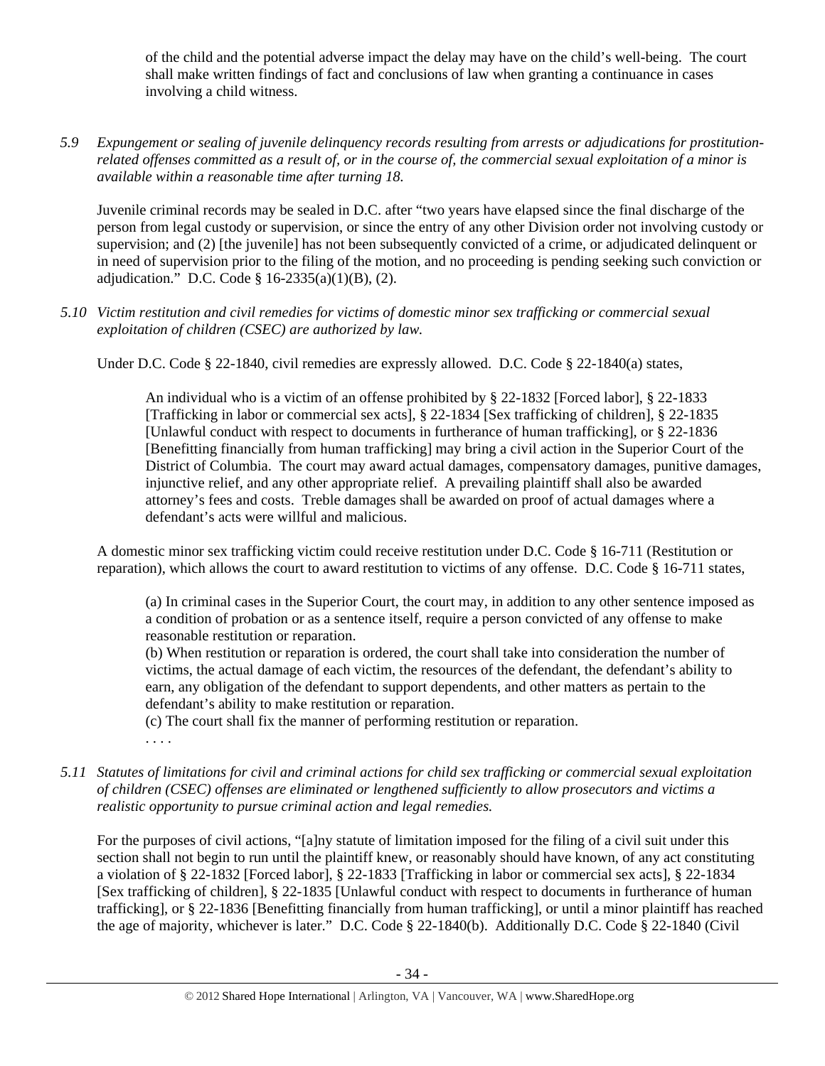of the child and the potential adverse impact the delay may have on the child's well-being. The court shall make written findings of fact and conclusions of law when granting a continuance in cases involving a child witness.

*5.9 Expungement or sealing of juvenile delinquency records resulting from arrests or adjudications for prostitution-related offenses committed as a result of, or in the course of, the commercial sexual exploitation of a minor is available within a reasonable time after turning 18.*

Juvenile criminal records may be sealed in D.C. after "two years have elapsed since the final discharge of the person from legal custody or supervision, or since the entry of any other Division order not involving custody or supervision; and (2) [the juvenile] has not been subsequently convicted of a crime, or adjudicated delinquent or in need of supervision prior to the filing of the motion, and no proceeding is pending seeking such conviction or adjudication." D.C. Code § 16-2335(a)(1)(B), (2).

*5.10 Victim restitution and civil remedies for victims of domestic minor sex trafficking or commercial sexual exploitation of children (CSEC) are authorized by law.*

Under D.C. Code § 22-1840, civil remedies are expressly allowed. D.C. Code § 22-1840(a) states,

> An individual who is a victim of an offense prohibited by § 22-1832 [Forced labor], § 22-1833 [Trafficking in labor or commercial sex acts], § 22-1834 [Sex trafficking of children], § 22-1835 [Unlawful conduct with respect to documents in furtherance of human trafficking], or § 22-1836 [Benefitting financially from human trafficking] may bring a civil action in the Superior Court of the District of Columbia. The court may award actual damages, compensatory damages, punitive damages, injunctive relief, and any other appropriate relief. A prevailing plaintiff shall also be awarded attorney's fees and costs. Treble damages shall be awarded on proof of actual damages where a defendant's acts were willful and malicious.

A domestic minor sex trafficking victim could receive restitution under D.C. Code § 16-711 (Restitution or reparation), which allows the court to award restitution to victims of any offense. D.C. Code § 16-711 states,

> (a) In criminal cases in the Superior Court, the court may, in addition to any other sentence imposed as a condition of probation or as a sentence itself, require a person convicted of any offense to make reasonable restitution or reparation.
> (b) When restitution or reparation is ordered, the court shall take into consideration the number of victims, the actual damage of each victim, the resources of the defendant, the defendant's ability to earn, any obligation of the defendant to support dependents, and other matters as pertain to the defendant's ability to make restitution or reparation.
> (c) The court shall fix the manner of performing restitution or reparation.
> . . . .

*5.11 Statutes of limitations for civil and criminal actions for child sex trafficking or commercial sexual exploitation of children (CSEC) offenses are eliminated or lengthened sufficiently to allow prosecutors and victims a realistic opportunity to pursue criminal action and legal remedies.*

For the purposes of civil actions, "[a]ny statute of limitation imposed for the filing of a civil suit under this section shall not begin to run until the plaintiff knew, or reasonably should have known, of any act constituting a violation of § 22-1832 [Forced labor], § 22-1833 [Trafficking in labor or commercial sex acts], § 22-1834 [Sex trafficking of children], § 22-1835 [Unlawful conduct with respect to documents in furtherance of human trafficking], or § 22-1836 [Benefitting financially from human trafficking], or until a minor plaintiff has reached the age of majority, whichever is later." D.C. Code § 22-1840(b). Additionally D.C. Code § 22-1840 (Civil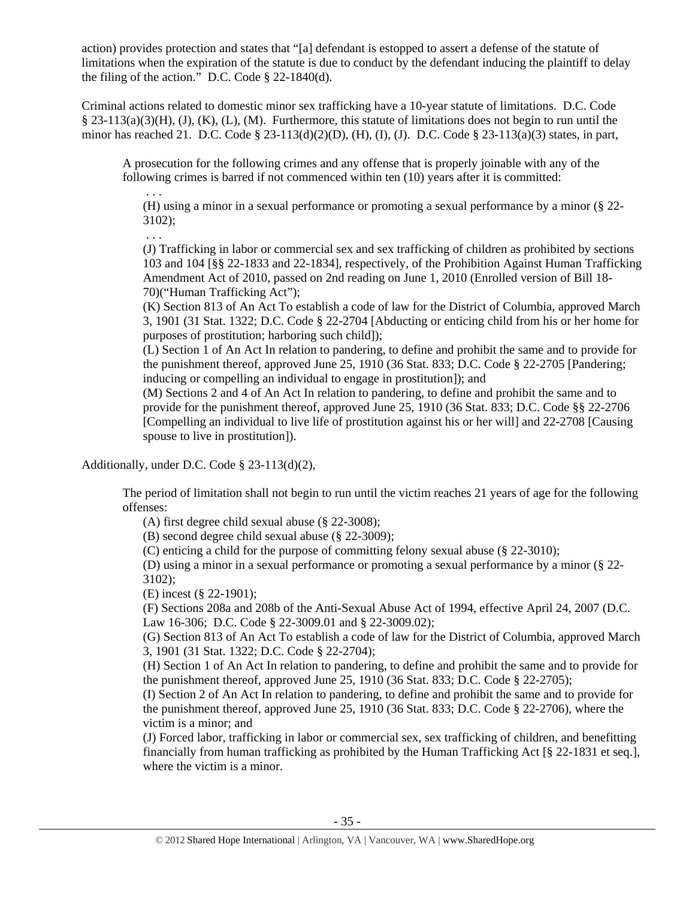action) provides protection and states that "[a] defendant is estopped to assert a defense of the statute of limitations when the expiration of the statute is due to conduct by the defendant inducing the plaintiff to delay the filing of the action." D.C. Code § 22-1840(d).

Criminal actions related to domestic minor sex trafficking have a 10-year statute of limitations. D.C. Code § 23-113(a)(3)(H), (J), (K), (L), (M). Furthermore, this statute of limitations does not begin to run until the minor has reached 21. D.C. Code § 23-113(d)(2)(D), (H), (I), (J). D.C. Code § 23-113(a)(3) states, in part,

> A prosecution for the following crimes and any offense that is properly joinable with any of the following crimes is barred if not commenced within ten (10) years after it is committed:
>
> . . .
>
> (H) using a minor in a sexual performance or promoting a sexual performance by a minor (§ 22-3102);
>
> . . .
>
> (J) Trafficking in labor or commercial sex and sex trafficking of children as prohibited by sections 103 and 104 [§§ 22-1833 and 22-1834], respectively, of the Prohibition Against Human Trafficking Amendment Act of 2010, passed on 2nd reading on June 1, 2010 (Enrolled version of Bill 18-70)("Human Trafficking Act");
>
> (K) Section 813 of An Act To establish a code of law for the District of Columbia, approved March 3, 1901 (31 Stat. 1322; D.C. Code § 22-2704 [Abducting or enticing child from his or her home for purposes of prostitution; harboring such child]);
>
> (L) Section 1 of An Act In relation to pandering, to define and prohibit the same and to provide for the punishment thereof, approved June 25, 1910 (36 Stat. 833; D.C. Code § 22-2705 [Pandering; inducing or compelling an individual to engage in prostitution]); and
>
> (M) Sections 2 and 4 of An Act In relation to pandering, to define and prohibit the same and to provide for the punishment thereof, approved June 25, 1910 (36 Stat. 833; D.C. Code §§ 22-2706 [Compelling an individual to live life of prostitution against his or her will] and 22-2708 [Causing spouse to live in prostitution]).

Additionally, under D.C. Code § 23-113(d)(2),

> The period of limitation shall not begin to run until the victim reaches 21 years of age for the following offenses:
>
> (A) first degree child sexual abuse (§ 22-3008);
>
> (B) second degree child sexual abuse (§ 22-3009);
>
> (C) enticing a child for the purpose of committing felony sexual abuse (§ 22-3010);
>
> (D) using a minor in a sexual performance or promoting a sexual performance by a minor (§ 22-3102);
>
> (E) incest (§ 22-1901);
>
> (F) Sections 208a and 208b of the Anti-Sexual Abuse Act of 1994, effective April 24, 2007 (D.C. Law 16-306; D.C. Code § 22-3009.01 and § 22-3009.02);
>
> (G) Section 813 of An Act To establish a code of law for the District of Columbia, approved March 3, 1901 (31 Stat. 1322; D.C. Code § 22-2704);
>
> (H) Section 1 of An Act In relation to pandering, to define and prohibit the same and to provide for the punishment thereof, approved June 25, 1910 (36 Stat. 833; D.C. Code § 22-2705);
>
> (I) Section 2 of An Act In relation to pandering, to define and prohibit the same and to provide for the punishment thereof, approved June 25, 1910 (36 Stat. 833; D.C. Code § 22-2706), where the victim is a minor; and
>
> (J) Forced labor, trafficking in labor or commercial sex, sex trafficking of children, and benefitting financially from human trafficking as prohibited by the Human Trafficking Act [§ 22-1831 et seq.], where the victim is a minor.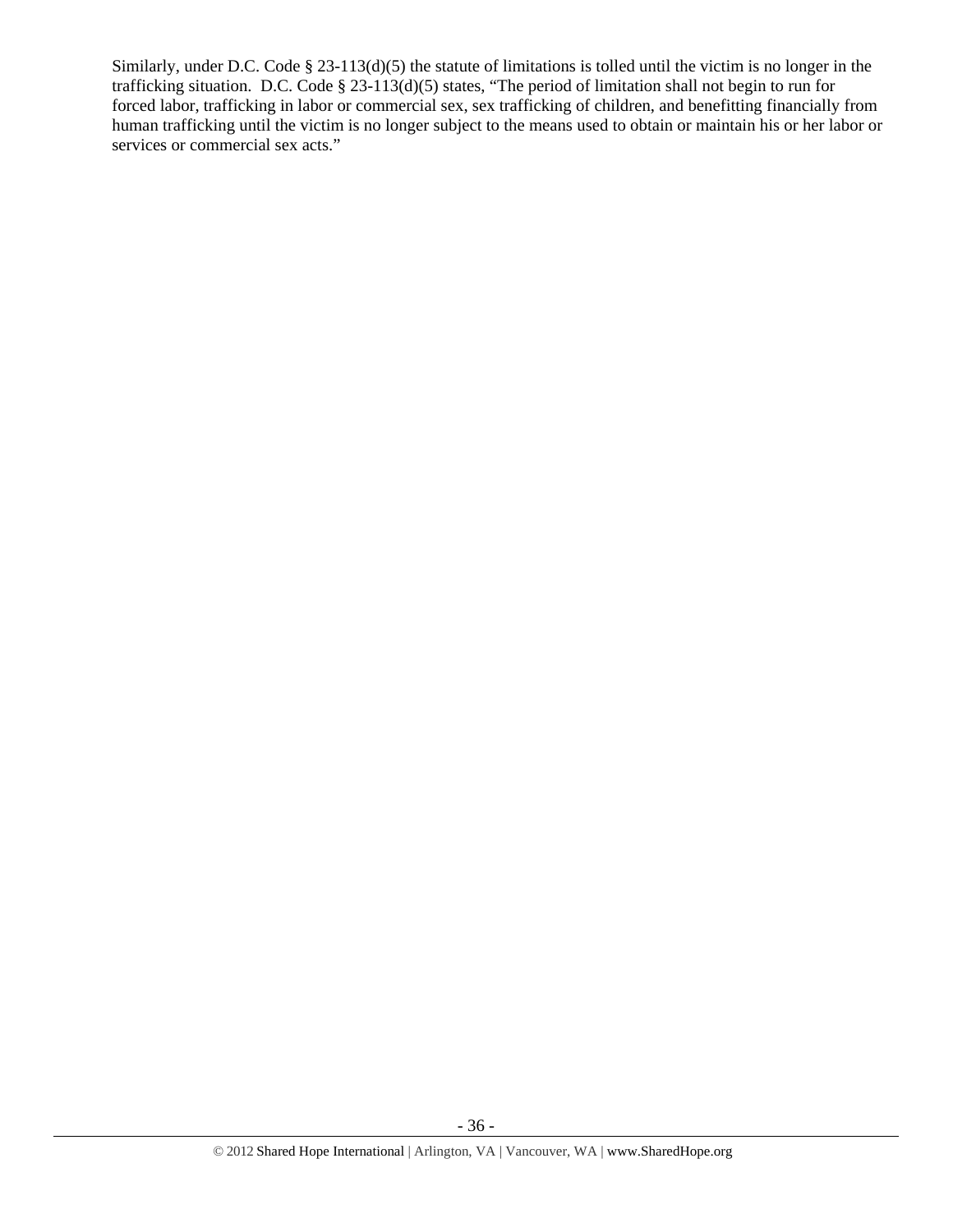Similarly, under D.C. Code § 23-113(d)(5) the statute of limitations is tolled until the victim is no longer in the trafficking situation. D.C. Code § 23-113(d)(5) states, "The period of limitation shall not begin to run for forced labor, trafficking in labor or commercial sex, sex trafficking of children, and benefitting financially from human trafficking until the victim is no longer subject to the means used to obtain or maintain his or her labor or services or commercial sex acts."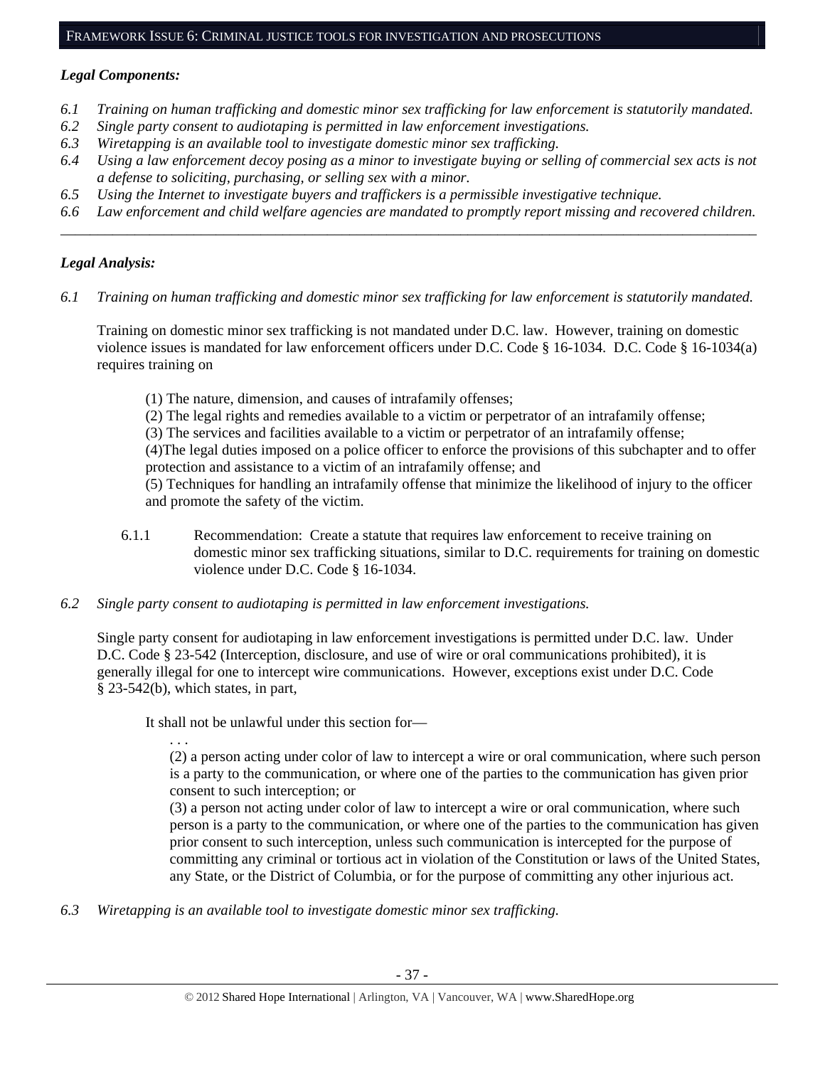## FRAMEWORK ISSUE 6: CRIMINAL JUSTICE TOOLS FOR INVESTIGATION AND PROSECUTIONS

***Legal Components:***

*6.1 Training on human trafficking and domestic minor sex trafficking for law enforcement is statutorily mandated.*
*6.2 Single party consent to audiotaping is permitted in law enforcement investigations.*
*6.3 Wiretapping is an available tool to investigate domestic minor sex trafficking.*
*6.4 Using a law enforcement decoy posing as a minor to investigate buying or selling of commercial sex acts is not a defense to soliciting, purchasing, or selling sex with a minor.*
*6.5 Using the Internet to investigate buyers and traffickers is a permissible investigative technique.*
*6.6 Law enforcement and child welfare agencies are mandated to promptly report missing and recovered children.*

---

***Legal Analysis:***

*6.1 Training on human trafficking and domestic minor sex trafficking for law enforcement is statutorily mandated.*

Training on domestic minor sex trafficking is not mandated under D.C. law. However, training on domestic violence issues is mandated for law enforcement officers under D.C. Code § 16-1034. D.C. Code § 16-1034(a) requires training on

> (1) The nature, dimension, and causes of intrafamily offenses;
> (2) The legal rights and remedies available to a victim or perpetrator of an intrafamily offense;
> (3) The services and facilities available to a victim or perpetrator of an intrafamily offense;
> (4)The legal duties imposed on a police officer to enforce the provisions of this subchapter and to offer protection and assistance to a victim of an intrafamily offense; and
> (5) Techniques for handling an intrafamily offense that minimize the likelihood of injury to the officer and promote the safety of the victim.

6.1.1 Recommendation: Create a statute that requires law enforcement to receive training on domestic minor sex trafficking situations, similar to D.C. requirements for training on domestic violence under D.C. Code § 16-1034.

*6.2 Single party consent to audiotaping is permitted in law enforcement investigations.*

Single party consent for audiotaping in law enforcement investigations is permitted under D.C. law. Under D.C. Code § 23-542 (Interception, disclosure, and use of wire or oral communications prohibited), it is generally illegal for one to intercept wire communications. However, exceptions exist under D.C. Code § 23-542(b), which states, in part,

> It shall not be unlawful under this section for—
>
> . . .
>
> (2) a person acting under color of law to intercept a wire or oral communication, where such person is a party to the communication, or where one of the parties to the communication has given prior consent to such interception; or
>
> (3) a person not acting under color of law to intercept a wire or oral communication, where such person is a party to the communication, or where one of the parties to the communication has given prior consent to such interception, unless such communication is intercepted for the purpose of committing any criminal or tortious act in violation of the Constitution or laws of the United States, any State, or the District of Columbia, or for the purpose of committing any other injurious act.

*6.3 Wiretapping is an available tool to investigate domestic minor sex trafficking.*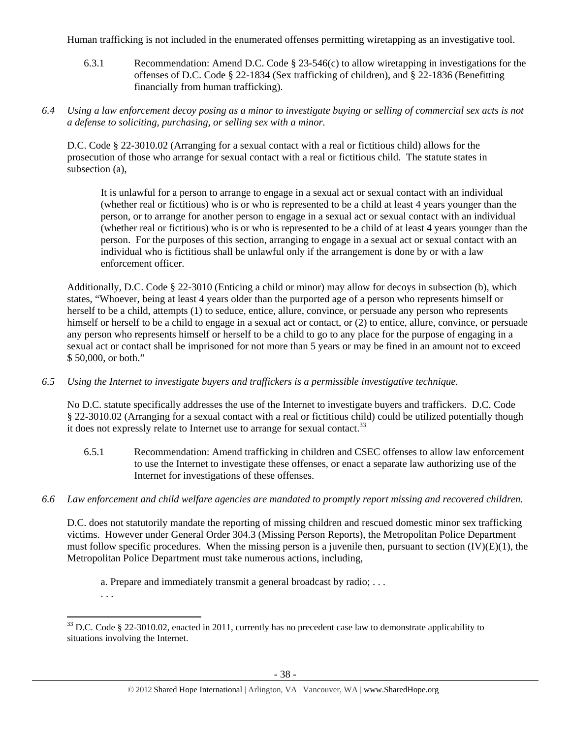Human trafficking is not included in the enumerated offenses permitting wiretapping as an investigative tool.

6.3.1 Recommendation: Amend D.C. Code § 23-546(c) to allow wiretapping in investigations for the offenses of D.C. Code § 22-1834 (Sex trafficking of children), and § 22-1836 (Benefitting financially from human trafficking).

*6.4 Using a law enforcement decoy posing as a minor to investigate buying or selling of commercial sex acts is not a defense to soliciting, purchasing, or selling sex with a minor.*

D.C. Code § 22-3010.02 (Arranging for a sexual contact with a real or fictitious child) allows for the prosecution of those who arrange for sexual contact with a real or fictitious child. The statute states in subsection (a),

> It is unlawful for a person to arrange to engage in a sexual act or sexual contact with an individual (whether real or fictitious) who is or who is represented to be a child at least 4 years younger than the person, or to arrange for another person to engage in a sexual act or sexual contact with an individual (whether real or fictitious) who is or who is represented to be a child of at least 4 years younger than the person. For the purposes of this section, arranging to engage in a sexual act or sexual contact with an individual who is fictitious shall be unlawful only if the arrangement is done by or with a law enforcement officer.

Additionally, D.C. Code § 22-3010 (Enticing a child or minor) may allow for decoys in subsection (b), which states, "Whoever, being at least 4 years older than the purported age of a person who represents himself or herself to be a child, attempts (1) to seduce, entice, allure, convince, or persuade any person who represents himself or herself to be a child to engage in a sexual act or contact, or (2) to entice, allure, convince, or persuade any person who represents himself or herself to be a child to go to any place for the purpose of engaging in a sexual act or contact shall be imprisoned for not more than 5 years or may be fined in an amount not to exceed $ 50,000, or both."

*6.5 Using the Internet to investigate buyers and traffickers is a permissible investigative technique.*

No D.C. statute specifically addresses the use of the Internet to investigate buyers and traffickers. D.C. Code § 22-3010.02 (Arranging for a sexual contact with a real or fictitious child) could be utilized potentially though it does not expressly relate to Internet use to arrange for sexual contact.[33]

6.5.1 Recommendation: Amend trafficking in children and CSEC offenses to allow law enforcement to use the Internet to investigate these offenses, or enact a separate law authorizing use of the Internet for investigations of these offenses.

*6.6 Law enforcement and child welfare agencies are mandated to promptly report missing and recovered children.*

D.C. does not statutorily mandate the reporting of missing children and rescued domestic minor sex trafficking victims. However under General Order 304.3 (Missing Person Reports), the Metropolitan Police Department must follow specific procedures. When the missing person is a juvenile then, pursuant to section (IV)(E)(1), the Metropolitan Police Department must take numerous actions, including,

> a. Prepare and immediately transmit a general broadcast by radio; . . .
>
> . . .

---

[33] D.C. Code § 22-3010.02, enacted in 2011, currently has no precedent case law to demonstrate applicability to situations involving the Internet.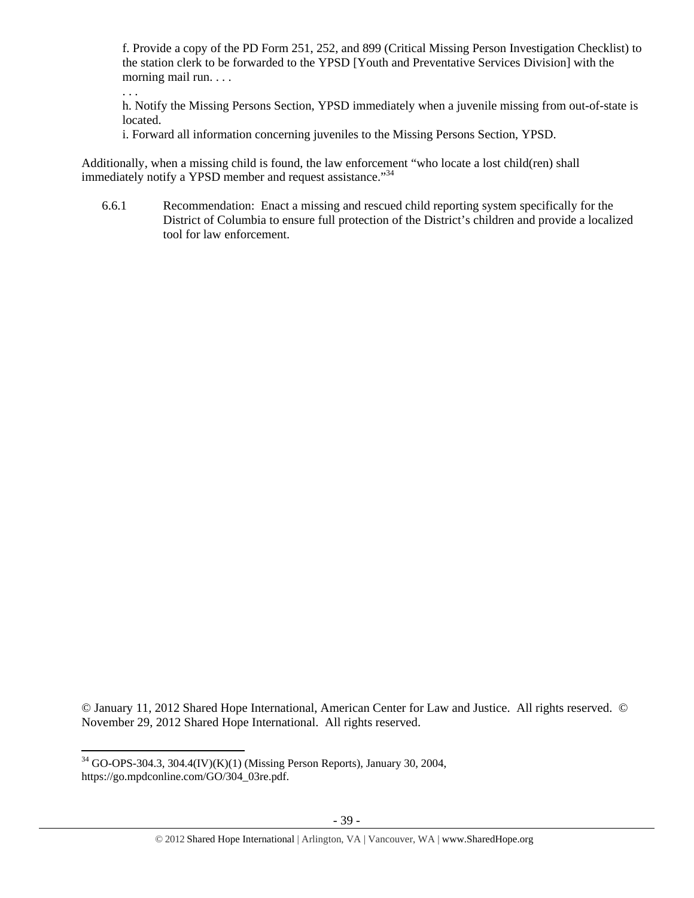f. Provide a copy of the PD Form 251, 252, and 899 (Critical Missing Person Investigation Checklist) to the station clerk to be forwarded to the YPSD [Youth and Preventative Services Division] with the morning mail run. . . .

. . .

h. Notify the Missing Persons Section, YPSD immediately when a juvenile missing from out-of-state is located.

i. Forward all information concerning juveniles to the Missing Persons Section, YPSD.

Additionally, when a missing child is found, the law enforcement "who locate a lost child(ren) shall immediately notify a YPSD member and request assistance."[34]

6.6.1 Recommendation: Enact a missing and rescued child reporting system specifically for the District of Columbia to ensure full protection of the District's children and provide a localized tool for law enforcement.

© January 11, 2012 Shared Hope International, American Center for Law and Justice. All rights reserved. © November 29, 2012 Shared Hope International. All rights reserved.

[34] GO-OPS-304.3, 304.4(IV)(K)(1) (Missing Person Reports), January 30, 2004, https://go.mpdconline.com/GO/304_03re.pdf.